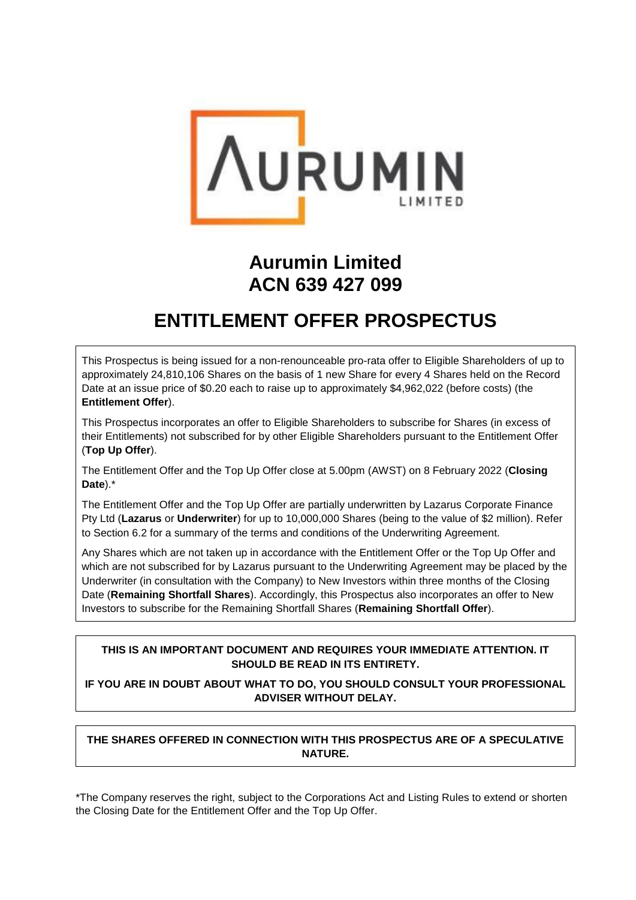# Aurumin Limited
# ACN 639 427 099

# ENTITLEMENT OFFER PROSPECTUS

This Prospectus is being issued for a non-renounceable pro-rata offer to Eligible Shareholders of up to approximately 24,810,106 Shares on the basis of 1 new Share for every 4 Shares held on the Record Date at an issue price of $0.20 each to raise up to approximately $4,962,022 (before costs) (the **Entitlement Offer**).

This Prospectus incorporates an offer to Eligible Shareholders to subscribe for Shares (in excess of their Entitlements) not subscribed for by other Eligible Shareholders pursuant to the Entitlement Offer (**Top Up Offer**).

The Entitlement Offer and the Top Up Offer close at 5.00pm (AWST) on 8 February 2022 (**Closing Date**).*

The Entitlement Offer and the Top Up Offer are partially underwritten by Lazarus Corporate Finance Pty Ltd (**Lazarus** or **Underwriter**) for up to 10,000,000 Shares (being to the value of $2 million). Refer to Section 6.2 for a summary of the terms and conditions of the Underwriting Agreement.

Any Shares which are not taken up in accordance with the Entitlement Offer or the Top Up Offer and which are not subscribed for by Lazarus pursuant to the Underwriting Agreement may be placed by the Underwriter (in consultation with the Company) to New Investors within three months of the Closing Date (**Remaining Shortfall Shares**). Accordingly, this Prospectus also incorporates an offer to New Investors to subscribe for the Remaining Shortfall Shares (**Remaining Shortfall Offer**).

**THIS IS AN IMPORTANT DOCUMENT AND REQUIRES YOUR IMMEDIATE ATTENTION. IT SHOULD BE READ IN ITS ENTIRETY.**

**IF YOU ARE IN DOUBT ABOUT WHAT TO DO, YOU SHOULD CONSULT YOUR PROFESSIONAL ADVISER WITHOUT DELAY.**

**THE SHARES OFFERED IN CONNECTION WITH THIS PROSPECTUS ARE OF A SPECULATIVE NATURE.**

*The Company reserves the right, subject to the Corporations Act and Listing Rules to extend or shorten the Closing Date for the Entitlement Offer and the Top Up Offer.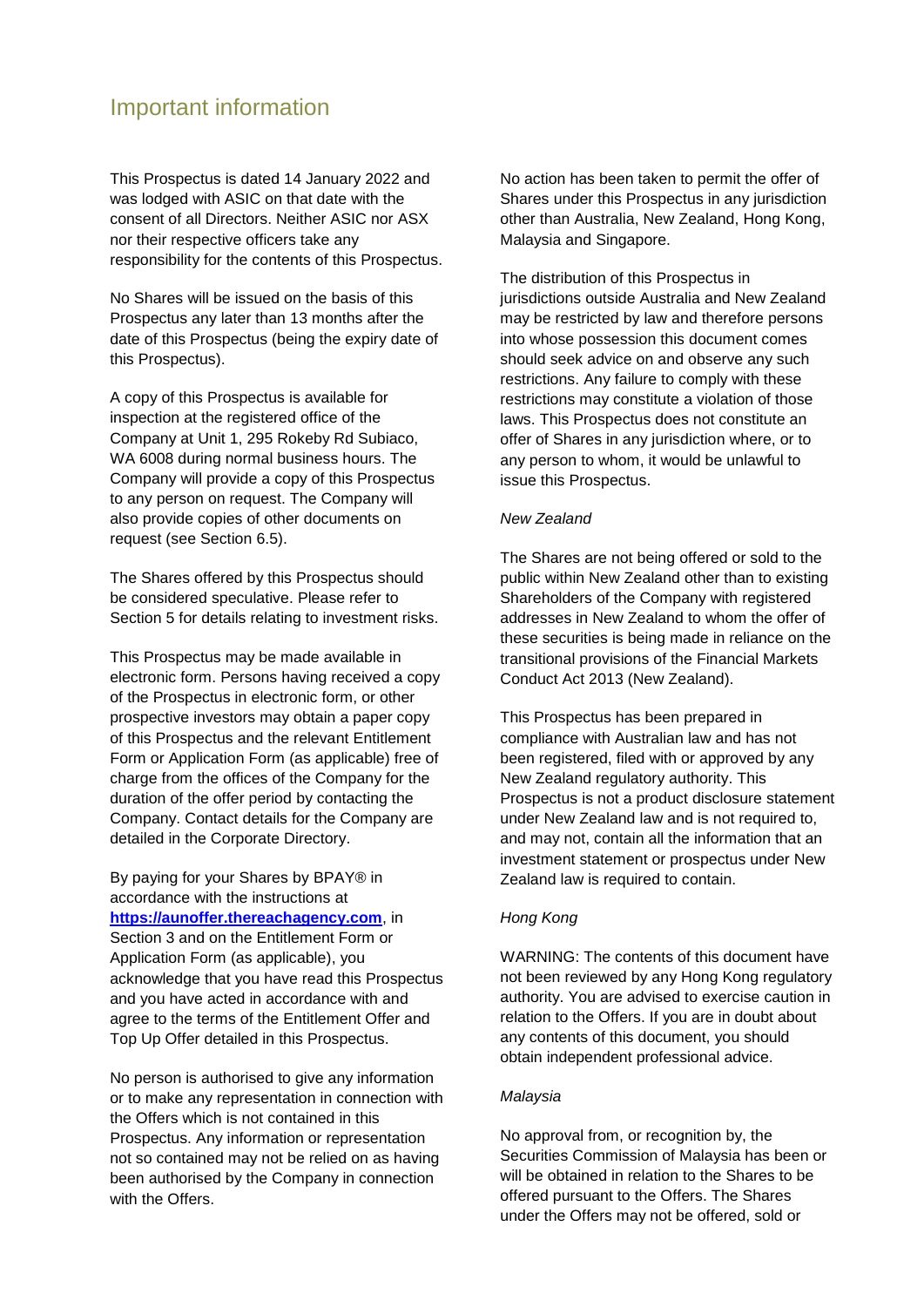# Important information

This Prospectus is dated 14 January 2022 and was lodged with ASIC on that date with the consent of all Directors. Neither ASIC nor ASX nor their respective officers take any responsibility for the contents of this Prospectus.

No Shares will be issued on the basis of this Prospectus any later than 13 months after the date of this Prospectus (being the expiry date of this Prospectus).

A copy of this Prospectus is available for inspection at the registered office of the Company at Unit 1, 295 Rokeby Rd Subiaco, WA 6008 during normal business hours. The Company will provide a copy of this Prospectus to any person on request. The Company will also provide copies of other documents on request (see Section 6.5).

The Shares offered by this Prospectus should be considered speculative. Please refer to Section 5 for details relating to investment risks.

This Prospectus may be made available in electronic form. Persons having received a copy of the Prospectus in electronic form, or other prospective investors may obtain a paper copy of this Prospectus and the relevant Entitlement Form or Application Form (as applicable) free of charge from the offices of the Company for the duration of the offer period by contacting the Company. Contact details for the Company are detailed in the Corporate Directory.

By paying for your Shares by BPAY® in accordance with the instructions at **https://aunoffer.thereachagency.com**, in Section 3 and on the Entitlement Form or Application Form (as applicable), you acknowledge that you have read this Prospectus and you have acted in accordance with and agree to the terms of the Entitlement Offer and Top Up Offer detailed in this Prospectus.

No person is authorised to give any information or to make any representation in connection with the Offers which is not contained in this Prospectus. Any information or representation not so contained may not be relied on as having been authorised by the Company in connection with the Offers.

No action has been taken to permit the offer of Shares under this Prospectus in any jurisdiction other than Australia, New Zealand, Hong Kong, Malaysia and Singapore.

The distribution of this Prospectus in jurisdictions outside Australia and New Zealand may be restricted by law and therefore persons into whose possession this document comes should seek advice on and observe any such restrictions. Any failure to comply with these restrictions may constitute a violation of those laws. This Prospectus does not constitute an offer of Shares in any jurisdiction where, or to any person to whom, it would be unlawful to issue this Prospectus.

*New Zealand*

The Shares are not being offered or sold to the public within New Zealand other than to existing Shareholders of the Company with registered addresses in New Zealand to whom the offer of these securities is being made in reliance on the transitional provisions of the Financial Markets Conduct Act 2013 (New Zealand).

This Prospectus has been prepared in compliance with Australian law and has not been registered, filed with or approved by any New Zealand regulatory authority. This Prospectus is not a product disclosure statement under New Zealand law and is not required to, and may not, contain all the information that an investment statement or prospectus under New Zealand law is required to contain.

*Hong Kong*

WARNING: The contents of this document have not been reviewed by any Hong Kong regulatory authority. You are advised to exercise caution in relation to the Offers. If you are in doubt about any contents of this document, you should obtain independent professional advice.

*Malaysia*

No approval from, or recognition by, the Securities Commission of Malaysia has been or will be obtained in relation to the Shares to be offered pursuant to the Offers. The Shares under the Offers may not be offered, sold or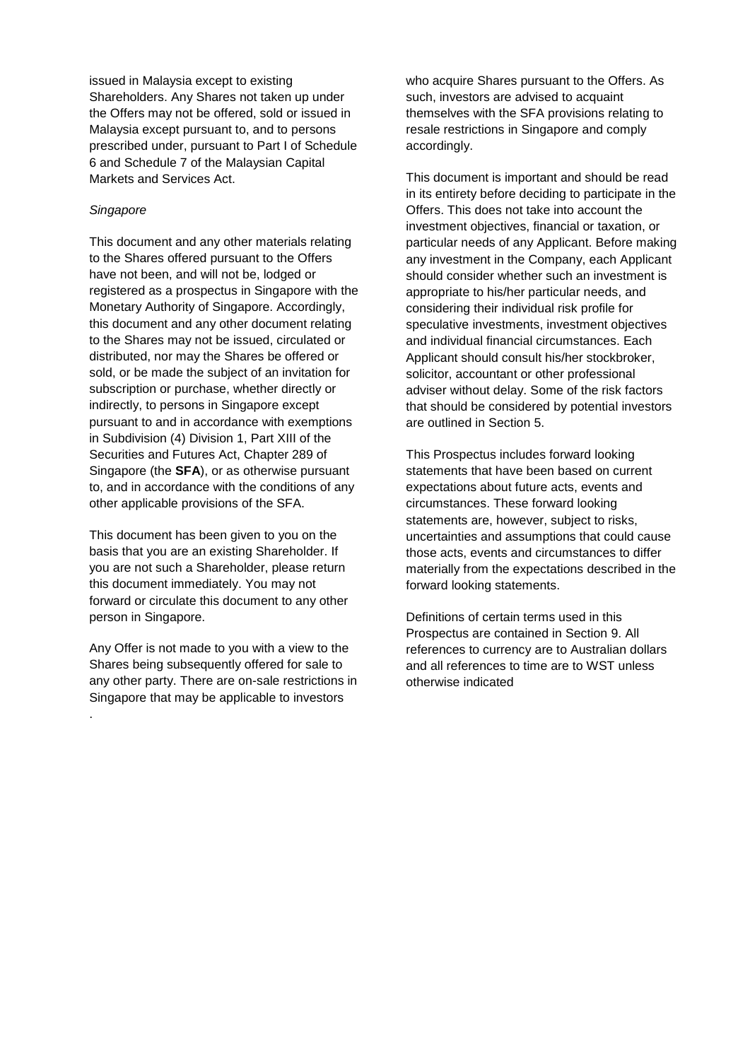issued in Malaysia except to existing Shareholders. Any Shares not taken up under the Offers may not be offered, sold or issued in Malaysia except pursuant to, and to persons prescribed under, pursuant to Part I of Schedule 6 and Schedule 7 of the Malaysian Capital Markets and Services Act.

*Singapore*

This document and any other materials relating to the Shares offered pursuant to the Offers have not been, and will not be, lodged or registered as a prospectus in Singapore with the Monetary Authority of Singapore. Accordingly, this document and any other document relating to the Shares may not be issued, circulated or distributed, nor may the Shares be offered or sold, or be made the subject of an invitation for subscription or purchase, whether directly or indirectly, to persons in Singapore except pursuant to and in accordance with exemptions in Subdivision (4) Division 1, Part XIII of the Securities and Futures Act, Chapter 289 of Singapore (the **SFA**), or as otherwise pursuant to, and in accordance with the conditions of any other applicable provisions of the SFA.

This document has been given to you on the basis that you are an existing Shareholder. If you are not such a Shareholder, please return this document immediately. You may not forward or circulate this document to any other person in Singapore.

Any Offer is not made to you with a view to the Shares being subsequently offered for sale to any other party. There are on-sale restrictions in Singapore that may be applicable to investors who acquire Shares pursuant to the Offers. As such, investors are advised to acquaint themselves with the SFA provisions relating to resale restrictions in Singapore and comply accordingly.

This document is important and should be read in its entirety before deciding to participate in the Offers. This does not take into account the investment objectives, financial or taxation, or particular needs of any Applicant. Before making any investment in the Company, each Applicant should consider whether such an investment is appropriate to his/her particular needs, and considering their individual risk profile for speculative investments, investment objectives and individual financial circumstances. Each Applicant should consult his/her stockbroker, solicitor, accountant or other professional adviser without delay. Some of the risk factors that should be considered by potential investors are outlined in Section 5.

This Prospectus includes forward looking statements that have been based on current expectations about future acts, events and circumstances. These forward looking statements are, however, subject to risks, uncertainties and assumptions that could cause those acts, events and circumstances to differ materially from the expectations described in the forward looking statements.

Definitions of certain terms used in this Prospectus are contained in Section 9. All references to currency are to Australian dollars and all references to time are to WST unless otherwise indicated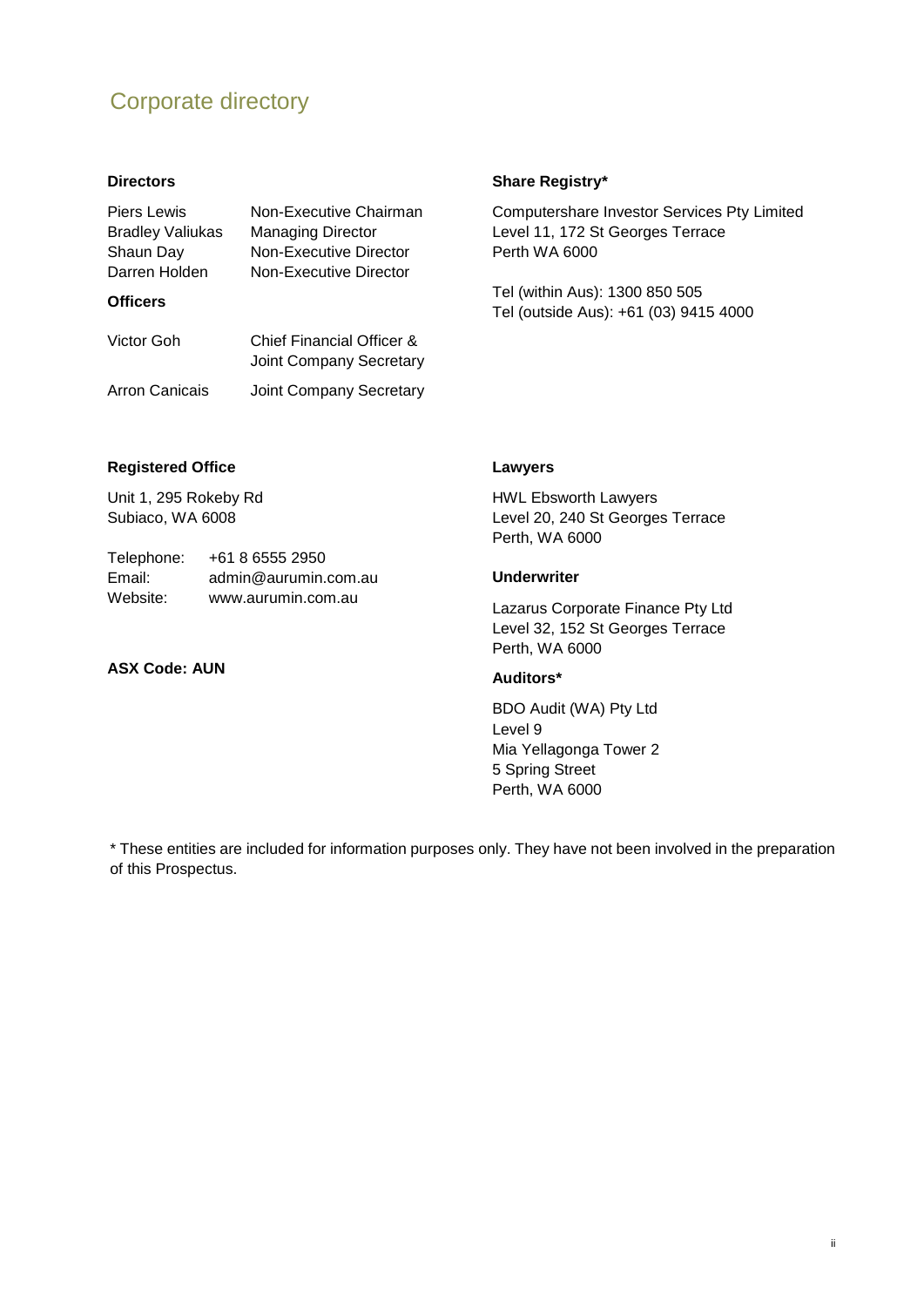# Corporate directory

**Directors**

| | |
|---|---|
| Piers Lewis | Non-Executive Chairman |
| Bradley Valiukas | Managing Director |
| Shaun Day | Non-Executive Director |
| Darren Holden | Non-Executive Director |

**Officers**

| | |
|---|---|
| Victor Goh | Chief Financial Officer & Joint Company Secretary |
| Arron Canicais | Joint Company Secretary |

**Registered Office**

Unit 1, 295 Rokeby Rd
Subiaco, WA 6008

Telephone: +61 8 6555 2950
Email: admin@aurumin.com.au
Website: www.aurumin.com.au

**ASX Code: AUN**

**Share Registry***

Computershare Investor Services Pty Limited
Level 11, 172 St Georges Terrace
Perth WA 6000

Tel (within Aus): 1300 850 505
Tel (outside Aus): +61 (03) 9415 4000

**Lawyers**

HWL Ebsworth Lawyers
Level 20, 240 St Georges Terrace
Perth, WA 6000

**Underwriter**

Lazarus Corporate Finance Pty Ltd
Level 32, 152 St Georges Terrace
Perth, WA 6000

**Auditors***

BDO Audit (WA) Pty Ltd
Level 9
Mia Yellagonga Tower 2
5 Spring Street
Perth, WA 6000

* These entities are included for information purposes only. They have not been involved in the preparation of this Prospectus.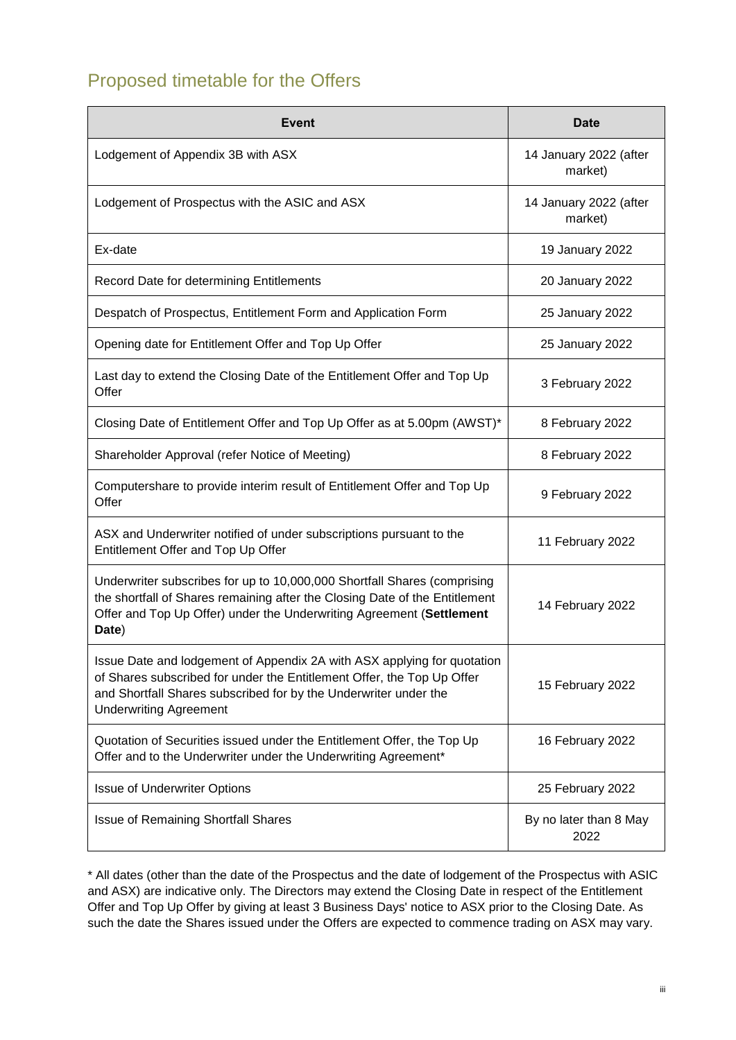## Proposed timetable for the Offers

| Event | Date |
| --- | --- |
| Lodgement of Appendix 3B with ASX | 14 January 2022 (after market) |
| Lodgement of Prospectus with the ASIC and ASX | 14 January 2022 (after market) |
| Ex-date | 19 January 2022 |
| Record Date for determining Entitlements | 20 January 2022 |
| Despatch of Prospectus, Entitlement Form and Application Form | 25 January 2022 |
| Opening date for Entitlement Offer and Top Up Offer | 25 January 2022 |
| Last day to extend the Closing Date of the Entitlement Offer and Top Up Offer | 3 February 2022 |
| Closing Date of Entitlement Offer and Top Up Offer as at 5.00pm (AWST)* | 8 February 2022 |
| Shareholder Approval (refer Notice of Meeting) | 8 February 2022 |
| Computershare to provide interim result of Entitlement Offer and Top Up Offer | 9 February 2022 |
| ASX and Underwriter notified of under subscriptions pursuant to the Entitlement Offer and Top Up Offer | 11 February 2022 |
| Underwriter subscribes for up to 10,000,000 Shortfall Shares (comprising the shortfall of Shares remaining after the Closing Date of the Entitlement Offer and Top Up Offer) under the Underwriting Agreement (**Settlement Date**) | 14 February 2022 |
| Issue Date and lodgement of Appendix 2A with ASX applying for quotation of Shares subscribed for under the Entitlement Offer, the Top Up Offer and Shortfall Shares subscribed for by the Underwriter under the Underwriting Agreement | 15 February 2022 |
| Quotation of Securities issued under the Entitlement Offer, the Top Up Offer and to the Underwriter under the Underwriting Agreement* | 16 February 2022 |
| Issue of Underwriter Options | 25 February 2022 |
| Issue of Remaining Shortfall Shares | By no later than 8 May 2022 |

* All dates (other than the date of the Prospectus and the date of lodgement of the Prospectus with ASIC and ASX) are indicative only. The Directors may extend the Closing Date in respect of the Entitlement Offer and Top Up Offer by giving at least 3 Business Days' notice to ASX prior to the Closing Date. As such the date the Shares issued under the Offers are expected to commence trading on ASX may vary.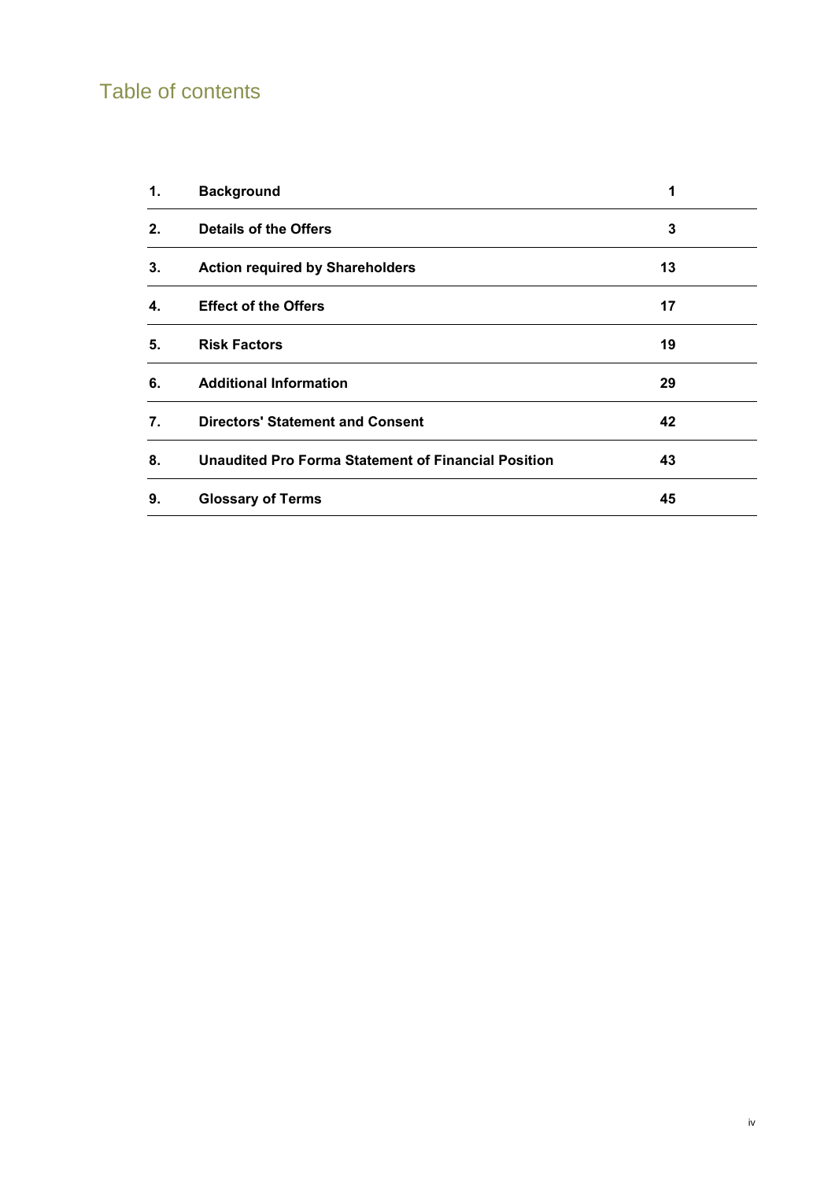# Table of contents

| | | |
|---|---|---|
| **1.** | **Background** | **1** |
| **2.** | **Details of the Offers** | **3** |
| **3.** | **Action required by Shareholders** | **13** |
| **4.** | **Effect of the Offers** | **17** |
| **5.** | **Risk Factors** | **19** |
| **6.** | **Additional Information** | **29** |
| **7.** | **Directors' Statement and Consent** | **42** |
| **8.** | **Unaudited Pro Forma Statement of Financial Position** | **43** |
| **9.** | **Glossary of Terms** | **45** |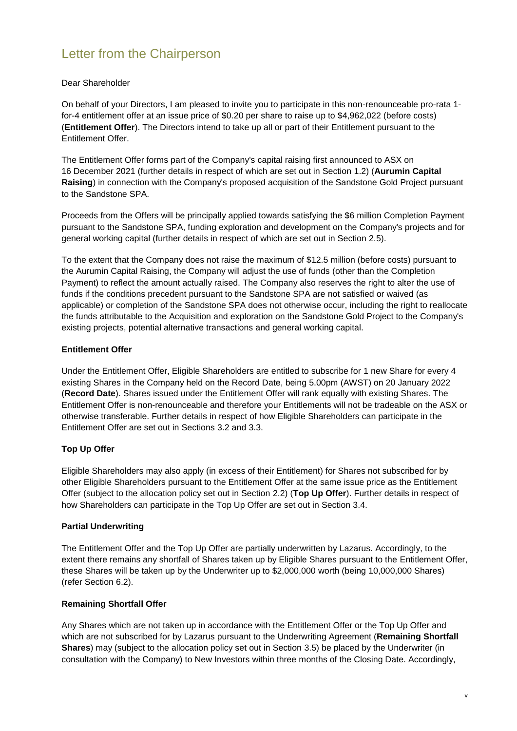# Letter from the Chairperson

Dear Shareholder

On behalf of your Directors, I am pleased to invite you to participate in this non-renounceable pro-rata 1-for-4 entitlement offer at an issue price of $0.20 per share to raise up to $4,962,022 (before costs) (**Entitlement Offer**). The Directors intend to take up all or part of their Entitlement pursuant to the Entitlement Offer.

The Entitlement Offer forms part of the Company's capital raising first announced to ASX on 16 December 2021 (further details in respect of which are set out in Section 1.2) (**Aurumin Capital Raising**) in connection with the Company's proposed acquisition of the Sandstone Gold Project pursuant to the Sandstone SPA.

Proceeds from the Offers will be principally applied towards satisfying the $6 million Completion Payment pursuant to the Sandstone SPA, funding exploration and development on the Company's projects and for general working capital (further details in respect of which are set out in Section 2.5).

To the extent that the Company does not raise the maximum of $12.5 million (before costs) pursuant to the Aurumin Capital Raising, the Company will adjust the use of funds (other than the Completion Payment) to reflect the amount actually raised. The Company also reserves the right to alter the use of funds if the conditions precedent pursuant to the Sandstone SPA are not satisfied or waived (as applicable) or completion of the Sandstone SPA does not otherwise occur, including the right to reallocate the funds attributable to the Acquisition and exploration on the Sandstone Gold Project to the Company's existing projects, potential alternative transactions and general working capital.

**Entitlement Offer**

Under the Entitlement Offer, Eligible Shareholders are entitled to subscribe for 1 new Share for every 4 existing Shares in the Company held on the Record Date, being 5.00pm (AWST) on 20 January 2022 (**Record Date**). Shares issued under the Entitlement Offer will rank equally with existing Shares. The Entitlement Offer is non-renounceable and therefore your Entitlements will not be tradeable on the ASX or otherwise transferable. Further details in respect of how Eligible Shareholders can participate in the Entitlement Offer are set out in Sections 3.2 and 3.3.

**Top Up Offer**

Eligible Shareholders may also apply (in excess of their Entitlement) for Shares not subscribed for by other Eligible Shareholders pursuant to the Entitlement Offer at the same issue price as the Entitlement Offer (subject to the allocation policy set out in Section 2.2) (**Top Up Offer**). Further details in respect of how Shareholders can participate in the Top Up Offer are set out in Section 3.4.

**Partial Underwriting**

The Entitlement Offer and the Top Up Offer are partially underwritten by Lazarus. Accordingly, to the extent there remains any shortfall of Shares taken up by Eligible Shares pursuant to the Entitlement Offer, these Shares will be taken up by the Underwriter up to $2,000,000 worth (being 10,000,000 Shares) (refer Section 6.2).

**Remaining Shortfall Offer**

Any Shares which are not taken up in accordance with the Entitlement Offer or the Top Up Offer and which are not subscribed for by Lazarus pursuant to the Underwriting Agreement (**Remaining Shortfall Shares**) may (subject to the allocation policy set out in Section 3.5) be placed by the Underwriter (in consultation with the Company) to New Investors within three months of the Closing Date. Accordingly,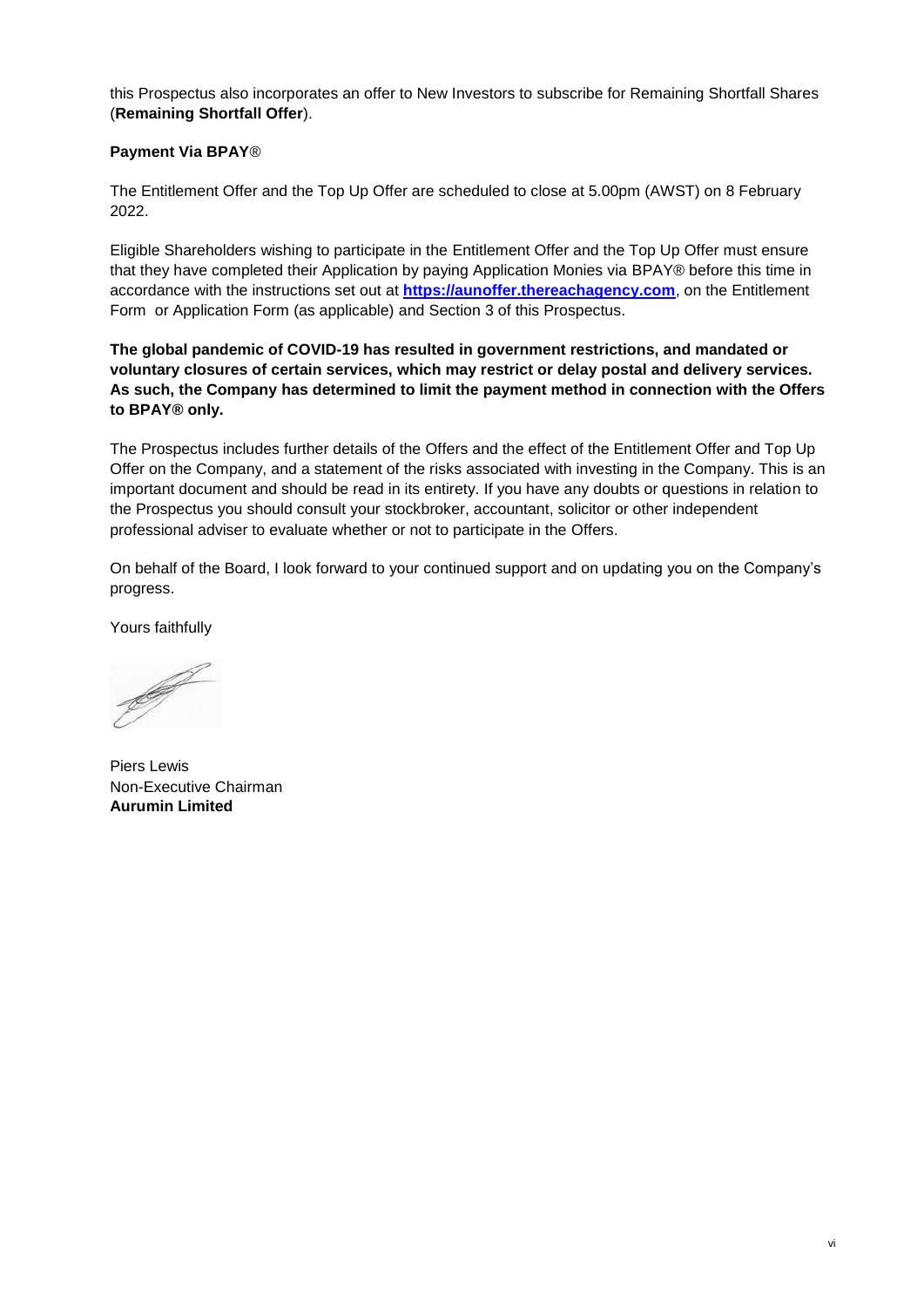this Prospectus also incorporates an offer to New Investors to subscribe for Remaining Shortfall Shares (**Remaining Shortfall Offer**).

**Payment Via BPAY**®

The Entitlement Offer and the Top Up Offer are scheduled to close at 5.00pm (AWST) on 8 February 2022.

Eligible Shareholders wishing to participate in the Entitlement Offer and the Top Up Offer must ensure that they have completed their Application by paying Application Monies via BPAY® before this time in accordance with the instructions set out at **https://aunoffer.thereachagency.com**, on the Entitlement Form or Application Form (as applicable) and Section 3 of this Prospectus.

**The global pandemic of COVID-19 has resulted in government restrictions, and mandated or voluntary closures of certain services, which may restrict or delay postal and delivery services. As such, the Company has determined to limit the payment method in connection with the Offers to BPAY® only.**

The Prospectus includes further details of the Offers and the effect of the Entitlement Offer and Top Up Offer on the Company, and a statement of the risks associated with investing in the Company. This is an important document and should be read in its entirety. If you have any doubts or questions in relation to the Prospectus you should consult your stockbroker, accountant, solicitor or other independent professional adviser to evaluate whether or not to participate in the Offers.

On behalf of the Board, I look forward to your continued support and on updating you on the Company's progress.

Yours faithfully

Piers Lewis
Non-Executive Chairman
**Aurumin Limited**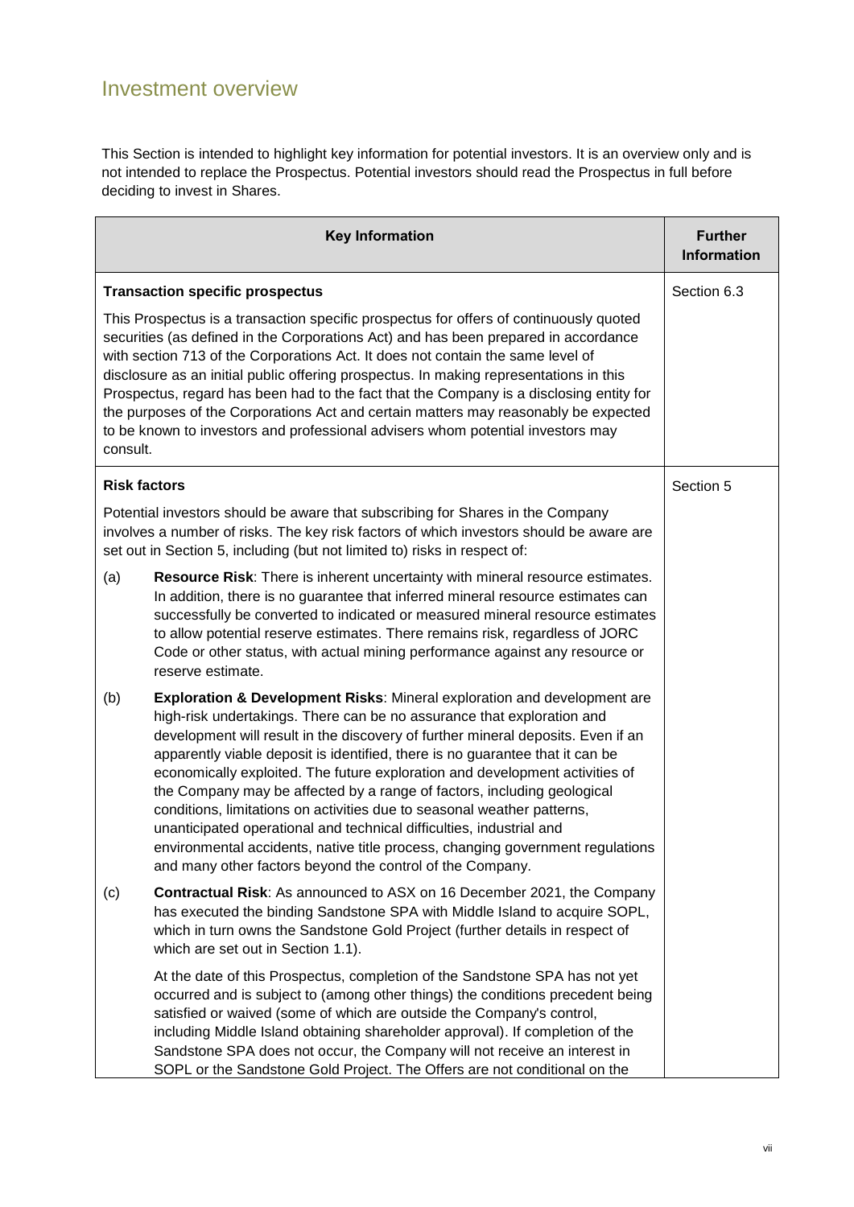## Investment overview

This Section is intended to highlight key information for potential investors. It is an overview only and is not intended to replace the Prospectus. Potential investors should read the Prospectus in full before deciding to invest in Shares.

| Key Information | Further Information |
| --- | --- |
| **Transaction specific prospectus**<br><br>This Prospectus is a transaction specific prospectus for offers of continuously quoted securities (as defined in the Corporations Act) and has been prepared in accordance with section 713 of the Corporations Act. It does not contain the same level of disclosure as an initial public offering prospectus. In making representations in this Prospectus, regard has been had to the fact that the Company is a disclosing entity for the purposes of the Corporations Act and certain matters may reasonably be expected to be known to investors and professional advisers whom potential investors may consult. | Section 6.3 |
| **Risk factors**<br><br>Potential investors should be aware that subscribing for Shares in the Company involves a number of risks. The key risk factors of which investors should be aware are set out in Section 5, including (but not limited to) risks in respect of:<br><br>(a) **Resource Risk**: There is inherent uncertainty with mineral resource estimates. In addition, there is no guarantee that inferred mineral resource estimates can successfully be converted to indicated or measured mineral resource estimates to allow potential reserve estimates. There remains risk, regardless of JORC Code or other status, with actual mining performance against any resource or reserve estimate.<br><br>(b) **Exploration & Development Risks**: Mineral exploration and development are high-risk undertakings. There can be no assurance that exploration and development will result in the discovery of further mineral deposits. Even if an apparently viable deposit is identified, there is no guarantee that it can be economically exploited. The future exploration and development activities of the Company may be affected by a range of factors, including geological conditions, limitations on activities due to seasonal weather patterns, unanticipated operational and technical difficulties, industrial and environmental accidents, native title process, changing government regulations and many other factors beyond the control of the Company.<br><br>(c) **Contractual Risk**: As announced to ASX on 16 December 2021, the Company has executed the binding Sandstone SPA with Middle Island to acquire SOPL, which in turn owns the Sandstone Gold Project (further details in respect of which are set out in Section 1.1).<br><br>At the date of this Prospectus, completion of the Sandstone SPA has not yet occurred and is subject to (among other things) the conditions precedent being satisfied or waived (some of which are outside the Company's control, including Middle Island obtaining shareholder approval). If completion of the Sandstone SPA does not occur, the Company will not receive an interest in SOPL or the Sandstone Gold Project. The Offers are not conditional on the | Section 5 |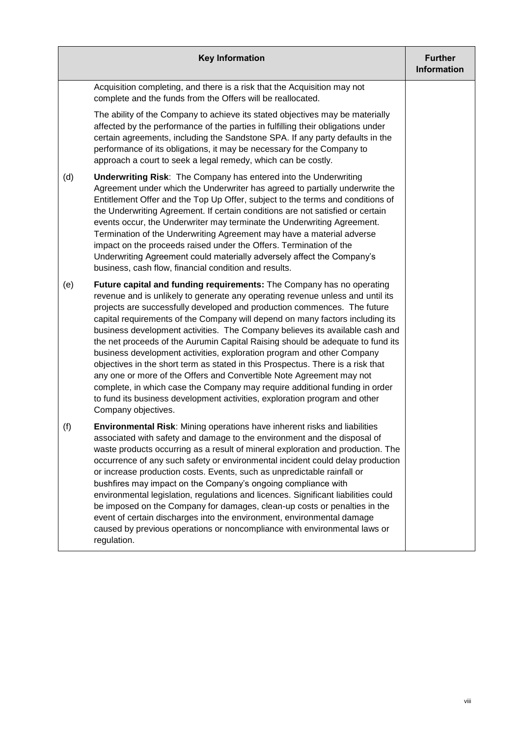| Key Information | | Further Information |
|---|---|---|
| | Acquisition completing, and there is a risk that the Acquisition may not complete and the funds from the Offers will be reallocated.<br><br>The ability of the Company to achieve its stated objectives may be materially affected by the performance of the parties in fulfilling their obligations under certain agreements, including the Sandstone SPA. If any party defaults in the performance of its obligations, it may be necessary for the Company to approach a court to seek a legal remedy, which can be costly. | |
| (d) | **Underwriting Risk**: The Company has entered into the Underwriting Agreement under which the Underwriter has agreed to partially underwrite the Entitlement Offer and the Top Up Offer, subject to the terms and conditions of the Underwriting Agreement. If certain conditions are not satisfied or certain events occur, the Underwriter may terminate the Underwriting Agreement. Termination of the Underwriting Agreement may have a material adverse impact on the proceeds raised under the Offers. Termination of the Underwriting Agreement could materially adversely affect the Company's business, cash flow, financial condition and results. | |
| (e) | **Future capital and funding requirements:** The Company has no operating revenue and is unlikely to generate any operating revenue unless and until its projects are successfully developed and production commences. The future capital requirements of the Company will depend on many factors including its business development activities. The Company believes its available cash and the net proceeds of the Aurumin Capital Raising should be adequate to fund its business development activities, exploration program and other Company objectives in the short term as stated in this Prospectus. There is a risk that any one or more of the Offers and Convertible Note Agreement may not complete, in which case the Company may require additional funding in order to fund its business development activities, exploration program and other Company objectives. | |
| (f) | **Environmental Risk**: Mining operations have inherent risks and liabilities associated with safety and damage to the environment and the disposal of waste products occurring as a result of mineral exploration and production. The occurrence of any such safety or environmental incident could delay production or increase production costs. Events, such as unpredictable rainfall or bushfires may impact on the Company's ongoing compliance with environmental legislation, regulations and licences. Significant liabilities could be imposed on the Company for damages, clean-up costs or penalties in the event of certain discharges into the environment, environmental damage caused by previous operations or noncompliance with environmental laws or regulation. | |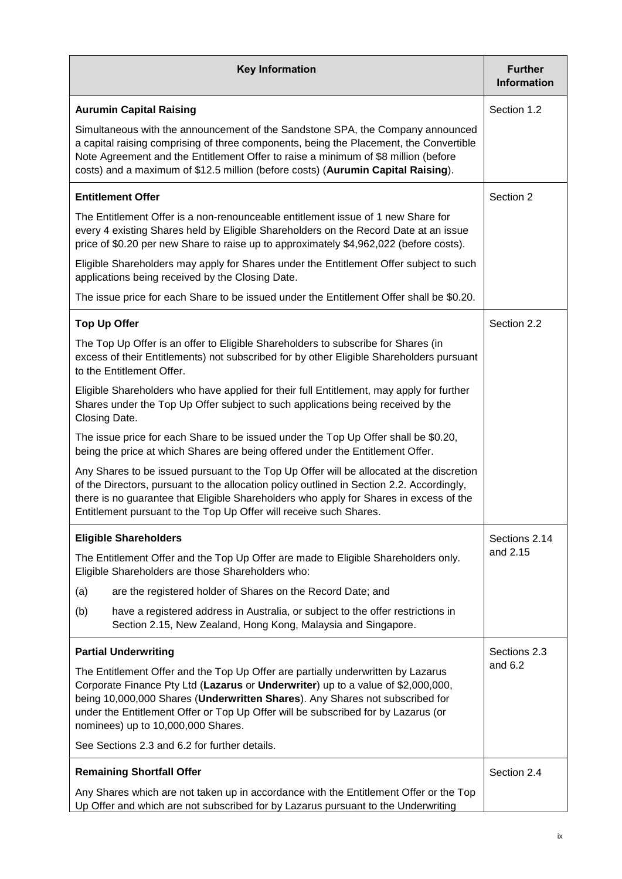| Key Information | Further Information |
|---|---|
| **Aurumin Capital Raising**<br><br>Simultaneous with the announcement of the Sandstone SPA, the Company announced a capital raising comprising of three components, being the Placement, the Convertible Note Agreement and the Entitlement Offer to raise a minimum of $8 million (before costs) and a maximum of $12.5 million (before costs) (**Aurumin Capital Raising**). | Section 1.2 |
| **Entitlement Offer**<br><br>The Entitlement Offer is a non-renounceable entitlement issue of 1 new Share for every 4 existing Shares held by Eligible Shareholders on the Record Date at an issue price of $0.20 per new Share to raise up to approximately $4,962,022 (before costs).<br><br>Eligible Shareholders may apply for Shares under the Entitlement Offer subject to such applications being received by the Closing Date.<br><br>The issue price for each Share to be issued under the Entitlement Offer shall be $0.20. | Section 2 |
| **Top Up Offer**<br><br>The Top Up Offer is an offer to Eligible Shareholders to subscribe for Shares (in excess of their Entitlements) not subscribed for by other Eligible Shareholders pursuant to the Entitlement Offer.<br><br>Eligible Shareholders who have applied for their full Entitlement, may apply for further Shares under the Top Up Offer subject to such applications being received by the Closing Date.<br><br>The issue price for each Share to be issued under the Top Up Offer shall be $0.20, being the price at which Shares are being offered under the Entitlement Offer.<br><br>Any Shares to be issued pursuant to the Top Up Offer will be allocated at the discretion of the Directors, pursuant to the allocation policy outlined in Section 2.2. Accordingly, there is no guarantee that Eligible Shareholders who apply for Shares in excess of the Entitlement pursuant to the Top Up Offer will receive such Shares. | Section 2.2 |
| **Eligible Shareholders**<br><br>The Entitlement Offer and the Top Up Offer are made to Eligible Shareholders only. Eligible Shareholders are those Shareholders who:<br><br>(a) are the registered holder of Shares on the Record Date; and<br><br>(b) have a registered address in Australia, or subject to the offer restrictions in Section 2.15, New Zealand, Hong Kong, Malaysia and Singapore. | Sections 2.14 and 2.15 |
| **Partial Underwriting**<br><br>The Entitlement Offer and the Top Up Offer are partially underwritten by Lazarus Corporate Finance Pty Ltd (**Lazarus** or **Underwriter**) up to a value of $2,000,000, being 10,000,000 Shares (**Underwritten Shares**). Any Shares not subscribed for under the Entitlement Offer or Top Up Offer will be subscribed for by Lazarus (or nominees) up to 10,000,000 Shares.<br><br>See Sections 2.3 and 6.2 for further details. | Sections 2.3 and 6.2 |
| **Remaining Shortfall Offer**<br><br>Any Shares which are not taken up in accordance with the Entitlement Offer or the Top Up Offer and which are not subscribed for by Lazarus pursuant to the Underwriting | Section 2.4 |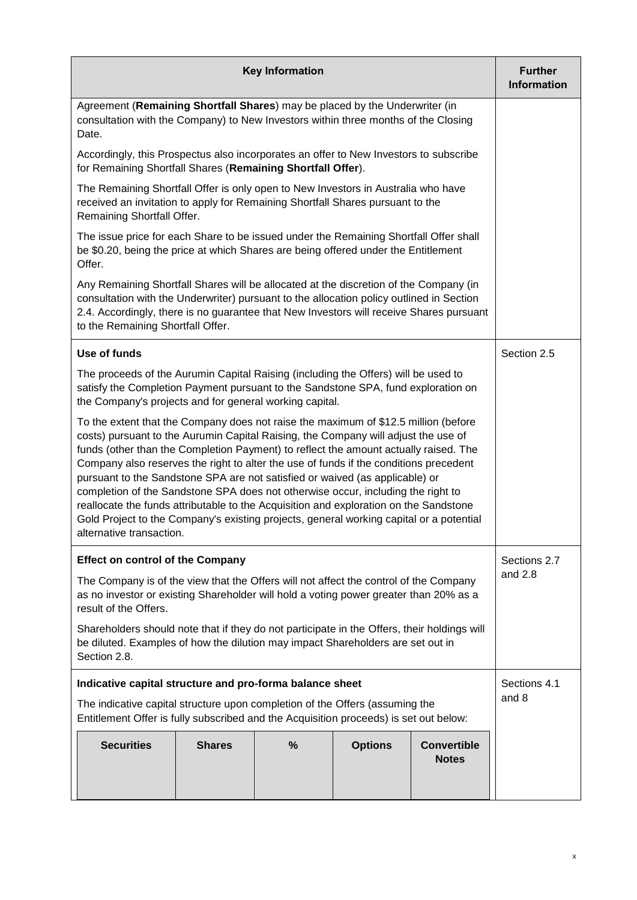| Key Information | Further Information |
|---|---|
| Agreement (**Remaining Shortfall Shares**) may be placed by the Underwriter (in consultation with the Company) to New Investors within three months of the Closing Date.<br><br>Accordingly, this Prospectus also incorporates an offer to New Investors to subscribe for Remaining Shortfall Shares (**Remaining Shortfall Offer**).<br><br>The Remaining Shortfall Offer is only open to New Investors in Australia who have received an invitation to apply for Remaining Shortfall Shares pursuant to the Remaining Shortfall Offer.<br><br>The issue price for each Share to be issued under the Remaining Shortfall Offer shall be $0.20, being the price at which Shares are being offered under the Entitlement Offer.<br><br>Any Remaining Shortfall Shares will be allocated at the discretion of the Company (in consultation with the Underwriter) pursuant to the allocation policy outlined in Section 2.4. Accordingly, there is no guarantee that New Investors will receive Shares pursuant to the Remaining Shortfall Offer. | |
| **Use of funds**<br><br>The proceeds of the Aurumin Capital Raising (including the Offers) will be used to satisfy the Completion Payment pursuant to the Sandstone SPA, fund exploration on the Company's projects and for general working capital.<br><br>To the extent that the Company does not raise the maximum of $12.5 million (before costs) pursuant to the Aurumin Capital Raising, the Company will adjust the use of funds (other than the Completion Payment) to reflect the amount actually raised. The Company also reserves the right to alter the use of funds if the conditions precedent pursuant to the Sandstone SPA are not satisfied or waived (as applicable) or completion of the Sandstone SPA does not otherwise occur, including the right to reallocate the funds attributable to the Acquisition and exploration on the Sandstone Gold Project to the Company's existing projects, general working capital or a potential alternative transaction. | Section 2.5 |
| **Effect on control of the Company**<br><br>The Company is of the view that the Offers will not affect the control of the Company as no investor or existing Shareholder will hold a voting power greater than 20% as a result of the Offers.<br><br>Shareholders should note that if they do not participate in the Offers, their holdings will be diluted. Examples of how the dilution may impact Shareholders are set out in Section 2.8. | Sections 2.7 and 2.8 |
| **Indicative capital structure and pro-forma balance sheet**<br><br>The indicative capital structure upon completion of the Offers (assuming the Entitlement Offer is fully subscribed and the Acquisition proceeds) is set out below: | Sections 4.1 and 8 |

| Securities | Shares | % | Options | Convertible Notes |
|---|---|---|---|---|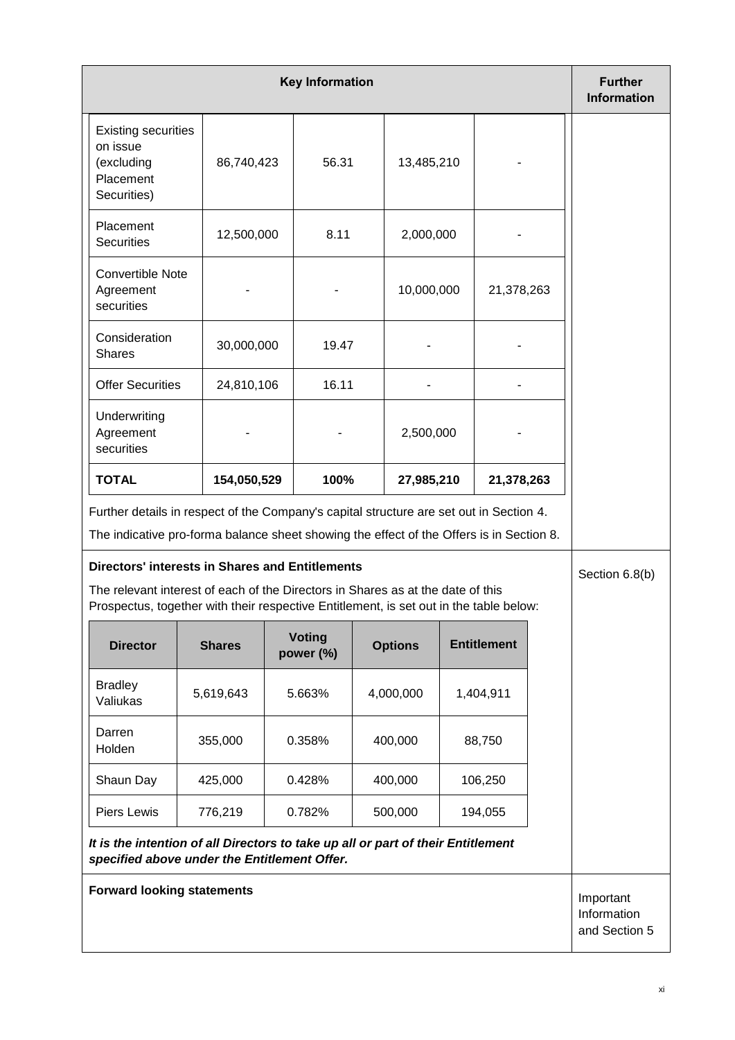| Key Information | Further Information |
|---|---|

| | | | | |
|---|---|---|---|---|
| Existing securities on issue (excluding Placement Securities) | 86,740,423 | 56.31 | 13,485,210 | - |
| Placement Securities | 12,500,000 | 8.11 | 2,000,000 | - |
| Convertible Note Agreement securities | - | - | 10,000,000 | 21,378,263 |
| Consideration Shares | 30,000,000 | 19.47 | - | - |
| Offer Securities | 24,810,106 | 16.11 | - | - |
| Underwriting Agreement securities | - | - | 2,500,000 | - |
| **TOTAL** | **154,050,529** | **100%** | **27,985,210** | **21,378,263** |

Further details in respect of the Company's capital structure are set out in Section 4.

The indicative pro-forma balance sheet showing the effect of the Offers is in Section 8.

**Directors' interests in Shares and Entitlements** — Section 6.8(b)

The relevant interest of each of the Directors in Shares as at the date of this Prospectus, together with their respective Entitlement, is set out in the table below:

| Director | Shares | Voting power (%) | Options | Entitlement |
|---|---|---|---|---|
| Bradley Valiukas | 5,619,643 | 5.663% | 4,000,000 | 1,404,911 |
| Darren Holden | 355,000 | 0.358% | 400,000 | 88,750 |
| Shaun Day | 425,000 | 0.428% | 400,000 | 106,250 |
| Piers Lewis | 776,219 | 0.782% | 500,000 | 194,055 |

***It is the intention of all Directors to take up all or part of their Entitlement specified above under the Entitlement Offer.***

**Forward looking statements** — Important Information and Section 5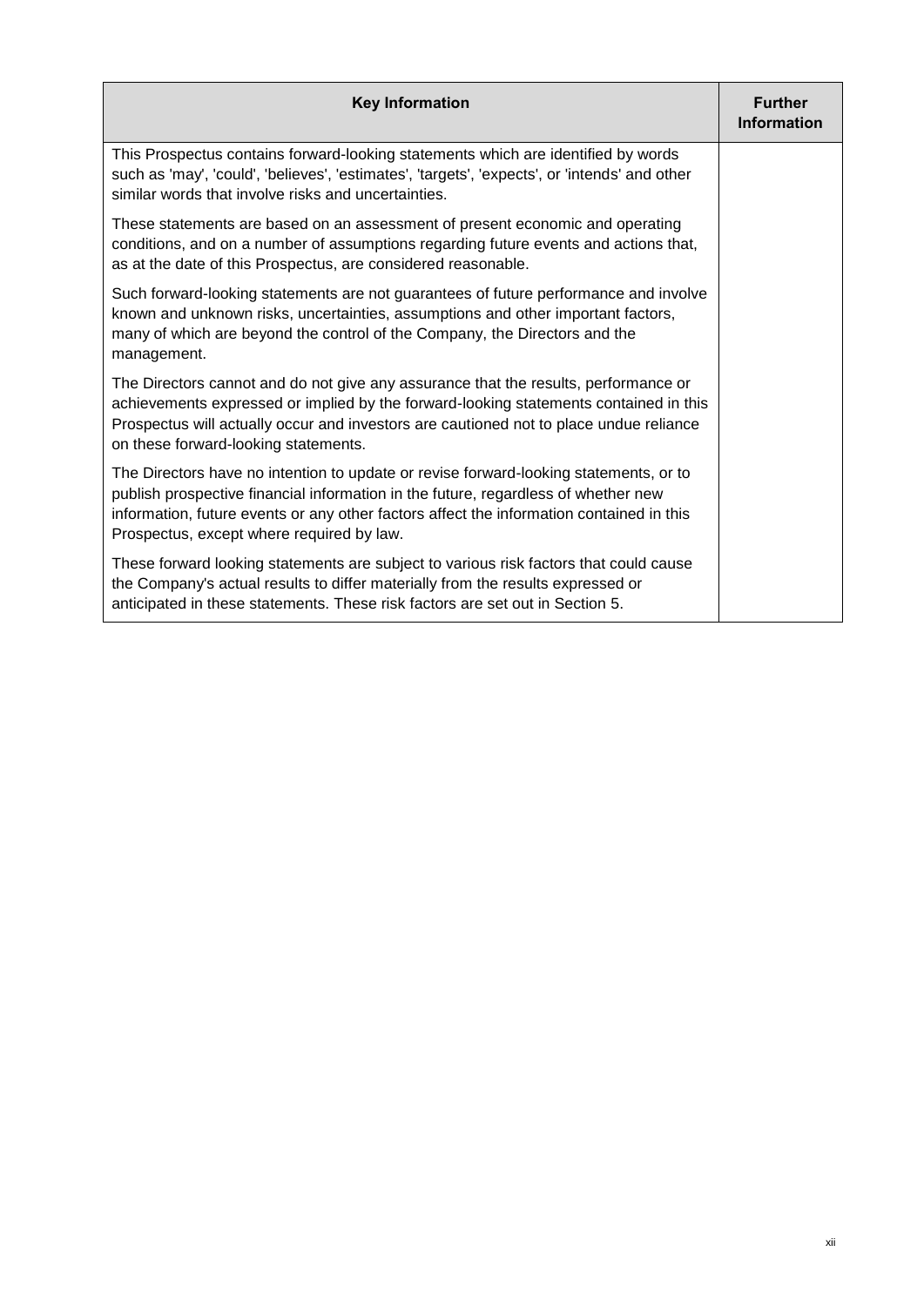| Key Information | Further Information |
|---|---|
| This Prospectus contains forward-looking statements which are identified by words such as 'may', 'could', 'believes', 'estimates', 'targets', 'expects', or 'intends' and other similar words that involve risks and uncertainties.<br><br>These statements are based on an assessment of present economic and operating conditions, and on a number of assumptions regarding future events and actions that, as at the date of this Prospectus, are considered reasonable.<br><br>Such forward-looking statements are not guarantees of future performance and involve known and unknown risks, uncertainties, assumptions and other important factors, many of which are beyond the control of the Company, the Directors and the management.<br><br>The Directors cannot and do not give any assurance that the results, performance or achievements expressed or implied by the forward-looking statements contained in this Prospectus will actually occur and investors are cautioned not to place undue reliance on these forward-looking statements.<br><br>The Directors have no intention to update or revise forward-looking statements, or to publish prospective financial information in the future, regardless of whether new information, future events or any other factors affect the information contained in this Prospectus, except where required by law.<br><br>These forward looking statements are subject to various risk factors that could cause the Company's actual results to differ materially from the results expressed or anticipated in these statements. These risk factors are set out in Section 5. | |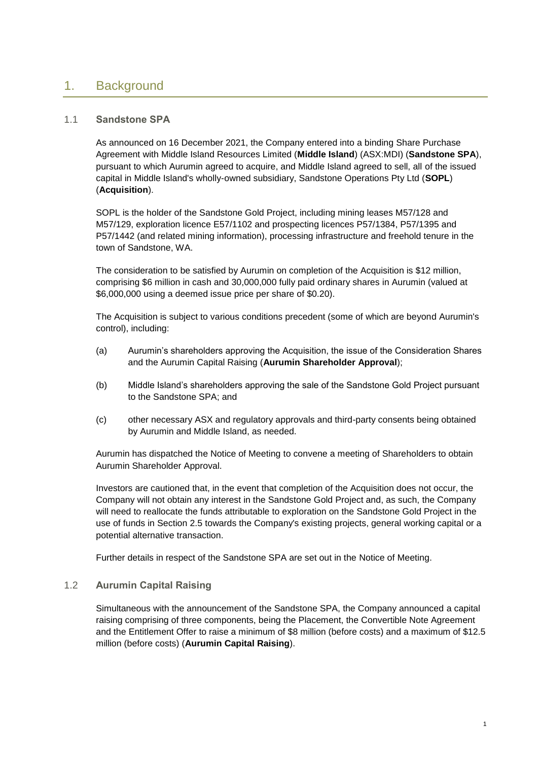# 1. Background

## 1.1 Sandstone SPA

As announced on 16 December 2021, the Company entered into a binding Share Purchase Agreement with Middle Island Resources Limited (**Middle Island**) (ASX:MDI) (**Sandstone SPA**), pursuant to which Aurumin agreed to acquire, and Middle Island agreed to sell, all of the issued capital in Middle Island's wholly-owned subsidiary, Sandstone Operations Pty Ltd (**SOPL**) (**Acquisition**).

SOPL is the holder of the Sandstone Gold Project, including mining leases M57/128 and M57/129, exploration licence E57/1102 and prospecting licences P57/1384, P57/1395 and P57/1442 (and related mining information), processing infrastructure and freehold tenure in the town of Sandstone, WA.

The consideration to be satisfied by Aurumin on completion of the Acquisition is $12 million, comprising $6 million in cash and 30,000,000 fully paid ordinary shares in Aurumin (valued at $6,000,000 using a deemed issue price per share of $0.20).

The Acquisition is subject to various conditions precedent (some of which are beyond Aurumin's control), including:

(a) Aurumin's shareholders approving the Acquisition, the issue of the Consideration Shares and the Aurumin Capital Raising (**Aurumin Shareholder Approval**);

(b) Middle Island's shareholders approving the sale of the Sandstone Gold Project pursuant to the Sandstone SPA; and

(c) other necessary ASX and regulatory approvals and third-party consents being obtained by Aurumin and Middle Island, as needed.

Aurumin has dispatched the Notice of Meeting to convene a meeting of Shareholders to obtain Aurumin Shareholder Approval.

Investors are cautioned that, in the event that completion of the Acquisition does not occur, the Company will not obtain any interest in the Sandstone Gold Project and, as such, the Company will need to reallocate the funds attributable to exploration on the Sandstone Gold Project in the use of funds in Section 2.5 towards the Company's existing projects, general working capital or a potential alternative transaction.

Further details in respect of the Sandstone SPA are set out in the Notice of Meeting.

## 1.2 Aurumin Capital Raising

Simultaneous with the announcement of the Sandstone SPA, the Company announced a capital raising comprising of three components, being the Placement, the Convertible Note Agreement and the Entitlement Offer to raise a minimum of $8 million (before costs) and a maximum of $12.5 million (before costs) (**Aurumin Capital Raising**).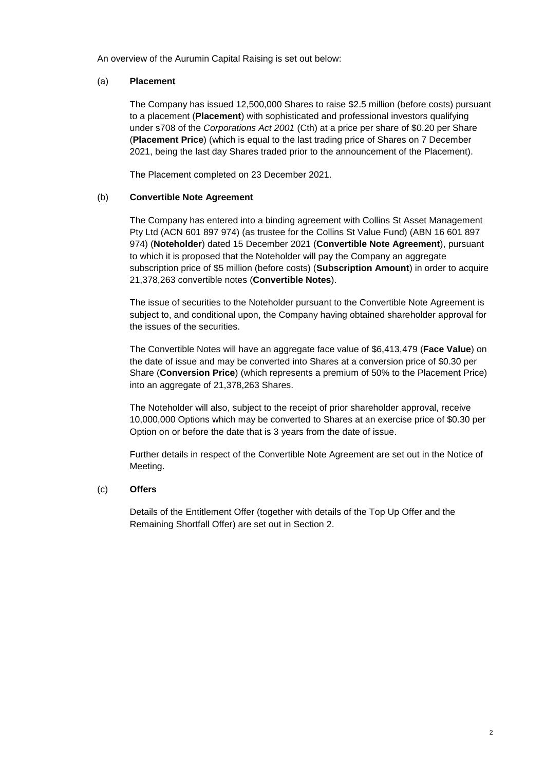An overview of the Aurumin Capital Raising is set out below:

(a) **Placement**

The Company has issued 12,500,000 Shares to raise $2.5 million (before costs) pursuant to a placement (**Placement**) with sophisticated and professional investors qualifying under s708 of the *Corporations Act 2001* (Cth) at a price per share of $0.20 per Share (**Placement Price**) (which is equal to the last trading price of Shares on 7 December 2021, being the last day Shares traded prior to the announcement of the Placement).

The Placement completed on 23 December 2021.

(b) **Convertible Note Agreement**

The Company has entered into a binding agreement with Collins St Asset Management Pty Ltd (ACN 601 897 974) (as trustee for the Collins St Value Fund) (ABN 16 601 897 974) (**Noteholder**) dated 15 December 2021 (**Convertible Note Agreement**), pursuant to which it is proposed that the Noteholder will pay the Company an aggregate subscription price of $5 million (before costs) (**Subscription Amount**) in order to acquire 21,378,263 convertible notes (**Convertible Notes**).

The issue of securities to the Noteholder pursuant to the Convertible Note Agreement is subject to, and conditional upon, the Company having obtained shareholder approval for the issues of the securities.

The Convertible Notes will have an aggregate face value of $6,413,479 (**Face Value**) on the date of issue and may be converted into Shares at a conversion price of $0.30 per Share (**Conversion Price**) (which represents a premium of 50% to the Placement Price) into an aggregate of 21,378,263 Shares.

The Noteholder will also, subject to the receipt of prior shareholder approval, receive 10,000,000 Options which may be converted to Shares at an exercise price of $0.30 per Option on or before the date that is 3 years from the date of issue.

Further details in respect of the Convertible Note Agreement are set out in the Notice of Meeting.

(c) **Offers**

Details of the Entitlement Offer (together with details of the Top Up Offer and the Remaining Shortfall Offer) are set out in Section 2.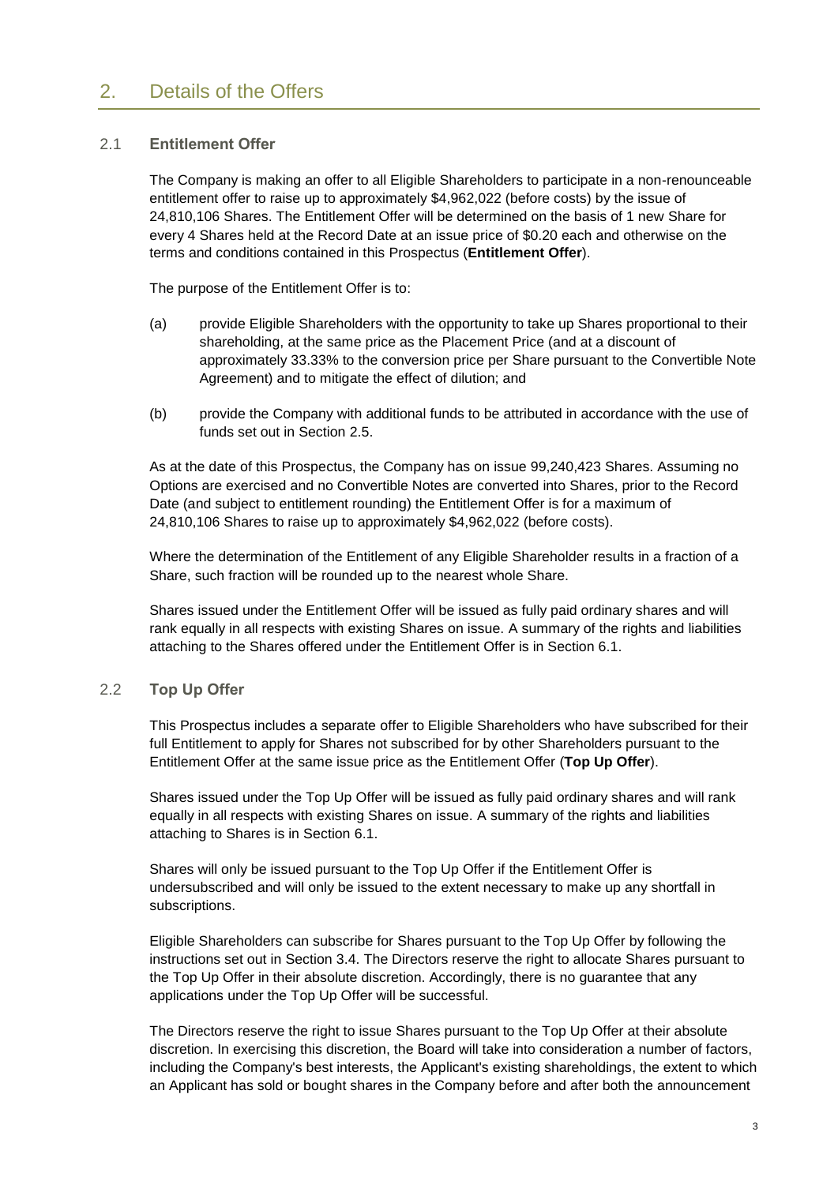# 2. Details of the Offers

## 2.1 Entitlement Offer

The Company is making an offer to all Eligible Shareholders to participate in a non-renounceable entitlement offer to raise up to approximately $4,962,022 (before costs) by the issue of 24,810,106 Shares. The Entitlement Offer will be determined on the basis of 1 new Share for every 4 Shares held at the Record Date at an issue price of $0.20 each and otherwise on the terms and conditions contained in this Prospectus (**Entitlement Offer**).

The purpose of the Entitlement Offer is to:

(a) provide Eligible Shareholders with the opportunity to take up Shares proportional to their shareholding, at the same price as the Placement Price (and at a discount of approximately 33.33% to the conversion price per Share pursuant to the Convertible Note Agreement) and to mitigate the effect of dilution; and

(b) provide the Company with additional funds to be attributed in accordance with the use of funds set out in Section 2.5.

As at the date of this Prospectus, the Company has on issue 99,240,423 Shares. Assuming no Options are exercised and no Convertible Notes are converted into Shares, prior to the Record Date (and subject to entitlement rounding) the Entitlement Offer is for a maximum of 24,810,106 Shares to raise up to approximately $4,962,022 (before costs).

Where the determination of the Entitlement of any Eligible Shareholder results in a fraction of a Share, such fraction will be rounded up to the nearest whole Share.

Shares issued under the Entitlement Offer will be issued as fully paid ordinary shares and will rank equally in all respects with existing Shares on issue. A summary of the rights and liabilities attaching to the Shares offered under the Entitlement Offer is in Section 6.1.

## 2.2 Top Up Offer

This Prospectus includes a separate offer to Eligible Shareholders who have subscribed for their full Entitlement to apply for Shares not subscribed for by other Shareholders pursuant to the Entitlement Offer at the same issue price as the Entitlement Offer (**Top Up Offer**).

Shares issued under the Top Up Offer will be issued as fully paid ordinary shares and will rank equally in all respects with existing Shares on issue. A summary of the rights and liabilities attaching to Shares is in Section 6.1.

Shares will only be issued pursuant to the Top Up Offer if the Entitlement Offer is undersubscribed and will only be issued to the extent necessary to make up any shortfall in subscriptions.

Eligible Shareholders can subscribe for Shares pursuant to the Top Up Offer by following the instructions set out in Section 3.4. The Directors reserve the right to allocate Shares pursuant to the Top Up Offer in their absolute discretion. Accordingly, there is no guarantee that any applications under the Top Up Offer will be successful.

The Directors reserve the right to issue Shares pursuant to the Top Up Offer at their absolute discretion. In exercising this discretion, the Board will take into consideration a number of factors, including the Company's best interests, the Applicant's existing shareholdings, the extent to which an Applicant has sold or bought shares in the Company before and after both the announcement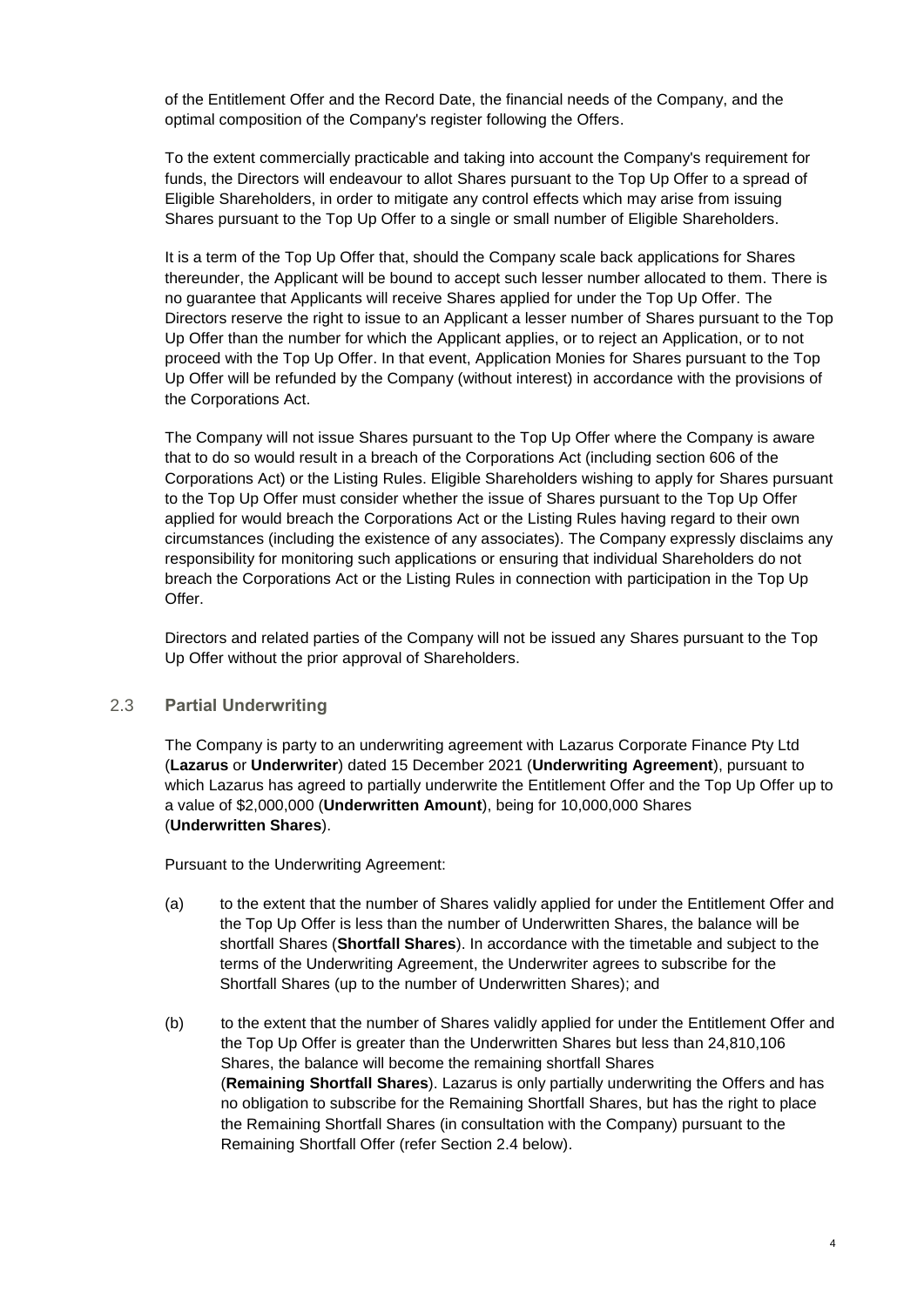of the Entitlement Offer and the Record Date, the financial needs of the Company, and the optimal composition of the Company's register following the Offers.

To the extent commercially practicable and taking into account the Company's requirement for funds, the Directors will endeavour to allot Shares pursuant to the Top Up Offer to a spread of Eligible Shareholders, in order to mitigate any control effects which may arise from issuing Shares pursuant to the Top Up Offer to a single or small number of Eligible Shareholders.

It is a term of the Top Up Offer that, should the Company scale back applications for Shares thereunder, the Applicant will be bound to accept such lesser number allocated to them. There is no guarantee that Applicants will receive Shares applied for under the Top Up Offer. The Directors reserve the right to issue to an Applicant a lesser number of Shares pursuant to the Top Up Offer than the number for which the Applicant applies, or to reject an Application, or to not proceed with the Top Up Offer. In that event, Application Monies for Shares pursuant to the Top Up Offer will be refunded by the Company (without interest) in accordance with the provisions of the Corporations Act.

The Company will not issue Shares pursuant to the Top Up Offer where the Company is aware that to do so would result in a breach of the Corporations Act (including section 606 of the Corporations Act) or the Listing Rules. Eligible Shareholders wishing to apply for Shares pursuant to the Top Up Offer must consider whether the issue of Shares pursuant to the Top Up Offer applied for would breach the Corporations Act or the Listing Rules having regard to their own circumstances (including the existence of any associates). The Company expressly disclaims any responsibility for monitoring such applications or ensuring that individual Shareholders do not breach the Corporations Act or the Listing Rules in connection with participation in the Top Up Offer.

Directors and related parties of the Company will not be issued any Shares pursuant to the Top Up Offer without the prior approval of Shareholders.

## 2.3 Partial Underwriting

The Company is party to an underwriting agreement with Lazarus Corporate Finance Pty Ltd (**Lazarus** or **Underwriter**) dated 15 December 2021 (**Underwriting Agreement**), pursuant to which Lazarus has agreed to partially underwrite the Entitlement Offer and the Top Up Offer up to a value of $2,000,000 (**Underwritten Amount**), being for 10,000,000 Shares (**Underwritten Shares**).

Pursuant to the Underwriting Agreement:

(a) to the extent that the number of Shares validly applied for under the Entitlement Offer and the Top Up Offer is less than the number of Underwritten Shares, the balance will be shortfall Shares (**Shortfall Shares**). In accordance with the timetable and subject to the terms of the Underwriting Agreement, the Underwriter agrees to subscribe for the Shortfall Shares (up to the number of Underwritten Shares); and

(b) to the extent that the number of Shares validly applied for under the Entitlement Offer and the Top Up Offer is greater than the Underwritten Shares but less than 24,810,106 Shares, the balance will become the remaining shortfall Shares (**Remaining Shortfall Shares**). Lazarus is only partially underwriting the Offers and has no obligation to subscribe for the Remaining Shortfall Shares, but has the right to place the Remaining Shortfall Shares (in consultation with the Company) pursuant to the Remaining Shortfall Offer (refer Section 2.4 below).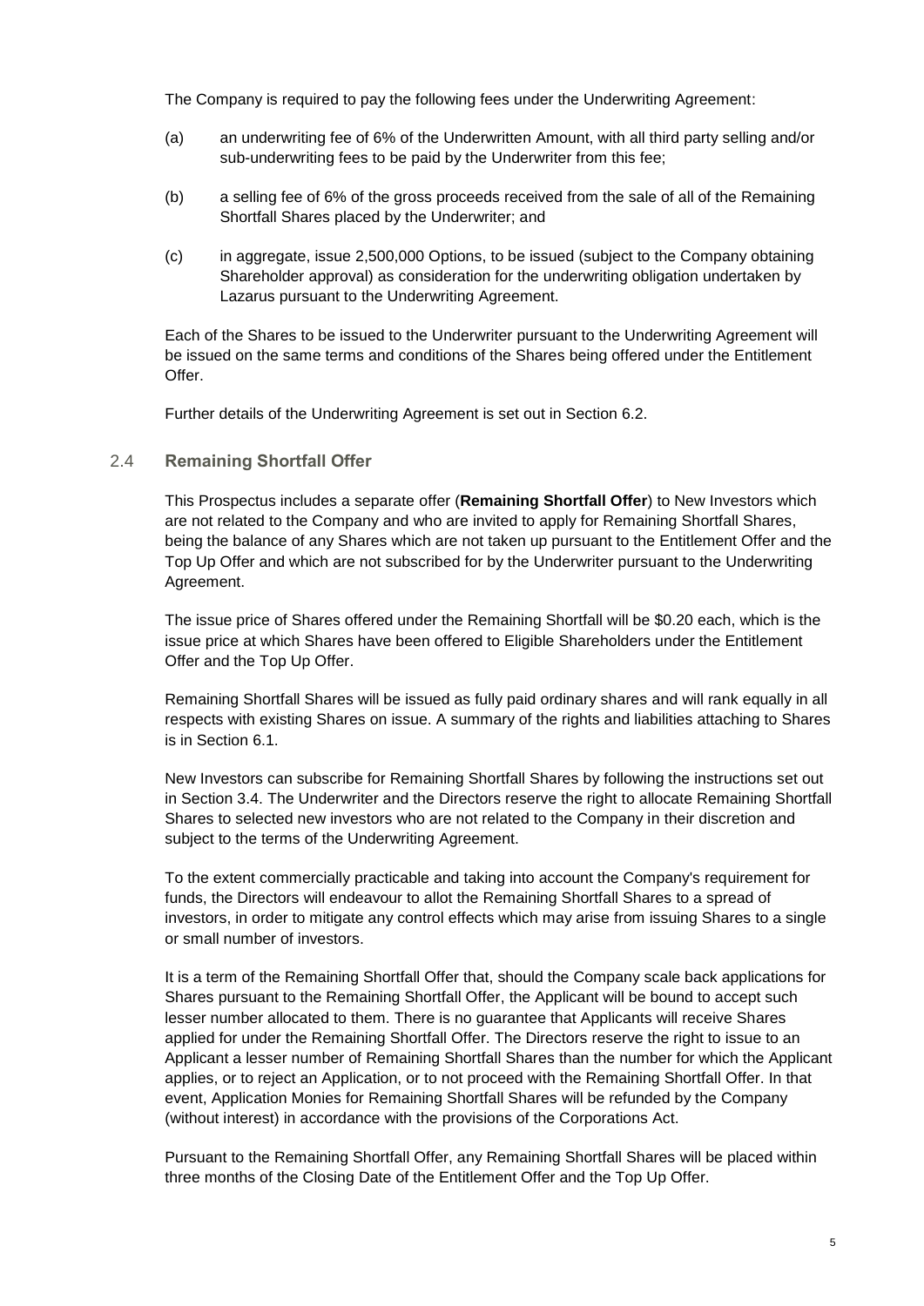The Company is required to pay the following fees under the Underwriting Agreement:

(a) an underwriting fee of 6% of the Underwritten Amount, with all third party selling and/or sub-underwriting fees to be paid by the Underwriter from this fee;

(b) a selling fee of 6% of the gross proceeds received from the sale of all of the Remaining Shortfall Shares placed by the Underwriter; and

(c) in aggregate, issue 2,500,000 Options, to be issued (subject to the Company obtaining Shareholder approval) as consideration for the underwriting obligation undertaken by Lazarus pursuant to the Underwriting Agreement.

Each of the Shares to be issued to the Underwriter pursuant to the Underwriting Agreement will be issued on the same terms and conditions of the Shares being offered under the Entitlement Offer.

Further details of the Underwriting Agreement is set out in Section 6.2.

### 2.4 Remaining Shortfall Offer

This Prospectus includes a separate offer (**Remaining Shortfall Offer**) to New Investors which are not related to the Company and who are invited to apply for Remaining Shortfall Shares, being the balance of any Shares which are not taken up pursuant to the Entitlement Offer and the Top Up Offer and which are not subscribed for by the Underwriter pursuant to the Underwriting Agreement.

The issue price of Shares offered under the Remaining Shortfall will be $0.20 each, which is the issue price at which Shares have been offered to Eligible Shareholders under the Entitlement Offer and the Top Up Offer.

Remaining Shortfall Shares will be issued as fully paid ordinary shares and will rank equally in all respects with existing Shares on issue. A summary of the rights and liabilities attaching to Shares is in Section 6.1.

New Investors can subscribe for Remaining Shortfall Shares by following the instructions set out in Section 3.4. The Underwriter and the Directors reserve the right to allocate Remaining Shortfall Shares to selected new investors who are not related to the Company in their discretion and subject to the terms of the Underwriting Agreement.

To the extent commercially practicable and taking into account the Company's requirement for funds, the Directors will endeavour to allot the Remaining Shortfall Shares to a spread of investors, in order to mitigate any control effects which may arise from issuing Shares to a single or small number of investors.

It is a term of the Remaining Shortfall Offer that, should the Company scale back applications for Shares pursuant to the Remaining Shortfall Offer, the Applicant will be bound to accept such lesser number allocated to them. There is no guarantee that Applicants will receive Shares applied for under the Remaining Shortfall Offer. The Directors reserve the right to issue to an Applicant a lesser number of Remaining Shortfall Shares than the number for which the Applicant applies, or to reject an Application, or to not proceed with the Remaining Shortfall Offer. In that event, Application Monies for Remaining Shortfall Shares will be refunded by the Company (without interest) in accordance with the provisions of the Corporations Act.

Pursuant to the Remaining Shortfall Offer, any Remaining Shortfall Shares will be placed within three months of the Closing Date of the Entitlement Offer and the Top Up Offer.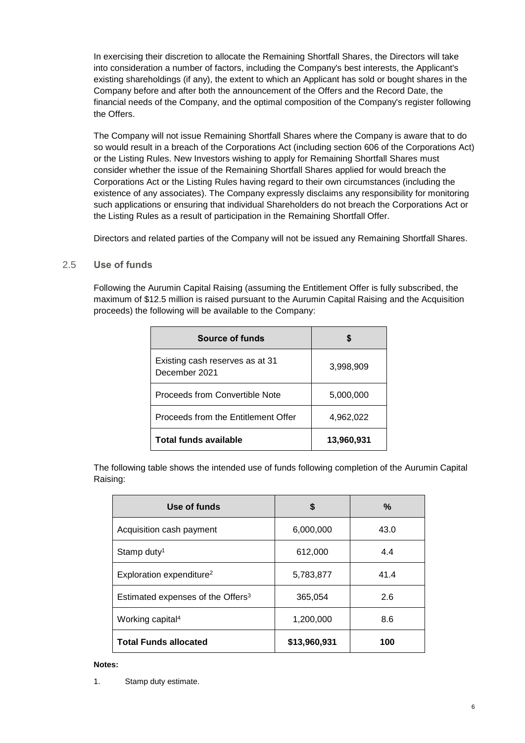In exercising their discretion to allocate the Remaining Shortfall Shares, the Directors will take into consideration a number of factors, including the Company's best interests, the Applicant's existing shareholdings (if any), the extent to which an Applicant has sold or bought shares in the Company before and after both the announcement of the Offers and the Record Date, the financial needs of the Company, and the optimal composition of the Company's register following the Offers.

The Company will not issue Remaining Shortfall Shares where the Company is aware that to do so would result in a breach of the Corporations Act (including section 606 of the Corporations Act) or the Listing Rules. New Investors wishing to apply for Remaining Shortfall Shares must consider whether the issue of the Remaining Shortfall Shares applied for would breach the Corporations Act or the Listing Rules having regard to their own circumstances (including the existence of any associates). The Company expressly disclaims any responsibility for monitoring such applications or ensuring that individual Shareholders do not breach the Corporations Act or the Listing Rules as a result of participation in the Remaining Shortfall Offer.

Directors and related parties of the Company will not be issued any Remaining Shortfall Shares.

## 2.5 Use of funds

Following the Aurumin Capital Raising (assuming the Entitlement Offer is fully subscribed, the maximum of \$12.5 million is raised pursuant to the Aurumin Capital Raising and the Acquisition proceeds) the following will be available to the Company:

| Source of funds | $ |
|---|---|
| Existing cash reserves as at 31 December 2021 | 3,998,909 |
| Proceeds from Convertible Note | 5,000,000 |
| Proceeds from the Entitlement Offer | 4,962,022 |
| **Total funds available** | **13,960,931** |

The following table shows the intended use of funds following completion of the Aurumin Capital Raising:

| Use of funds | $ | % |
|---|---|---|
| Acquisition cash payment | 6,000,000 | 43.0 |
| Stamp duty[1] | 612,000 | 4.4 |
| Exploration expenditure[2] | 5,783,877 | 41.4 |
| Estimated expenses of the Offers[3] | 365,054 | 2.6 |
| Working capital[4] | 1,200,000 | 8.6 |
| **Total Funds allocated** | **$13,960,931** | **100** |

**Notes:**

1. Stamp duty estimate.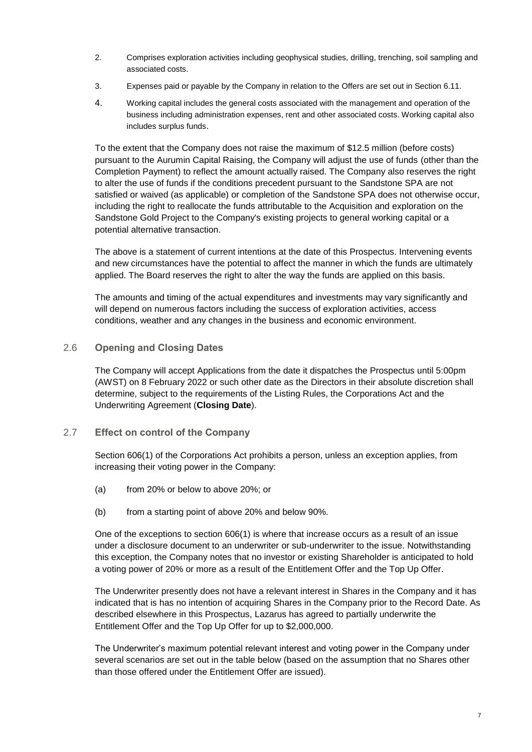2. Comprises exploration activities including geophysical studies, drilling, trenching, soil sampling and associated costs.

3. Expenses paid or payable by the Company in relation to the Offers are set out in Section 6.11.

4. Working capital includes the general costs associated with the management and operation of the business including administration expenses, rent and other associated costs. Working capital also includes surplus funds.

To the extent that the Company does not raise the maximum of $12.5 million (before costs) pursuant to the Aurumin Capital Raising, the Company will adjust the use of funds (other than the Completion Payment) to reflect the amount actually raised. The Company also reserves the right to alter the use of funds if the conditions precedent pursuant to the Sandstone SPA are not satisfied or waived (as applicable) or completion of the Sandstone SPA does not otherwise occur, including the right to reallocate the funds attributable to the Acquisition and exploration on the Sandstone Gold Project to the Company's existing projects to general working capital or a potential alternative transaction.

The above is a statement of current intentions at the date of this Prospectus. Intervening events and new circumstances have the potential to affect the manner in which the funds are ultimately applied. The Board reserves the right to alter the way the funds are applied on this basis.

The amounts and timing of the actual expenditures and investments may vary significantly and will depend on numerous factors including the success of exploration activities, access conditions, weather and any changes in the business and economic environment.

## 2.6 Opening and Closing Dates

The Company will accept Applications from the date it dispatches the Prospectus until 5:00pm (AWST) on 8 February 2022 or such other date as the Directors in their absolute discretion shall determine, subject to the requirements of the Listing Rules, the Corporations Act and the Underwriting Agreement (**Closing Date**).

## 2.7 Effect on control of the Company

Section 606(1) of the Corporations Act prohibits a person, unless an exception applies, from increasing their voting power in the Company:

(a) from 20% or below to above 20%; or

(b) from a starting point of above 20% and below 90%.

One of the exceptions to section 606(1) is where that increase occurs as a result of an issue under a disclosure document to an underwriter or sub-underwriter to the issue. Notwithstanding this exception, the Company notes that no investor or existing Shareholder is anticipated to hold a voting power of 20% or more as a result of the Entitlement Offer and the Top Up Offer.

The Underwriter presently does not have a relevant interest in Shares in the Company and it has indicated that is has no intention of acquiring Shares in the Company prior to the Record Date. As described elsewhere in this Prospectus, Lazarus has agreed to partially underwrite the Entitlement Offer and the Top Up Offer for up to $2,000,000.

The Underwriter's maximum potential relevant interest and voting power in the Company under several scenarios are set out in the table below (based on the assumption that no Shares other than those offered under the Entitlement Offer are issued).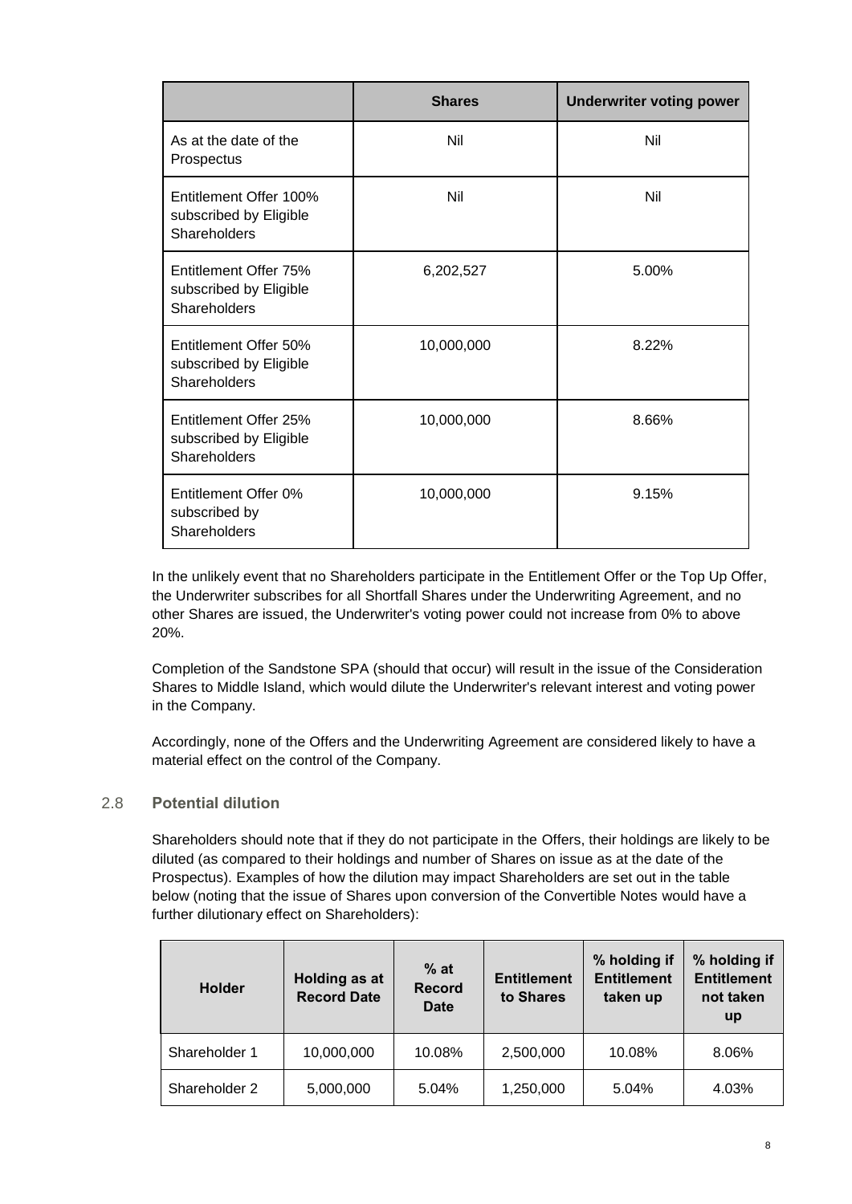| | Shares | Underwriter voting power |
|---|---|---|
| As at the date of the Prospectus | Nil | Nil |
| Entitlement Offer 100% subscribed by Eligible Shareholders | Nil | Nil |
| Entitlement Offer 75% subscribed by Eligible Shareholders | 6,202,527 | 5.00% |
| Entitlement Offer 50% subscribed by Eligible Shareholders | 10,000,000 | 8.22% |
| Entitlement Offer 25% subscribed by Eligible Shareholders | 10,000,000 | 8.66% |
| Entitlement Offer 0% subscribed by Shareholders | 10,000,000 | 9.15% |

In the unlikely event that no Shareholders participate in the Entitlement Offer or the Top Up Offer, the Underwriter subscribes for all Shortfall Shares under the Underwriting Agreement, and no other Shares are issued, the Underwriter's voting power could not increase from 0% to above 20%.

Completion of the Sandstone SPA (should that occur) will result in the issue of the Consideration Shares to Middle Island, which would dilute the Underwriter's relevant interest and voting power in the Company.

Accordingly, none of the Offers and the Underwriting Agreement are considered likely to have a material effect on the control of the Company.

## 2.8 Potential dilution

Shareholders should note that if they do not participate in the Offers, their holdings are likely to be diluted (as compared to their holdings and number of Shares on issue as at the date of the Prospectus). Examples of how the dilution may impact Shareholders are set out in the table below (noting that the issue of Shares upon conversion of the Convertible Notes would have a further dilutionary effect on Shareholders):

| Holder | Holding as at Record Date | % at Record Date | Entitlement to Shares | % holding if Entitlement taken up | % holding if Entitlement not taken up |
|---|---|---|---|---|---|
| Shareholder 1 | 10,000,000 | 10.08% | 2,500,000 | 10.08% | 8.06% |
| Shareholder 2 | 5,000,000 | 5.04% | 1,250,000 | 5.04% | 4.03% |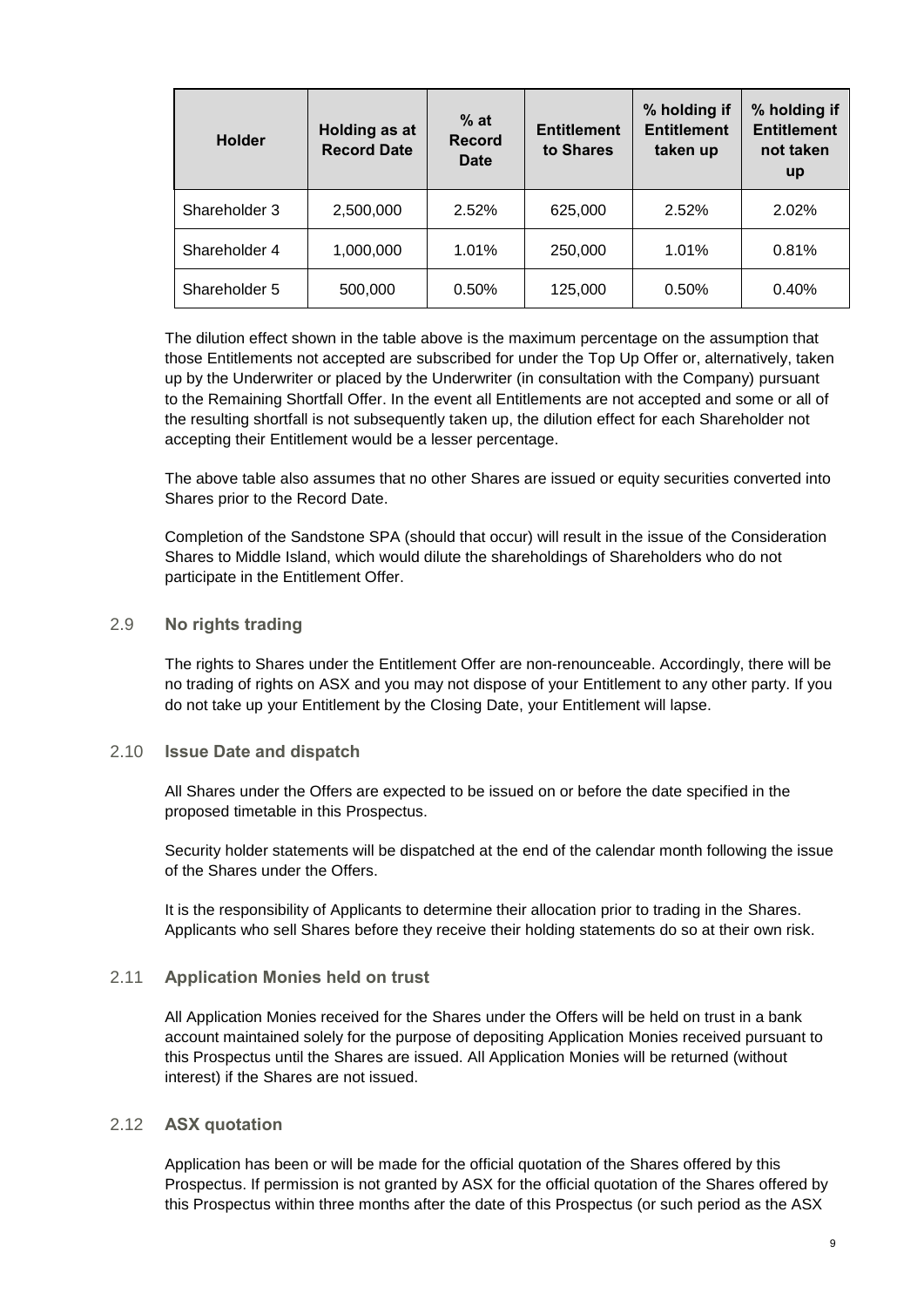| Holder | Holding as at Record Date | % at Record Date | Entitlement to Shares | % holding if Entitlement taken up | % holding if Entitlement not taken up |
|---|---|---|---|---|---|
| Shareholder 3 | 2,500,000 | 2.52% | 625,000 | 2.52% | 2.02% |
| Shareholder 4 | 1,000,000 | 1.01% | 250,000 | 1.01% | 0.81% |
| Shareholder 5 | 500,000 | 0.50% | 125,000 | 0.50% | 0.40% |

The dilution effect shown in the table above is the maximum percentage on the assumption that those Entitlements not accepted are subscribed for under the Top Up Offer or, alternatively, taken up by the Underwriter or placed by the Underwriter (in consultation with the Company) pursuant to the Remaining Shortfall Offer. In the event all Entitlements are not accepted and some or all of the resulting shortfall is not subsequently taken up, the dilution effect for each Shareholder not accepting their Entitlement would be a lesser percentage.

The above table also assumes that no other Shares are issued or equity securities converted into Shares prior to the Record Date.

Completion of the Sandstone SPA (should that occur) will result in the issue of the Consideration Shares to Middle Island, which would dilute the shareholdings of Shareholders who do not participate in the Entitlement Offer.

## 2.9 No rights trading

The rights to Shares under the Entitlement Offer are non-renounceable. Accordingly, there will be no trading of rights on ASX and you may not dispose of your Entitlement to any other party. If you do not take up your Entitlement by the Closing Date, your Entitlement will lapse.

## 2.10 Issue Date and dispatch

All Shares under the Offers are expected to be issued on or before the date specified in the proposed timetable in this Prospectus.

Security holder statements will be dispatched at the end of the calendar month following the issue of the Shares under the Offers.

It is the responsibility of Applicants to determine their allocation prior to trading in the Shares. Applicants who sell Shares before they receive their holding statements do so at their own risk.

## 2.11 Application Monies held on trust

All Application Monies received for the Shares under the Offers will be held on trust in a bank account maintained solely for the purpose of depositing Application Monies received pursuant to this Prospectus until the Shares are issued. All Application Monies will be returned (without interest) if the Shares are not issued.

## 2.12 ASX quotation

Application has been or will be made for the official quotation of the Shares offered by this Prospectus. If permission is not granted by ASX for the official quotation of the Shares offered by this Prospectus within three months after the date of this Prospectus (or such period as the ASX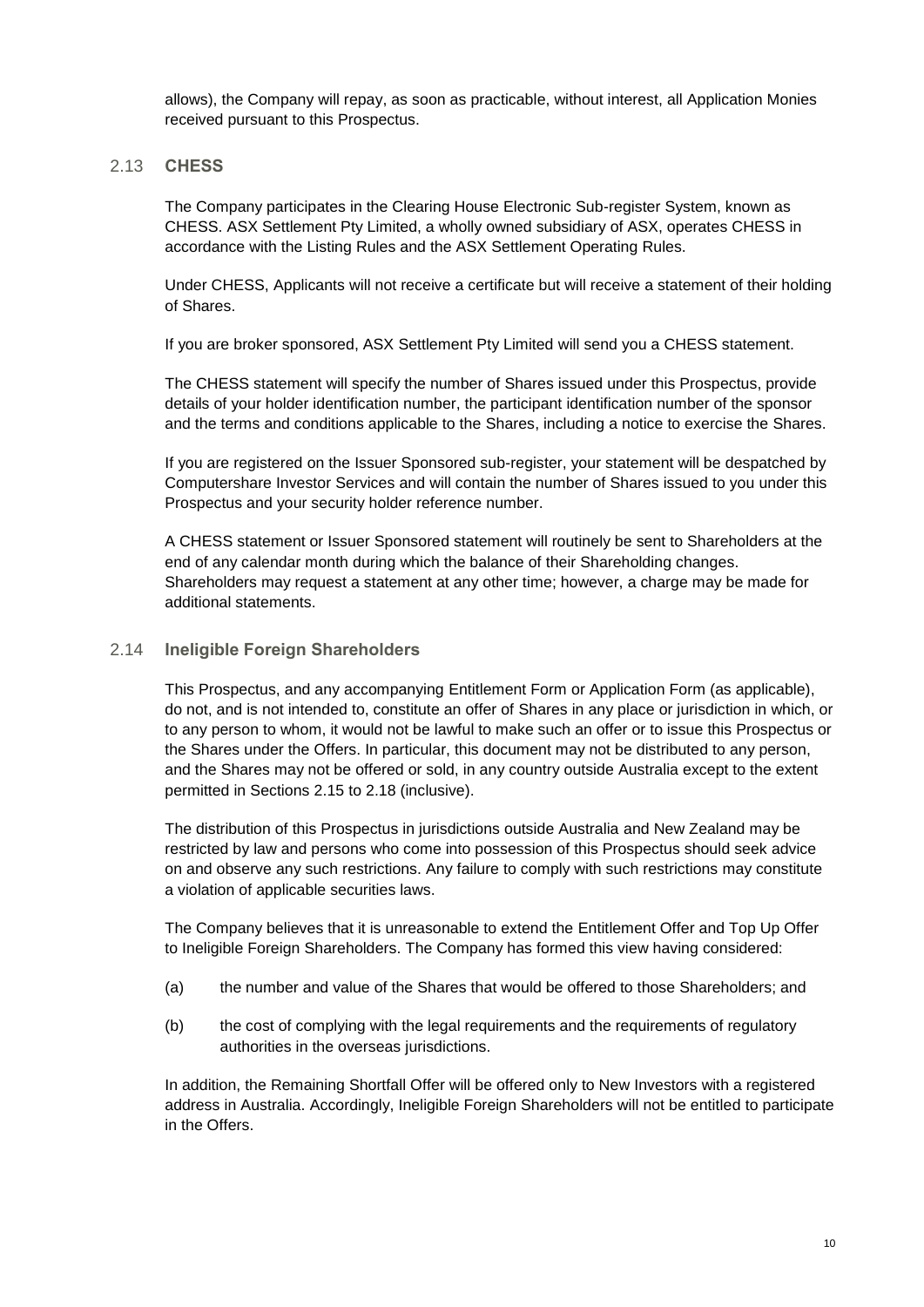allows), the Company will repay, as soon as practicable, without interest, all Application Monies received pursuant to this Prospectus.

## 2.13 CHESS

The Company participates in the Clearing House Electronic Sub-register System, known as CHESS. ASX Settlement Pty Limited, a wholly owned subsidiary of ASX, operates CHESS in accordance with the Listing Rules and the ASX Settlement Operating Rules.

Under CHESS, Applicants will not receive a certificate but will receive a statement of their holding of Shares.

If you are broker sponsored, ASX Settlement Pty Limited will send you a CHESS statement.

The CHESS statement will specify the number of Shares issued under this Prospectus, provide details of your holder identification number, the participant identification number of the sponsor and the terms and conditions applicable to the Shares, including a notice to exercise the Shares.

If you are registered on the Issuer Sponsored sub-register, your statement will be despatched by Computershare Investor Services and will contain the number of Shares issued to you under this Prospectus and your security holder reference number.

A CHESS statement or Issuer Sponsored statement will routinely be sent to Shareholders at the end of any calendar month during which the balance of their Shareholding changes. Shareholders may request a statement at any other time; however, a charge may be made for additional statements.

## 2.14 Ineligible Foreign Shareholders

This Prospectus, and any accompanying Entitlement Form or Application Form (as applicable), do not, and is not intended to, constitute an offer of Shares in any place or jurisdiction in which, or to any person to whom, it would not be lawful to make such an offer or to issue this Prospectus or the Shares under the Offers. In particular, this document may not be distributed to any person, and the Shares may not be offered or sold, in any country outside Australia except to the extent permitted in Sections 2.15 to 2.18 (inclusive).

The distribution of this Prospectus in jurisdictions outside Australia and New Zealand may be restricted by law and persons who come into possession of this Prospectus should seek advice on and observe any such restrictions. Any failure to comply with such restrictions may constitute a violation of applicable securities laws.

The Company believes that it is unreasonable to extend the Entitlement Offer and Top Up Offer to Ineligible Foreign Shareholders. The Company has formed this view having considered:

(a) the number and value of the Shares that would be offered to those Shareholders; and

(b) the cost of complying with the legal requirements and the requirements of regulatory authorities in the overseas jurisdictions.

In addition, the Remaining Shortfall Offer will be offered only to New Investors with a registered address in Australia. Accordingly, Ineligible Foreign Shareholders will not be entitled to participate in the Offers.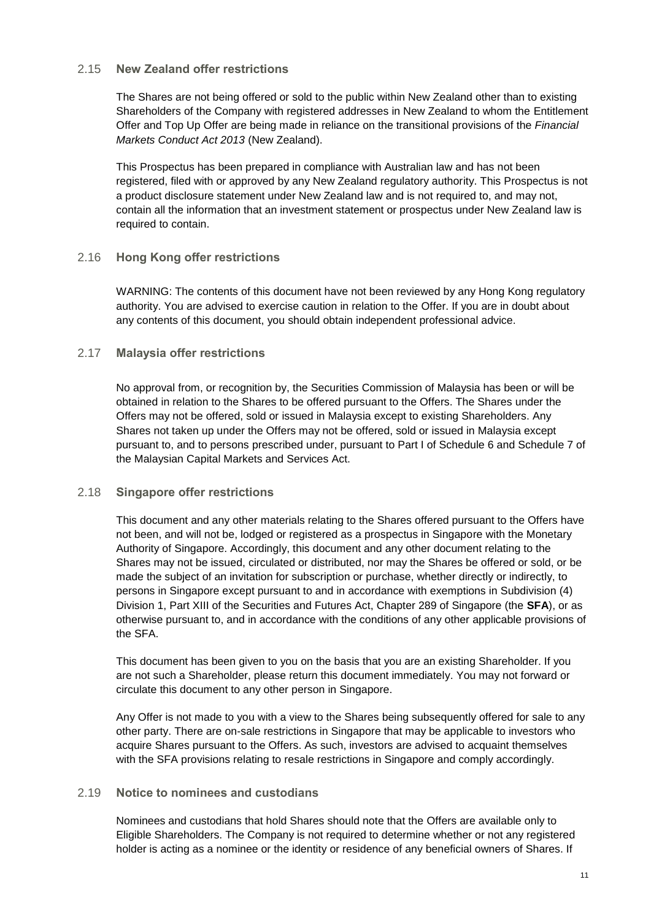### 2.15 New Zealand offer restrictions

The Shares are not being offered or sold to the public within New Zealand other than to existing Shareholders of the Company with registered addresses in New Zealand to whom the Entitlement Offer and Top Up Offer are being made in reliance on the transitional provisions of the *Financial Markets Conduct Act 2013* (New Zealand).

This Prospectus has been prepared in compliance with Australian law and has not been registered, filed with or approved by any New Zealand regulatory authority. This Prospectus is not a product disclosure statement under New Zealand law and is not required to, and may not, contain all the information that an investment statement or prospectus under New Zealand law is required to contain.

### 2.16 Hong Kong offer restrictions

WARNING: The contents of this document have not been reviewed by any Hong Kong regulatory authority. You are advised to exercise caution in relation to the Offer. If you are in doubt about any contents of this document, you should obtain independent professional advice.

### 2.17 Malaysia offer restrictions

No approval from, or recognition by, the Securities Commission of Malaysia has been or will be obtained in relation to the Shares to be offered pursuant to the Offers. The Shares under the Offers may not be offered, sold or issued in Malaysia except to existing Shareholders. Any Shares not taken up under the Offers may not be offered, sold or issued in Malaysia except pursuant to, and to persons prescribed under, pursuant to Part I of Schedule 6 and Schedule 7 of the Malaysian Capital Markets and Services Act.

### 2.18 Singapore offer restrictions

This document and any other materials relating to the Shares offered pursuant to the Offers have not been, and will not be, lodged or registered as a prospectus in Singapore with the Monetary Authority of Singapore. Accordingly, this document and any other document relating to the Shares may not be issued, circulated or distributed, nor may the Shares be offered or sold, or be made the subject of an invitation for subscription or purchase, whether directly or indirectly, to persons in Singapore except pursuant to and in accordance with exemptions in Subdivision (4) Division 1, Part XIII of the Securities and Futures Act, Chapter 289 of Singapore (the **SFA**), or as otherwise pursuant to, and in accordance with the conditions of any other applicable provisions of the SFA.

This document has been given to you on the basis that you are an existing Shareholder. If you are not such a Shareholder, please return this document immediately. You may not forward or circulate this document to any other person in Singapore.

Any Offer is not made to you with a view to the Shares being subsequently offered for sale to any other party. There are on-sale restrictions in Singapore that may be applicable to investors who acquire Shares pursuant to the Offers. As such, investors are advised to acquaint themselves with the SFA provisions relating to resale restrictions in Singapore and comply accordingly.

### 2.19 Notice to nominees and custodians

Nominees and custodians that hold Shares should note that the Offers are available only to Eligible Shareholders. The Company is not required to determine whether or not any registered holder is acting as a nominee or the identity or residence of any beneficial owners of Shares. If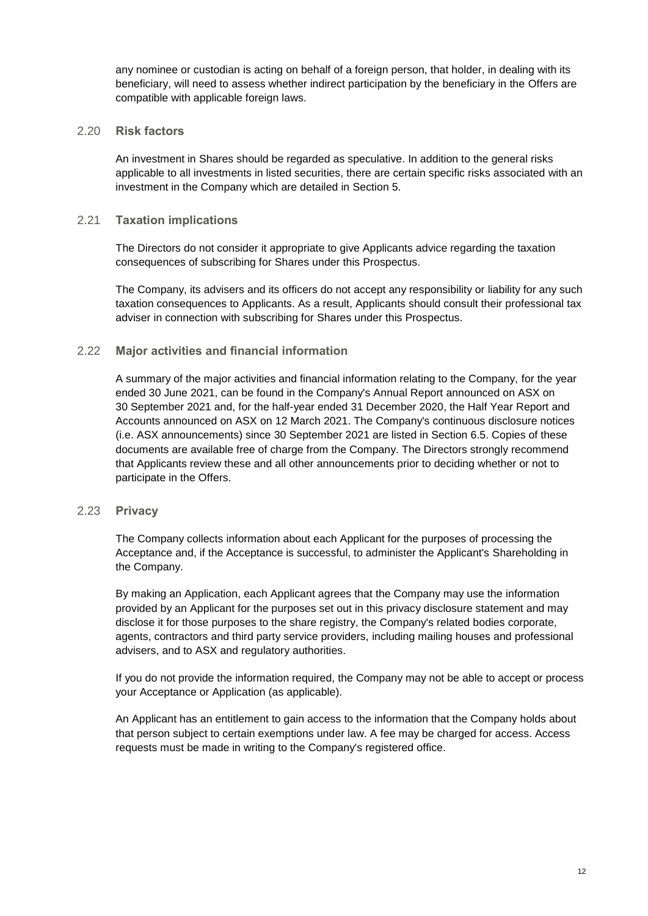any nominee or custodian is acting on behalf of a foreign person, that holder, in dealing with its beneficiary, will need to assess whether indirect participation by the beneficiary in the Offers are compatible with applicable foreign laws.

### 2.20 Risk factors

An investment in Shares should be regarded as speculative. In addition to the general risks applicable to all investments in listed securities, there are certain specific risks associated with an investment in the Company which are detailed in Section 5.

### 2.21 Taxation implications

The Directors do not consider it appropriate to give Applicants advice regarding the taxation consequences of subscribing for Shares under this Prospectus.

The Company, its advisers and its officers do not accept any responsibility or liability for any such taxation consequences to Applicants. As a result, Applicants should consult their professional tax adviser in connection with subscribing for Shares under this Prospectus.

### 2.22 Major activities and financial information

A summary of the major activities and financial information relating to the Company, for the year ended 30 June 2021, can be found in the Company's Annual Report announced on ASX on 30 September 2021 and, for the half-year ended 31 December 2020, the Half Year Report and Accounts announced on ASX on 12 March 2021. The Company's continuous disclosure notices (i.e. ASX announcements) since 30 September 2021 are listed in Section 6.5. Copies of these documents are available free of charge from the Company. The Directors strongly recommend that Applicants review these and all other announcements prior to deciding whether or not to participate in the Offers.

### 2.23 Privacy

The Company collects information about each Applicant for the purposes of processing the Acceptance and, if the Acceptance is successful, to administer the Applicant's Shareholding in the Company.

By making an Application, each Applicant agrees that the Company may use the information provided by an Applicant for the purposes set out in this privacy disclosure statement and may disclose it for those purposes to the share registry, the Company's related bodies corporate, agents, contractors and third party service providers, including mailing houses and professional advisers, and to ASX and regulatory authorities.

If you do not provide the information required, the Company may not be able to accept or process your Acceptance or Application (as applicable).

An Applicant has an entitlement to gain access to the information that the Company holds about that person subject to certain exemptions under law. A fee may be charged for access. Access requests must be made in writing to the Company's registered office.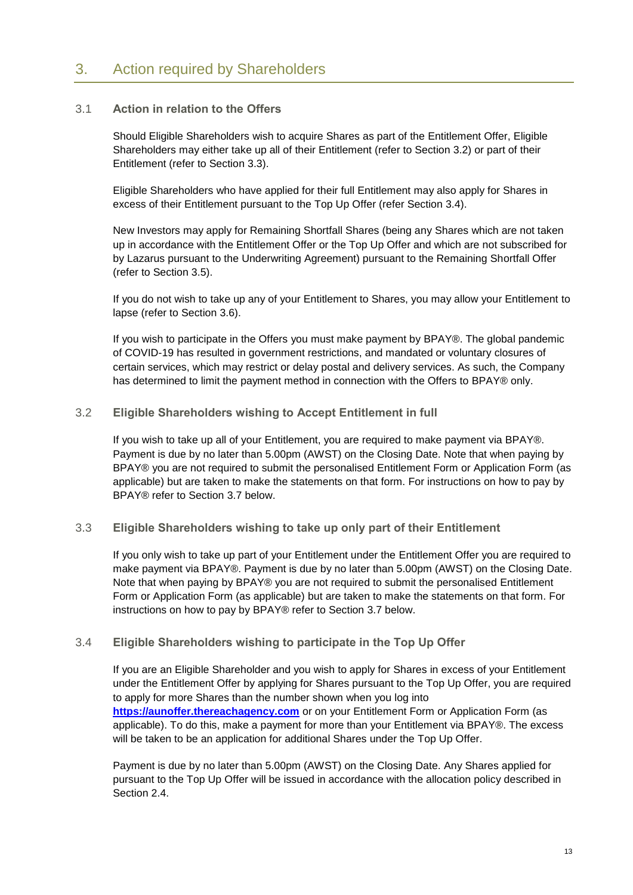## 3. Action required by Shareholders

### 3.1 Action in relation to the Offers

Should Eligible Shareholders wish to acquire Shares as part of the Entitlement Offer, Eligible Shareholders may either take up all of their Entitlement (refer to Section 3.2) or part of their Entitlement (refer to Section 3.3).

Eligible Shareholders who have applied for their full Entitlement may also apply for Shares in excess of their Entitlement pursuant to the Top Up Offer (refer Section 3.4).

New Investors may apply for Remaining Shortfall Shares (being any Shares which are not taken up in accordance with the Entitlement Offer or the Top Up Offer and which are not subscribed for by Lazarus pursuant to the Underwriting Agreement) pursuant to the Remaining Shortfall Offer (refer to Section 3.5).

If you do not wish to take up any of your Entitlement to Shares, you may allow your Entitlement to lapse (refer to Section 3.6).

If you wish to participate in the Offers you must make payment by BPAY®. The global pandemic of COVID-19 has resulted in government restrictions, and mandated or voluntary closures of certain services, which may restrict or delay postal and delivery services. As such, the Company has determined to limit the payment method in connection with the Offers to BPAY® only.

### 3.2 Eligible Shareholders wishing to Accept Entitlement in full

If you wish to take up all of your Entitlement, you are required to make payment via BPAY®. Payment is due by no later than 5.00pm (AWST) on the Closing Date. Note that when paying by BPAY® you are not required to submit the personalised Entitlement Form or Application Form (as applicable) but are taken to make the statements on that form. For instructions on how to pay by BPAY® refer to Section 3.7 below.

### 3.3 Eligible Shareholders wishing to take up only part of their Entitlement

If you only wish to take up part of your Entitlement under the Entitlement Offer you are required to make payment via BPAY®. Payment is due by no later than 5.00pm (AWST) on the Closing Date. Note that when paying by BPAY® you are not required to submit the personalised Entitlement Form or Application Form (as applicable) but are taken to make the statements on that form. For instructions on how to pay by BPAY® refer to Section 3.7 below.

### 3.4 Eligible Shareholders wishing to participate in the Top Up Offer

If you are an Eligible Shareholder and you wish to apply for Shares in excess of your Entitlement under the Entitlement Offer by applying for Shares pursuant to the Top Up Offer, you are required to apply for more Shares than the number shown when you log into **https://aunoffer.thereachagency.com** or on your Entitlement Form or Application Form (as applicable). To do this, make a payment for more than your Entitlement via BPAY®. The excess will be taken to be an application for additional Shares under the Top Up Offer.

Payment is due by no later than 5.00pm (AWST) on the Closing Date. Any Shares applied for pursuant to the Top Up Offer will be issued in accordance with the allocation policy described in Section 2.4.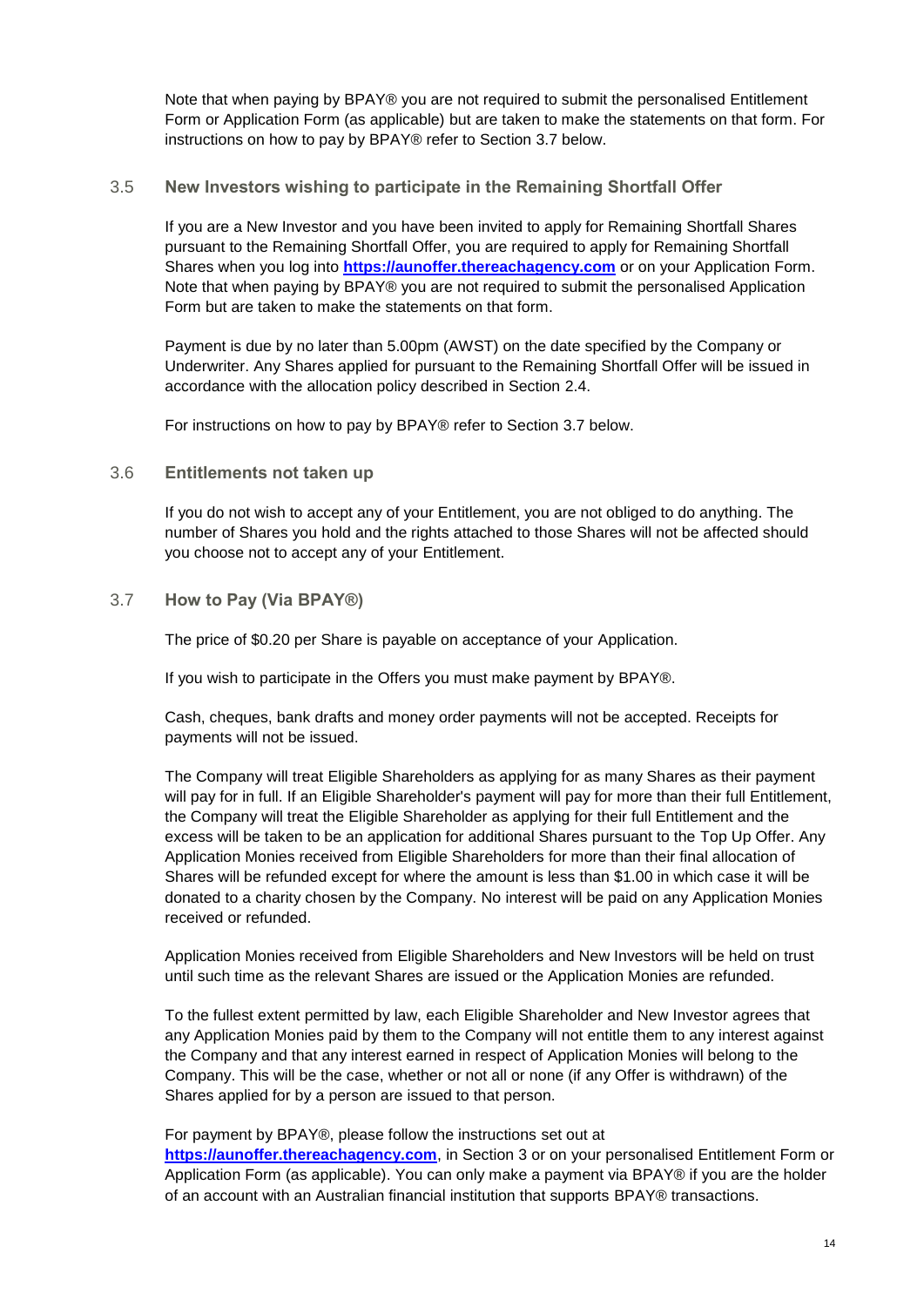Note that when paying by BPAY® you are not required to submit the personalised Entitlement Form or Application Form (as applicable) but are taken to make the statements on that form. For instructions on how to pay by BPAY® refer to Section 3.7 below.

### 3.5 New Investors wishing to participate in the Remaining Shortfall Offer

If you are a New Investor and you have been invited to apply for Remaining Shortfall Shares pursuant to the Remaining Shortfall Offer, you are required to apply for Remaining Shortfall Shares when you log into **https://aunoffer.thereachagency.com** or on your Application Form. Note that when paying by BPAY® you are not required to submit the personalised Application Form but are taken to make the statements on that form.

Payment is due by no later than 5.00pm (AWST) on the date specified by the Company or Underwriter. Any Shares applied for pursuant to the Remaining Shortfall Offer will be issued in accordance with the allocation policy described in Section 2.4.

For instructions on how to pay by BPAY® refer to Section 3.7 below.

### 3.6 Entitlements not taken up

If you do not wish to accept any of your Entitlement, you are not obliged to do anything. The number of Shares you hold and the rights attached to those Shares will not be affected should you choose not to accept any of your Entitlement.

### 3.7 How to Pay (Via BPAY®)

The price of $0.20 per Share is payable on acceptance of your Application.

If you wish to participate in the Offers you must make payment by BPAY®.

Cash, cheques, bank drafts and money order payments will not be accepted. Receipts for payments will not be issued.

The Company will treat Eligible Shareholders as applying for as many Shares as their payment will pay for in full. If an Eligible Shareholder's payment will pay for more than their full Entitlement, the Company will treat the Eligible Shareholder as applying for their full Entitlement and the excess will be taken to be an application for additional Shares pursuant to the Top Up Offer. Any Application Monies received from Eligible Shareholders for more than their final allocation of Shares will be refunded except for where the amount is less than $1.00 in which case it will be donated to a charity chosen by the Company. No interest will be paid on any Application Monies received or refunded.

Application Monies received from Eligible Shareholders and New Investors will be held on trust until such time as the relevant Shares are issued or the Application Monies are refunded.

To the fullest extent permitted by law, each Eligible Shareholder and New Investor agrees that any Application Monies paid by them to the Company will not entitle them to any interest against the Company and that any interest earned in respect of Application Monies will belong to the Company. This will be the case, whether or not all or none (if any Offer is withdrawn) of the Shares applied for by a person are issued to that person.

For payment by BPAY®, please follow the instructions set out at **https://aunoffer.thereachagency.com**, in Section 3 or on your personalised Entitlement Form or Application Form (as applicable). You can only make a payment via BPAY® if you are the holder of an account with an Australian financial institution that supports BPAY® transactions.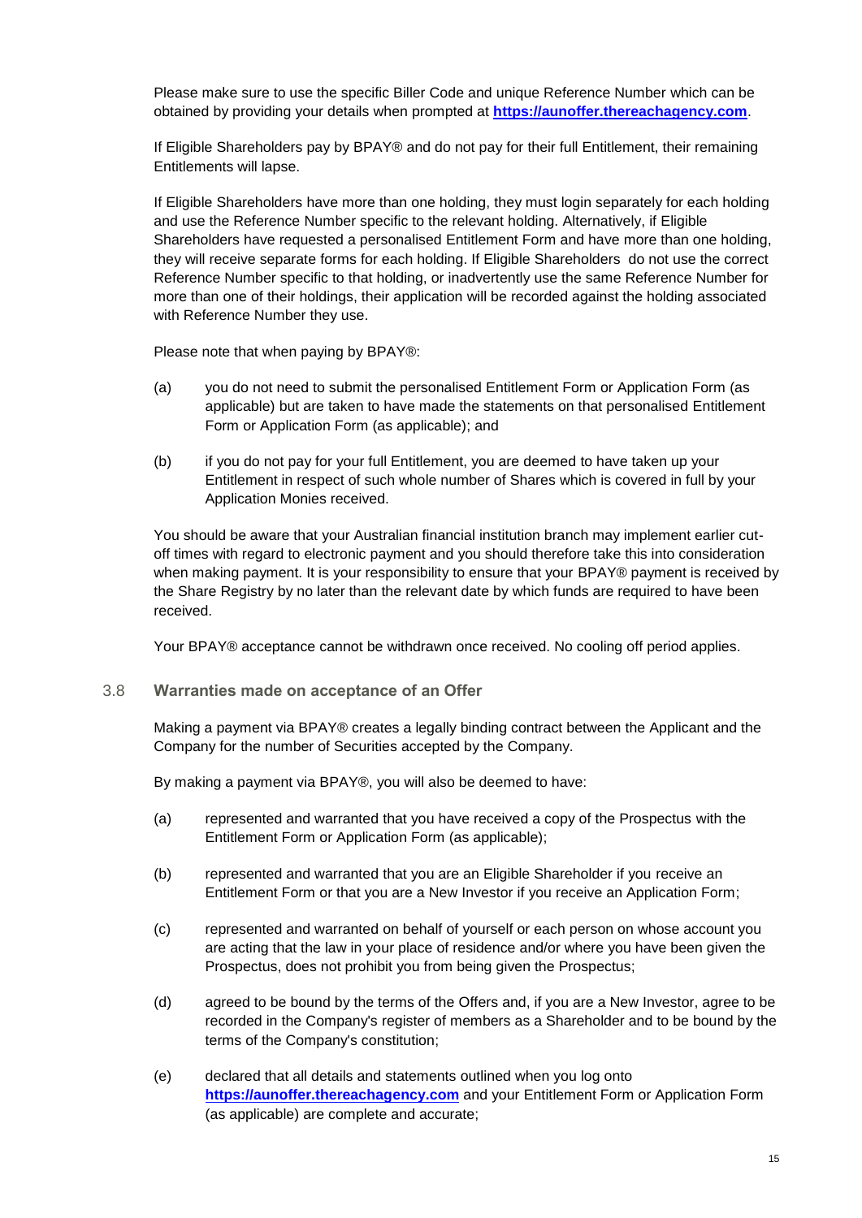Please make sure to use the specific Biller Code and unique Reference Number which can be obtained by providing your details when prompted at **https://aunoffer.thereachagency.com**.

If Eligible Shareholders pay by BPAY® and do not pay for their full Entitlement, their remaining Entitlements will lapse.

If Eligible Shareholders have more than one holding, they must login separately for each holding and use the Reference Number specific to the relevant holding. Alternatively, if Eligible Shareholders have requested a personalised Entitlement Form and have more than one holding, they will receive separate forms for each holding. If Eligible Shareholders do not use the correct Reference Number specific to that holding, or inadvertently use the same Reference Number for more than one of their holdings, their application will be recorded against the holding associated with Reference Number they use.

Please note that when paying by BPAY®:

(a) you do not need to submit the personalised Entitlement Form or Application Form (as applicable) but are taken to have made the statements on that personalised Entitlement Form or Application Form (as applicable); and

(b) if you do not pay for your full Entitlement, you are deemed to have taken up your Entitlement in respect of such whole number of Shares which is covered in full by your Application Monies received.

You should be aware that your Australian financial institution branch may implement earlier cut-off times with regard to electronic payment and you should therefore take this into consideration when making payment. It is your responsibility to ensure that your BPAY® payment is received by the Share Registry by no later than the relevant date by which funds are required to have been received.

Your BPAY® acceptance cannot be withdrawn once received. No cooling off period applies.

### 3.8 Warranties made on acceptance of an Offer

Making a payment via BPAY® creates a legally binding contract between the Applicant and the Company for the number of Securities accepted by the Company.

By making a payment via BPAY®, you will also be deemed to have:

(a) represented and warranted that you have received a copy of the Prospectus with the Entitlement Form or Application Form (as applicable);

(b) represented and warranted that you are an Eligible Shareholder if you receive an Entitlement Form or that you are a New Investor if you receive an Application Form;

(c) represented and warranted on behalf of yourself or each person on whose account you are acting that the law in your place of residence and/or where you have been given the Prospectus, does not prohibit you from being given the Prospectus;

(d) agreed to be bound by the terms of the Offers and, if you are a New Investor, agree to be recorded in the Company's register of members as a Shareholder and to be bound by the terms of the Company's constitution;

(e) declared that all details and statements outlined when you log onto **https://aunoffer.thereachagency.com** and your Entitlement Form or Application Form (as applicable) are complete and accurate;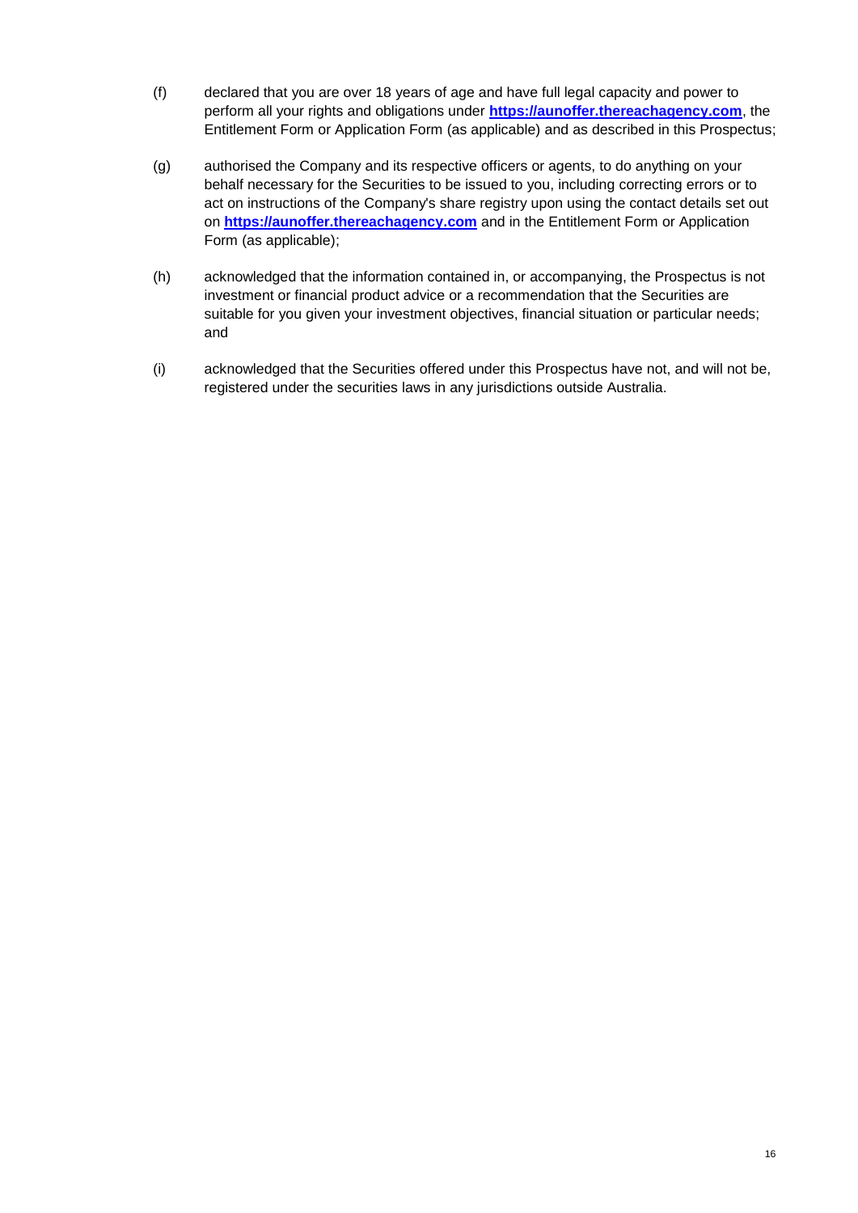(f) declared that you are over 18 years of age and have full legal capacity and power to perform all your rights and obligations under **https://aunoffer.thereachagency.com**, the Entitlement Form or Application Form (as applicable) and as described in this Prospectus;

(g) authorised the Company and its respective officers or agents, to do anything on your behalf necessary for the Securities to be issued to you, including correcting errors or to act on instructions of the Company's share registry upon using the contact details set out on **https://aunoffer.thereachagency.com** and in the Entitlement Form or Application Form (as applicable);

(h) acknowledged that the information contained in, or accompanying, the Prospectus is not investment or financial product advice or a recommendation that the Securities are suitable for you given your investment objectives, financial situation or particular needs; and

(i) acknowledged that the Securities offered under this Prospectus have not, and will not be, registered under the securities laws in any jurisdictions outside Australia.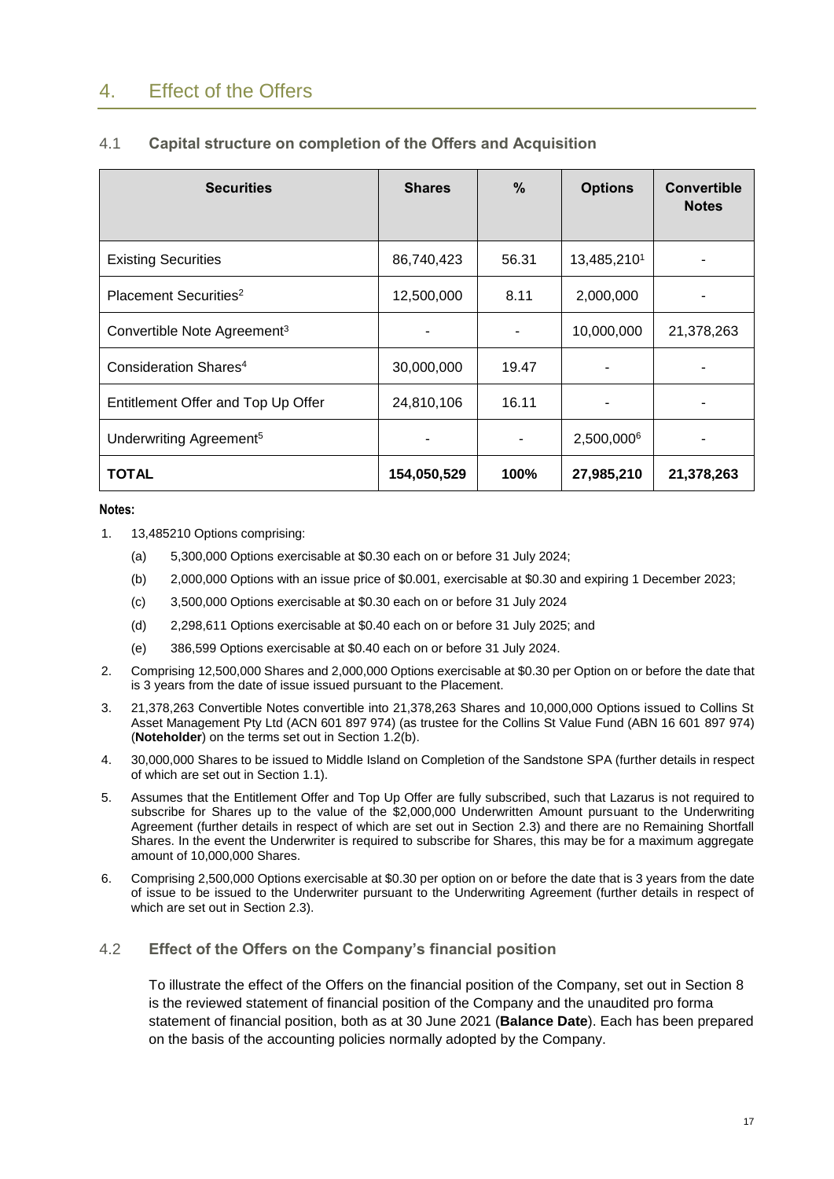# 4. Effect of the Offers

## 4.1 Capital structure on completion of the Offers and Acquisition

| Securities | Shares | % | Options | Convertible Notes |
|---|---|---|---|---|
| Existing Securities | 86,740,423 | 56.31 | 13,485,210[1] | - |
| Placement Securities[2] | 12,500,000 | 8.11 | 2,000,000 | - |
| Convertible Note Agreement[3] | - | - | 10,000,000 | 21,378,263 |
| Consideration Shares[4] | 30,000,000 | 19.47 | - | - |
| Entitlement Offer and Top Up Offer | 24,810,106 | 16.11 | - | - |
| Underwriting Agreement[5] | - | - | 2,500,000[6] | - |
| **TOTAL** | **154,050,529** | **100%** | **27,985,210** | **21,378,263** |

**Notes:**

1. 13,485210 Options comprising:
   (a) 5,300,000 Options exercisable at $0.30 each on or before 31 July 2024;
   (b) 2,000,000 Options with an issue price of $0.001, exercisable at $0.30 and expiring 1 December 2023;
   (c) 3,500,000 Options exercisable at $0.30 each on or before 31 July 2024
   (d) 2,298,611 Options exercisable at $0.40 each on or before 31 July 2025; and
   (e) 386,599 Options exercisable at $0.40 each on or before 31 July 2024.
2. Comprising 12,500,000 Shares and 2,000,000 Options exercisable at $0.30 per Option on or before the date that is 3 years from the date of issue issued pursuant to the Placement.
3. 21,378,263 Convertible Notes convertible into 21,378,263 Shares and 10,000,000 Options issued to Collins St Asset Management Pty Ltd (ACN 601 897 974) (as trustee for the Collins St Value Fund (ABN 16 601 897 974) (**Noteholder**) on the terms set out in Section 1.2(b).
4. 30,000,000 Shares to be issued to Middle Island on Completion of the Sandstone SPA (further details in respect of which are set out in Section 1.1).
5. Assumes that the Entitlement Offer and Top Up Offer are fully subscribed, such that Lazarus is not required to subscribe for Shares up to the value of the $2,000,000 Underwritten Amount pursuant to the Underwriting Agreement (further details in respect of which are set out in Section 2.3) and there are no Remaining Shortfall Shares. In the event the Underwriter is required to subscribe for Shares, this may be for a maximum aggregate amount of 10,000,000 Shares.
6. Comprising 2,500,000 Options exercisable at $0.30 per option on or before the date that is 3 years from the date of issue to be issued to the Underwriter pursuant to the Underwriting Agreement (further details in respect of which are set out in Section 2.3).

## 4.2 Effect of the Offers on the Company's financial position

To illustrate the effect of the Offers on the financial position of the Company, set out in Section 8 is the reviewed statement of financial position of the Company and the unaudited pro forma statement of financial position, both as at 30 June 2021 (**Balance Date**). Each has been prepared on the basis of the accounting policies normally adopted by the Company.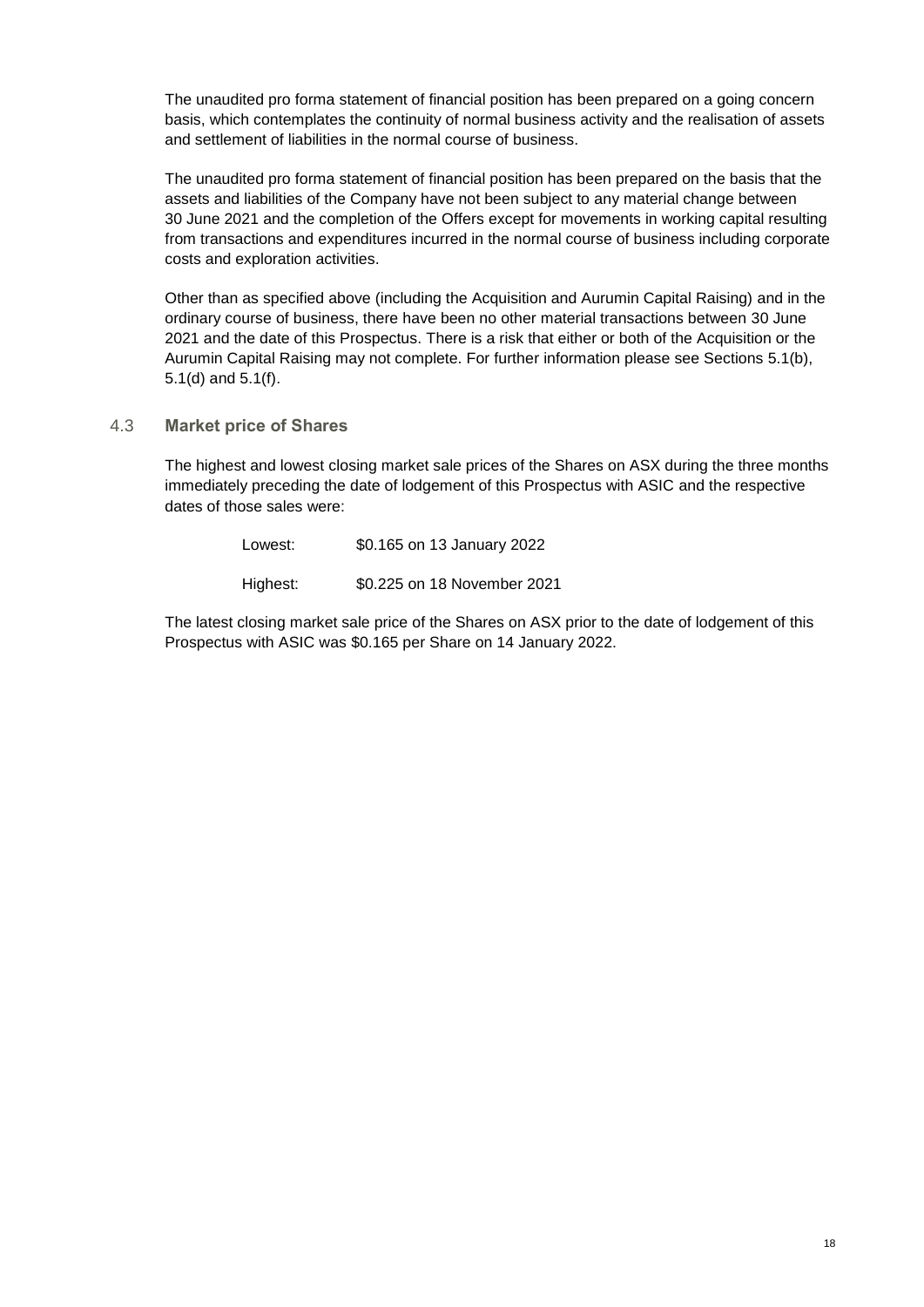The unaudited pro forma statement of financial position has been prepared on a going concern basis, which contemplates the continuity of normal business activity and the realisation of assets and settlement of liabilities in the normal course of business.

The unaudited pro forma statement of financial position has been prepared on the basis that the assets and liabilities of the Company have not been subject to any material change between 30 June 2021 and the completion of the Offers except for movements in working capital resulting from transactions and expenditures incurred in the normal course of business including corporate costs and exploration activities.

Other than as specified above (including the Acquisition and Aurumin Capital Raising) and in the ordinary course of business, there have been no other material transactions between 30 June 2021 and the date of this Prospectus. There is a risk that either or both of the Acquisition or the Aurumin Capital Raising may not complete. For further information please see Sections 5.1(b), 5.1(d) and 5.1(f).

## 4.3 Market price of Shares

The highest and lowest closing market sale prices of the Shares on ASX during the three months immediately preceding the date of lodgement of this Prospectus with ASIC and the respective dates of those sales were:

Lowest: $0.165 on 13 January 2022

Highest: $0.225 on 18 November 2021

The latest closing market sale price of the Shares on ASX prior to the date of lodgement of this Prospectus with ASIC was $0.165 per Share on 14 January 2022.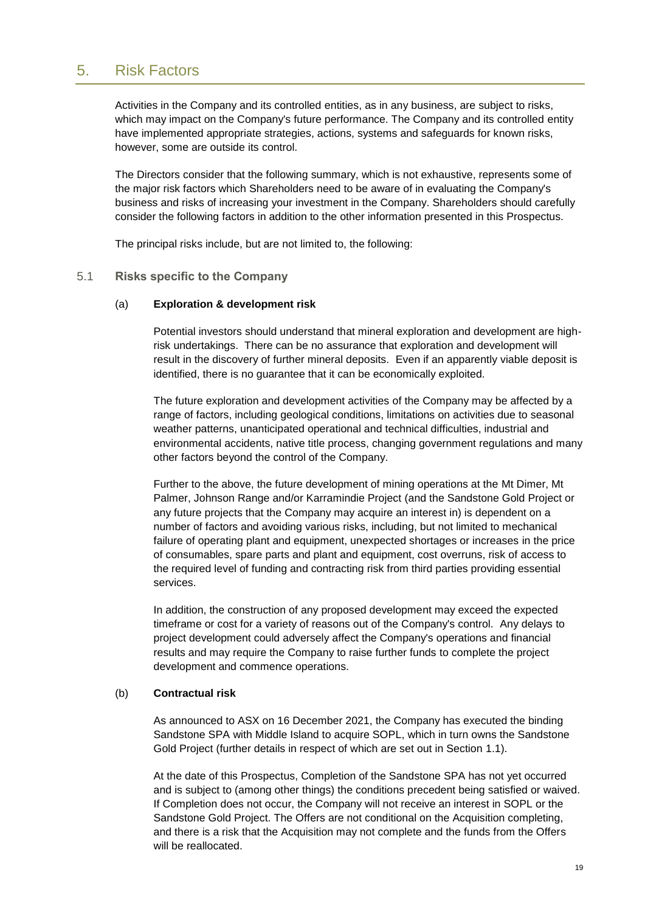# 5. Risk Factors

Activities in the Company and its controlled entities, as in any business, are subject to risks, which may impact on the Company's future performance. The Company and its controlled entity have implemented appropriate strategies, actions, systems and safeguards for known risks, however, some are outside its control.

The Directors consider that the following summary, which is not exhaustive, represents some of the major risk factors which Shareholders need to be aware of in evaluating the Company's business and risks of increasing your investment in the Company. Shareholders should carefully consider the following factors in addition to the other information presented in this Prospectus.

The principal risks include, but are not limited to, the following:

## 5.1 Risks specific to the Company

### (a) Exploration & development risk

Potential investors should understand that mineral exploration and development are high-risk undertakings. There can be no assurance that exploration and development will result in the discovery of further mineral deposits. Even if an apparently viable deposit is identified, there is no guarantee that it can be economically exploited.

The future exploration and development activities of the Company may be affected by a range of factors, including geological conditions, limitations on activities due to seasonal weather patterns, unanticipated operational and technical difficulties, industrial and environmental accidents, native title process, changing government regulations and many other factors beyond the control of the Company.

Further to the above, the future development of mining operations at the Mt Dimer, Mt Palmer, Johnson Range and/or Karramindie Project (and the Sandstone Gold Project or any future projects that the Company may acquire an interest in) is dependent on a number of factors and avoiding various risks, including, but not limited to mechanical failure of operating plant and equipment, unexpected shortages or increases in the price of consumables, spare parts and plant and equipment, cost overruns, risk of access to the required level of funding and contracting risk from third parties providing essential services.

In addition, the construction of any proposed development may exceed the expected timeframe or cost for a variety of reasons out of the Company's control. Any delays to project development could adversely affect the Company's operations and financial results and may require the Company to raise further funds to complete the project development and commence operations.

### (b) Contractual risk

As announced to ASX on 16 December 2021, the Company has executed the binding Sandstone SPA with Middle Island to acquire SOPL, which in turn owns the Sandstone Gold Project (further details in respect of which are set out in Section 1.1).

At the date of this Prospectus, Completion of the Sandstone SPA has not yet occurred and is subject to (among other things) the conditions precedent being satisfied or waived. If Completion does not occur, the Company will not receive an interest in SOPL or the Sandstone Gold Project. The Offers are not conditional on the Acquisition completing, and there is a risk that the Acquisition may not complete and the funds from the Offers will be reallocated.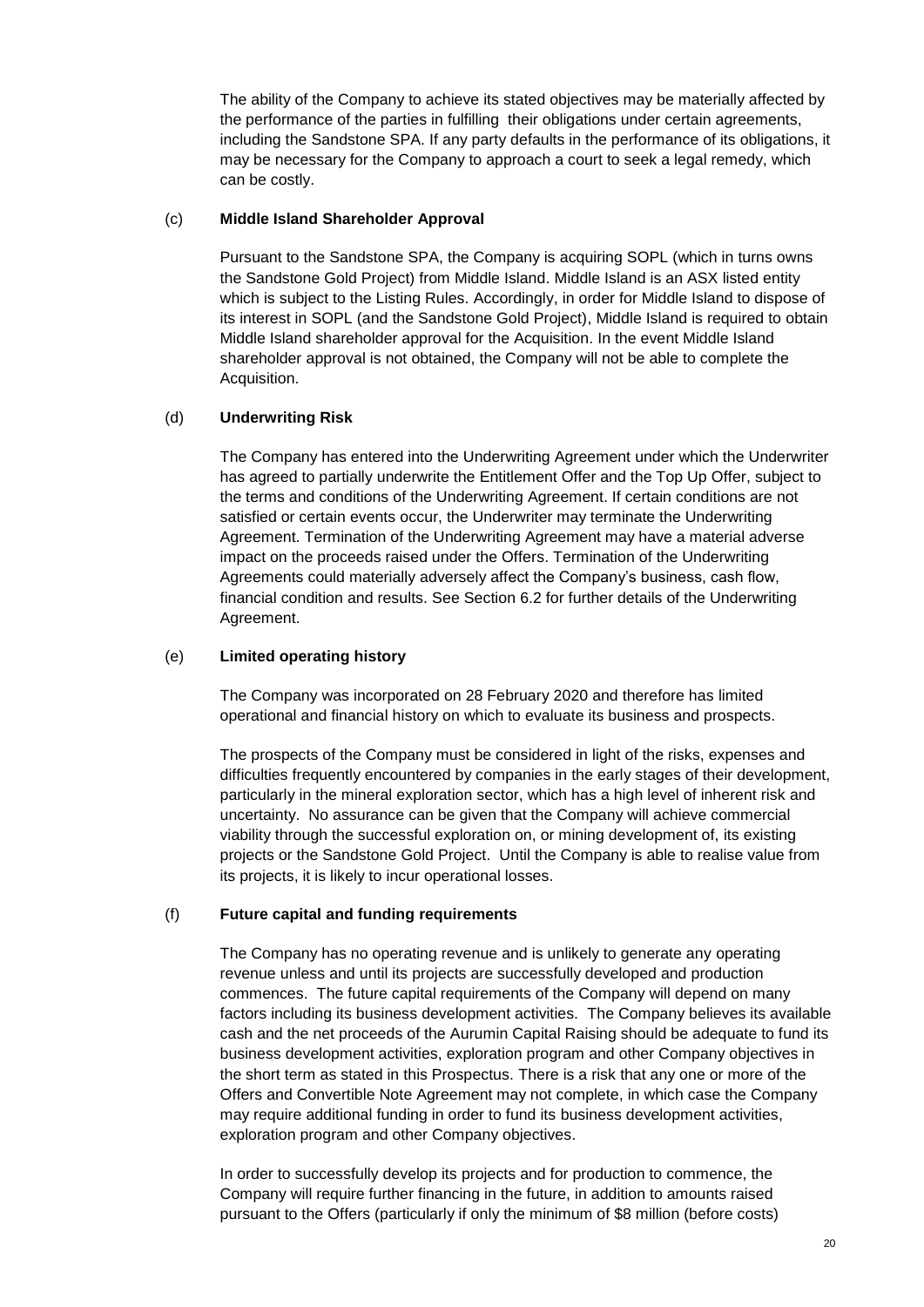The ability of the Company to achieve its stated objectives may be materially affected by the performance of the parties in fulfilling their obligations under certain agreements, including the Sandstone SPA. If any party defaults in the performance of its obligations, it may be necessary for the Company to approach a court to seek a legal remedy, which can be costly.

(c) **Middle Island Shareholder Approval**

Pursuant to the Sandstone SPA, the Company is acquiring SOPL (which in turns owns the Sandstone Gold Project) from Middle Island. Middle Island is an ASX listed entity which is subject to the Listing Rules. Accordingly, in order for Middle Island to dispose of its interest in SOPL (and the Sandstone Gold Project), Middle Island is required to obtain Middle Island shareholder approval for the Acquisition. In the event Middle Island shareholder approval is not obtained, the Company will not be able to complete the Acquisition.

(d) **Underwriting Risk**

The Company has entered into the Underwriting Agreement under which the Underwriter has agreed to partially underwrite the Entitlement Offer and the Top Up Offer, subject to the terms and conditions of the Underwriting Agreement. If certain conditions are not satisfied or certain events occur, the Underwriter may terminate the Underwriting Agreement. Termination of the Underwriting Agreement may have a material adverse impact on the proceeds raised under the Offers. Termination of the Underwriting Agreements could materially adversely affect the Company's business, cash flow, financial condition and results. See Section 6.2 for further details of the Underwriting Agreement.

(e) **Limited operating history**

The Company was incorporated on 28 February 2020 and therefore has limited operational and financial history on which to evaluate its business and prospects.

The prospects of the Company must be considered in light of the risks, expenses and difficulties frequently encountered by companies in the early stages of their development, particularly in the mineral exploration sector, which has a high level of inherent risk and uncertainty. No assurance can be given that the Company will achieve commercial viability through the successful exploration on, or mining development of, its existing projects or the Sandstone Gold Project. Until the Company is able to realise value from its projects, it is likely to incur operational losses.

(f) **Future capital and funding requirements**

The Company has no operating revenue and is unlikely to generate any operating revenue unless and until its projects are successfully developed and production commences. The future capital requirements of the Company will depend on many factors including its business development activities. The Company believes its available cash and the net proceeds of the Aurumin Capital Raising should be adequate to fund its business development activities, exploration program and other Company objectives in the short term as stated in this Prospectus. There is a risk that any one or more of the Offers and Convertible Note Agreement may not complete, in which case the Company may require additional funding in order to fund its business development activities, exploration program and other Company objectives.

In order to successfully develop its projects and for production to commence, the Company will require further financing in the future, in addition to amounts raised pursuant to the Offers (particularly if only the minimum of $8 million (before costs)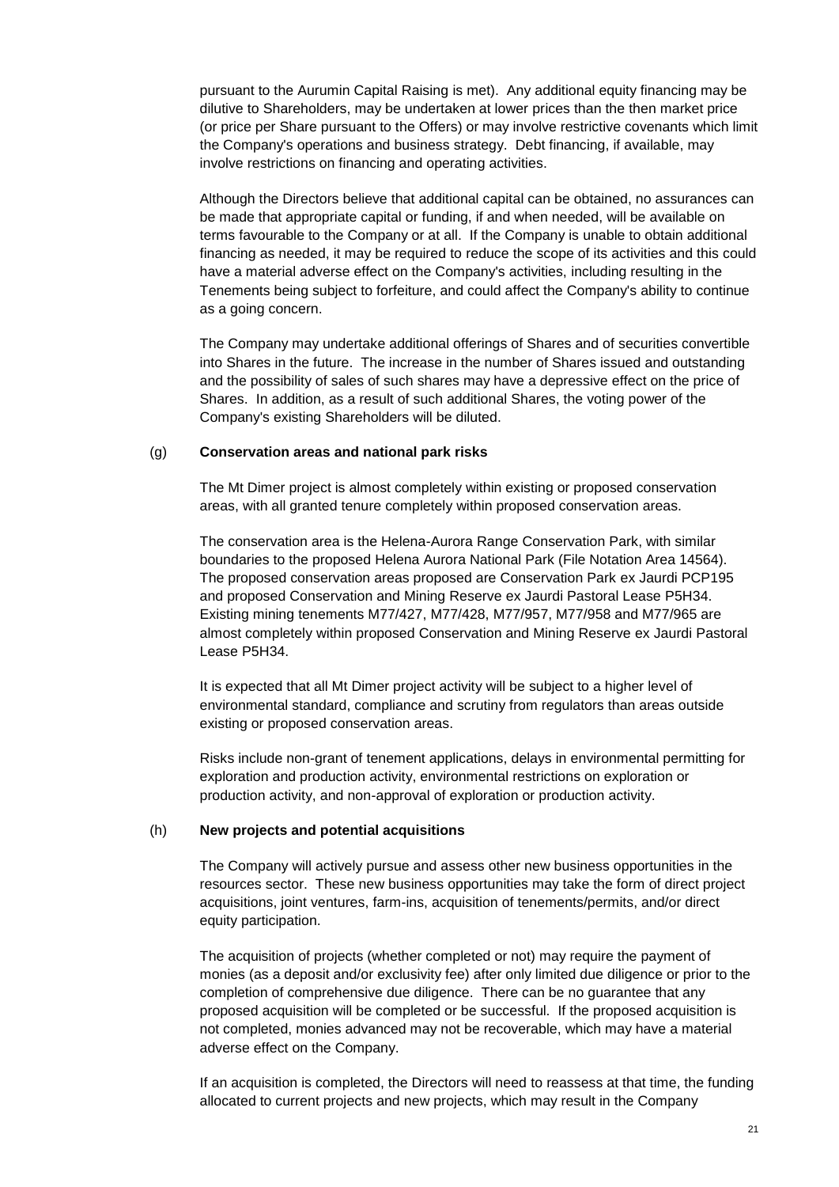pursuant to the Aurumin Capital Raising is met). Any additional equity financing may be dilutive to Shareholders, may be undertaken at lower prices than the then market price (or price per Share pursuant to the Offers) or may involve restrictive covenants which limit the Company's operations and business strategy. Debt financing, if available, may involve restrictions on financing and operating activities.

Although the Directors believe that additional capital can be obtained, no assurances can be made that appropriate capital or funding, if and when needed, will be available on terms favourable to the Company or at all. If the Company is unable to obtain additional financing as needed, it may be required to reduce the scope of its activities and this could have a material adverse effect on the Company's activities, including resulting in the Tenements being subject to forfeiture, and could affect the Company's ability to continue as a going concern.

The Company may undertake additional offerings of Shares and of securities convertible into Shares in the future. The increase in the number of Shares issued and outstanding and the possibility of sales of such shares may have a depressive effect on the price of Shares. In addition, as a result of such additional Shares, the voting power of the Company's existing Shareholders will be diluted.

(g) **Conservation areas and national park risks**

The Mt Dimer project is almost completely within existing or proposed conservation areas, with all granted tenure completely within proposed conservation areas.

The conservation area is the Helena-Aurora Range Conservation Park, with similar boundaries to the proposed Helena Aurora National Park (File Notation Area 14564). The proposed conservation areas proposed are Conservation Park ex Jaurdi PCP195 and proposed Conservation and Mining Reserve ex Jaurdi Pastoral Lease P5H34. Existing mining tenements M77/427, M77/428, M77/957, M77/958 and M77/965 are almost completely within proposed Conservation and Mining Reserve ex Jaurdi Pastoral Lease P5H34.

It is expected that all Mt Dimer project activity will be subject to a higher level of environmental standard, compliance and scrutiny from regulators than areas outside existing or proposed conservation areas.

Risks include non-grant of tenement applications, delays in environmental permitting for exploration and production activity, environmental restrictions on exploration or production activity, and non-approval of exploration or production activity.

(h) **New projects and potential acquisitions**

The Company will actively pursue and assess other new business opportunities in the resources sector. These new business opportunities may take the form of direct project acquisitions, joint ventures, farm-ins, acquisition of tenements/permits, and/or direct equity participation.

The acquisition of projects (whether completed or not) may require the payment of monies (as a deposit and/or exclusivity fee) after only limited due diligence or prior to the completion of comprehensive due diligence. There can be no guarantee that any proposed acquisition will be completed or be successful. If the proposed acquisition is not completed, monies advanced may not be recoverable, which may have a material adverse effect on the Company.

If an acquisition is completed, the Directors will need to reassess at that time, the funding allocated to current projects and new projects, which may result in the Company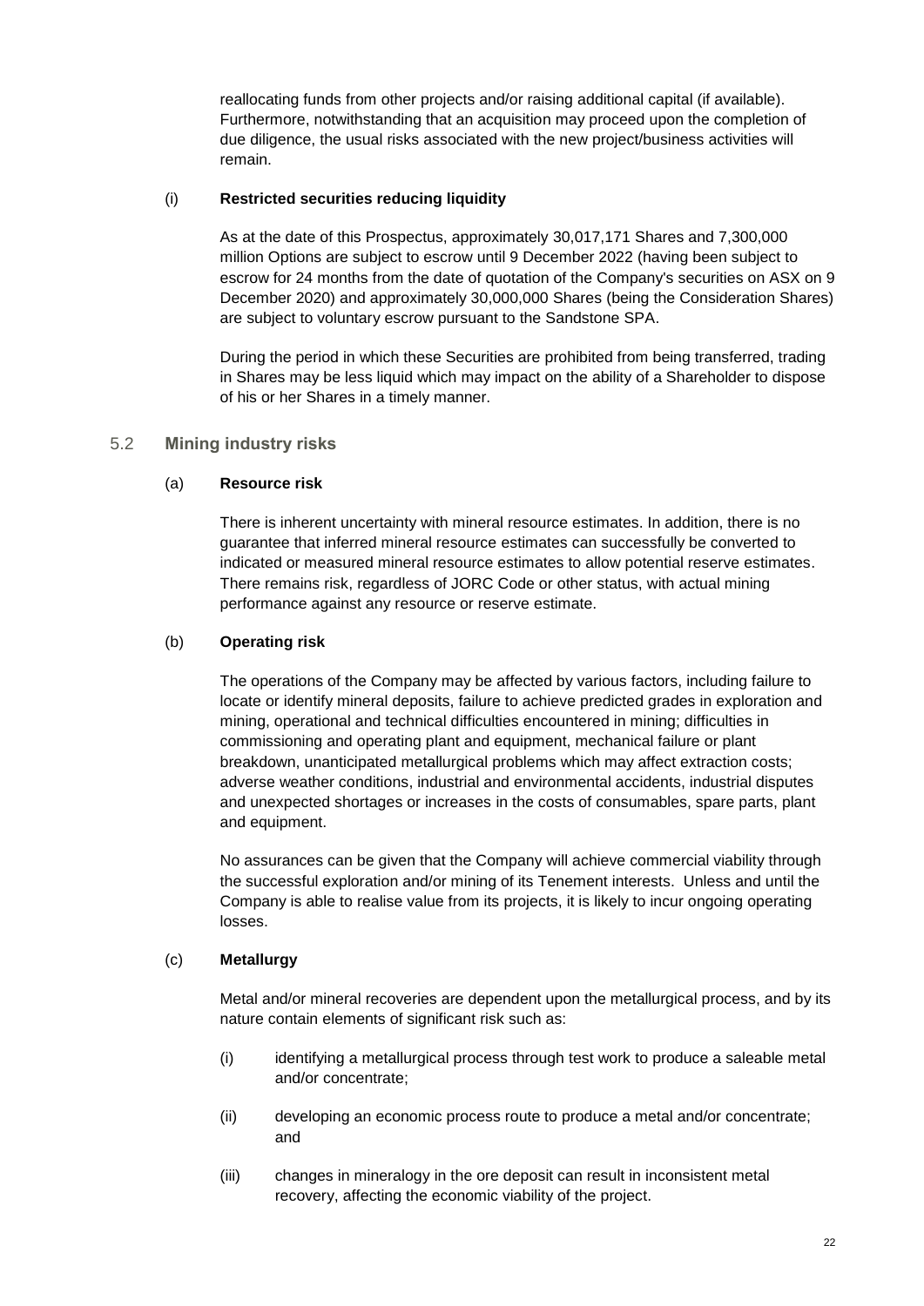reallocating funds from other projects and/or raising additional capital (if available). Furthermore, notwithstanding that an acquisition may proceed upon the completion of due diligence, the usual risks associated with the new project/business activities will remain.

(i) **Restricted securities reducing liquidity**

As at the date of this Prospectus, approximately 30,017,171 Shares and 7,300,000 million Options are subject to escrow until 9 December 2022 (having been subject to escrow for 24 months from the date of quotation of the Company's securities on ASX on 9 December 2020) and approximately 30,000,000 Shares (being the Consideration Shares) are subject to voluntary escrow pursuant to the Sandstone SPA.

During the period in which these Securities are prohibited from being transferred, trading in Shares may be less liquid which may impact on the ability of a Shareholder to dispose of his or her Shares in a timely manner.

## 5.2 Mining industry risks

(a) **Resource risk**

There is inherent uncertainty with mineral resource estimates. In addition, there is no guarantee that inferred mineral resource estimates can successfully be converted to indicated or measured mineral resource estimates to allow potential reserve estimates. There remains risk, regardless of JORC Code or other status, with actual mining performance against any resource or reserve estimate.

(b) **Operating risk**

The operations of the Company may be affected by various factors, including failure to locate or identify mineral deposits, failure to achieve predicted grades in exploration and mining, operational and technical difficulties encountered in mining; difficulties in commissioning and operating plant and equipment, mechanical failure or plant breakdown, unanticipated metallurgical problems which may affect extraction costs; adverse weather conditions, industrial and environmental accidents, industrial disputes and unexpected shortages or increases in the costs of consumables, spare parts, plant and equipment.

No assurances can be given that the Company will achieve commercial viability through the successful exploration and/or mining of its Tenement interests. Unless and until the Company is able to realise value from its projects, it is likely to incur ongoing operating losses.

(c) **Metallurgy**

Metal and/or mineral recoveries are dependent upon the metallurgical process, and by its nature contain elements of significant risk such as:

(i) identifying a metallurgical process through test work to produce a saleable metal and/or concentrate;

(ii) developing an economic process route to produce a metal and/or concentrate; and

(iii) changes in mineralogy in the ore deposit can result in inconsistent metal recovery, affecting the economic viability of the project.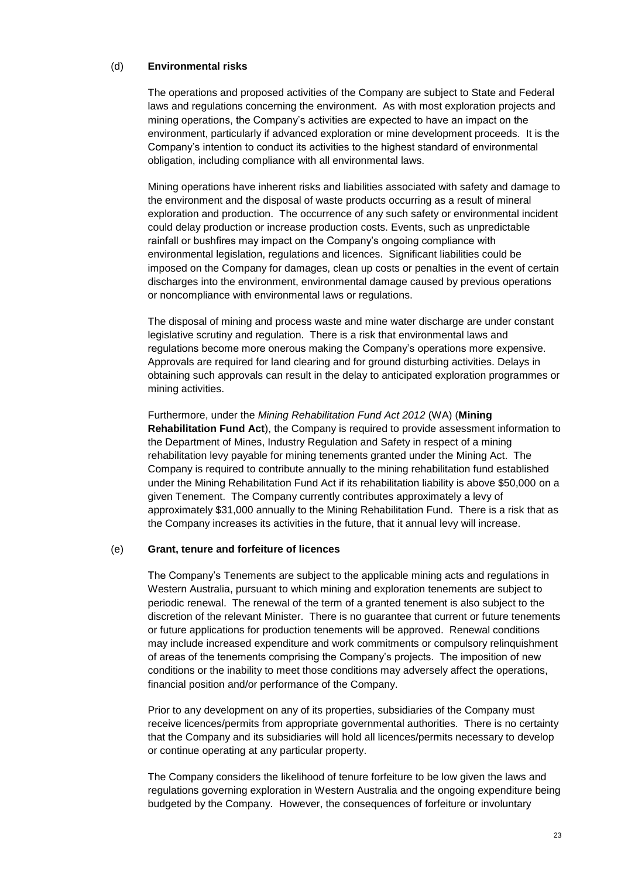### (d) **Environmental risks**

The operations and proposed activities of the Company are subject to State and Federal laws and regulations concerning the environment. As with most exploration projects and mining operations, the Company's activities are expected to have an impact on the environment, particularly if advanced exploration or mine development proceeds. It is the Company's intention to conduct its activities to the highest standard of environmental obligation, including compliance with all environmental laws.

Mining operations have inherent risks and liabilities associated with safety and damage to the environment and the disposal of waste products occurring as a result of mineral exploration and production. The occurrence of any such safety or environmental incident could delay production or increase production costs. Events, such as unpredictable rainfall or bushfires may impact on the Company's ongoing compliance with environmental legislation, regulations and licences. Significant liabilities could be imposed on the Company for damages, clean up costs or penalties in the event of certain discharges into the environment, environmental damage caused by previous operations or noncompliance with environmental laws or regulations.

The disposal of mining and process waste and mine water discharge are under constant legislative scrutiny and regulation. There is a risk that environmental laws and regulations become more onerous making the Company's operations more expensive. Approvals are required for land clearing and for ground disturbing activities. Delays in obtaining such approvals can result in the delay to anticipated exploration programmes or mining activities.

Furthermore, under the *Mining Rehabilitation Fund Act 2012* (WA) (**Mining Rehabilitation Fund Act**), the Company is required to provide assessment information to the Department of Mines, Industry Regulation and Safety in respect of a mining rehabilitation levy payable for mining tenements granted under the Mining Act. The Company is required to contribute annually to the mining rehabilitation fund established under the Mining Rehabilitation Fund Act if its rehabilitation liability is above $50,000 on a given Tenement. The Company currently contributes approximately a levy of approximately $31,000 annually to the Mining Rehabilitation Fund. There is a risk that as the Company increases its activities in the future, that it annual levy will increase.

### (e) **Grant, tenure and forfeiture of licences**

The Company's Tenements are subject to the applicable mining acts and regulations in Western Australia, pursuant to which mining and exploration tenements are subject to periodic renewal. The renewal of the term of a granted tenement is also subject to the discretion of the relevant Minister. There is no guarantee that current or future tenements or future applications for production tenements will be approved. Renewal conditions may include increased expenditure and work commitments or compulsory relinquishment of areas of the tenements comprising the Company's projects. The imposition of new conditions or the inability to meet those conditions may adversely affect the operations, financial position and/or performance of the Company.

Prior to any development on any of its properties, subsidiaries of the Company must receive licences/permits from appropriate governmental authorities. There is no certainty that the Company and its subsidiaries will hold all licences/permits necessary to develop or continue operating at any particular property.

The Company considers the likelihood of tenure forfeiture to be low given the laws and regulations governing exploration in Western Australia and the ongoing expenditure being budgeted by the Company. However, the consequences of forfeiture or involuntary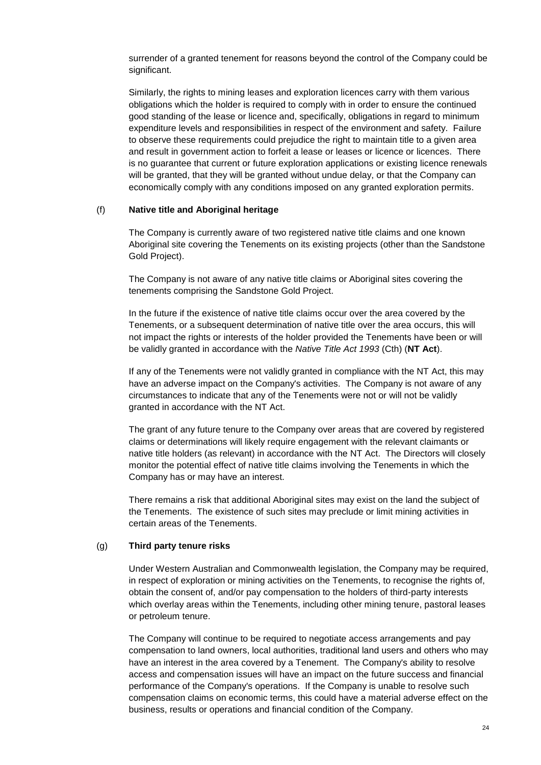surrender of a granted tenement for reasons beyond the control of the Company could be significant.

Similarly, the rights to mining leases and exploration licences carry with them various obligations which the holder is required to comply with in order to ensure the continued good standing of the lease or licence and, specifically, obligations in regard to minimum expenditure levels and responsibilities in respect of the environment and safety. Failure to observe these requirements could prejudice the right to maintain title to a given area and result in government action to forfeit a lease or leases or licence or licences. There is no guarantee that current or future exploration applications or existing licence renewals will be granted, that they will be granted without undue delay, or that the Company can economically comply with any conditions imposed on any granted exploration permits.

(f) **Native title and Aboriginal heritage**

The Company is currently aware of two registered native title claims and one known Aboriginal site covering the Tenements on its existing projects (other than the Sandstone Gold Project).

The Company is not aware of any native title claims or Aboriginal sites covering the tenements comprising the Sandstone Gold Project.

In the future if the existence of native title claims occur over the area covered by the Tenements, or a subsequent determination of native title over the area occurs, this will not impact the rights or interests of the holder provided the Tenements have been or will be validly granted in accordance with the *Native Title Act 1993* (Cth) (**NT Act**).

If any of the Tenements were not validly granted in compliance with the NT Act, this may have an adverse impact on the Company's activities. The Company is not aware of any circumstances to indicate that any of the Tenements were not or will not be validly granted in accordance with the NT Act.

The grant of any future tenure to the Company over areas that are covered by registered claims or determinations will likely require engagement with the relevant claimants or native title holders (as relevant) in accordance with the NT Act. The Directors will closely monitor the potential effect of native title claims involving the Tenements in which the Company has or may have an interest.

There remains a risk that additional Aboriginal sites may exist on the land the subject of the Tenements. The existence of such sites may preclude or limit mining activities in certain areas of the Tenements.

(g) **Third party tenure risks**

Under Western Australian and Commonwealth legislation, the Company may be required, in respect of exploration or mining activities on the Tenements, to recognise the rights of, obtain the consent of, and/or pay compensation to the holders of third-party interests which overlay areas within the Tenements, including other mining tenure, pastoral leases or petroleum tenure.

The Company will continue to be required to negotiate access arrangements and pay compensation to land owners, local authorities, traditional land users and others who may have an interest in the area covered by a Tenement. The Company's ability to resolve access and compensation issues will have an impact on the future success and financial performance of the Company's operations. If the Company is unable to resolve such compensation claims on economic terms, this could have a material adverse effect on the business, results or operations and financial condition of the Company.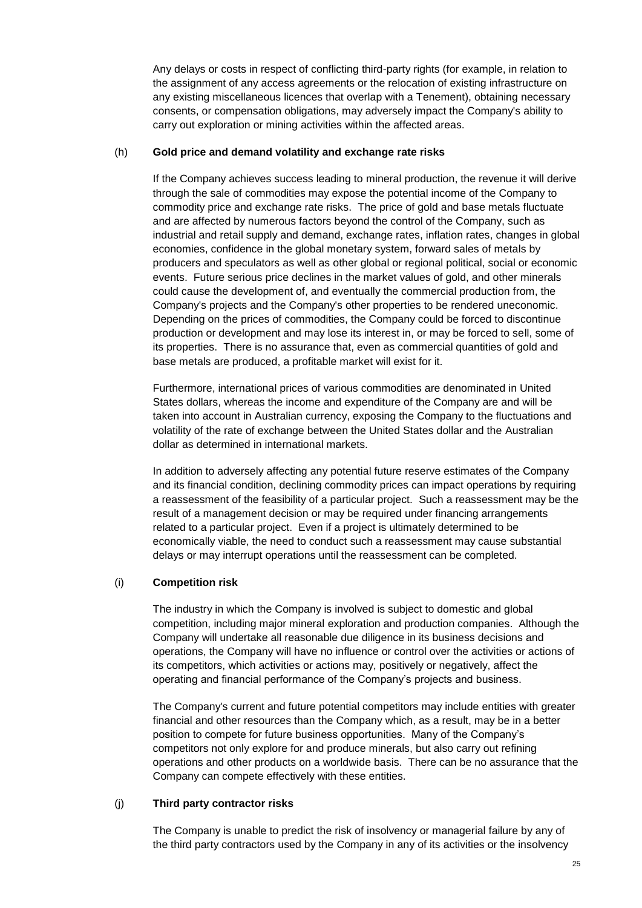Any delays or costs in respect of conflicting third-party rights (for example, in relation to the assignment of any access agreements or the relocation of existing infrastructure on any existing miscellaneous licences that overlap with a Tenement), obtaining necessary consents, or compensation obligations, may adversely impact the Company's ability to carry out exploration or mining activities within the affected areas.

(h) **Gold price and demand volatility and exchange rate risks**

If the Company achieves success leading to mineral production, the revenue it will derive through the sale of commodities may expose the potential income of the Company to commodity price and exchange rate risks. The price of gold and base metals fluctuate and are affected by numerous factors beyond the control of the Company, such as industrial and retail supply and demand, exchange rates, inflation rates, changes in global economies, confidence in the global monetary system, forward sales of metals by producers and speculators as well as other global or regional political, social or economic events. Future serious price declines in the market values of gold, and other minerals could cause the development of, and eventually the commercial production from, the Company's projects and the Company's other properties to be rendered uneconomic. Depending on the prices of commodities, the Company could be forced to discontinue production or development and may lose its interest in, or may be forced to sell, some of its properties. There is no assurance that, even as commercial quantities of gold and base metals are produced, a profitable market will exist for it.

Furthermore, international prices of various commodities are denominated in United States dollars, whereas the income and expenditure of the Company are and will be taken into account in Australian currency, exposing the Company to the fluctuations and volatility of the rate of exchange between the United States dollar and the Australian dollar as determined in international markets.

In addition to adversely affecting any potential future reserve estimates of the Company and its financial condition, declining commodity prices can impact operations by requiring a reassessment of the feasibility of a particular project. Such a reassessment may be the result of a management decision or may be required under financing arrangements related to a particular project. Even if a project is ultimately determined to be economically viable, the need to conduct such a reassessment may cause substantial delays or may interrupt operations until the reassessment can be completed.

(i) **Competition risk**

The industry in which the Company is involved is subject to domestic and global competition, including major mineral exploration and production companies. Although the Company will undertake all reasonable due diligence in its business decisions and operations, the Company will have no influence or control over the activities or actions of its competitors, which activities or actions may, positively or negatively, affect the operating and financial performance of the Company's projects and business.

The Company's current and future potential competitors may include entities with greater financial and other resources than the Company which, as a result, may be in a better position to compete for future business opportunities. Many of the Company's competitors not only explore for and produce minerals, but also carry out refining operations and other products on a worldwide basis. There can be no assurance that the Company can compete effectively with these entities.

(j) **Third party contractor risks**

The Company is unable to predict the risk of insolvency or managerial failure by any of the third party contractors used by the Company in any of its activities or the insolvency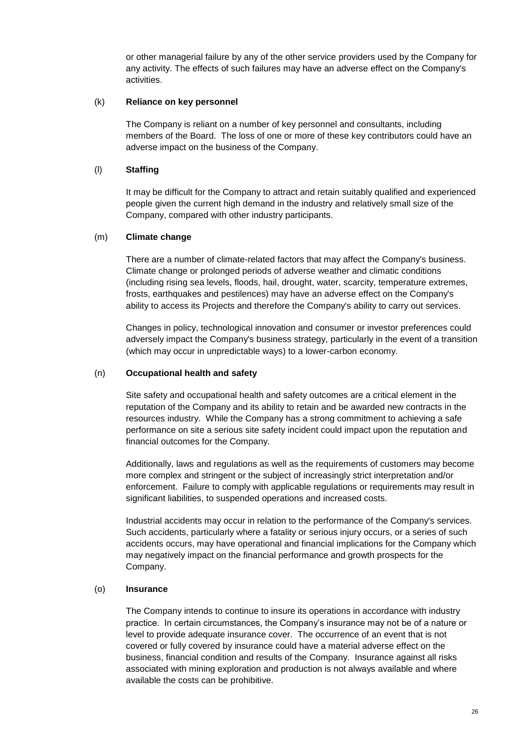or other managerial failure by any of the other service providers used by the Company for any activity. The effects of such failures may have an adverse effect on the Company's activities.

(k) **Reliance on key personnel**

The Company is reliant on a number of key personnel and consultants, including members of the Board. The loss of one or more of these key contributors could have an adverse impact on the business of the Company.

(l) **Staffing**

It may be difficult for the Company to attract and retain suitably qualified and experienced people given the current high demand in the industry and relatively small size of the Company, compared with other industry participants.

(m) **Climate change**

There are a number of climate-related factors that may affect the Company's business. Climate change or prolonged periods of adverse weather and climatic conditions (including rising sea levels, floods, hail, drought, water, scarcity, temperature extremes, frosts, earthquakes and pestilences) may have an adverse effect on the Company's ability to access its Projects and therefore the Company's ability to carry out services.

Changes in policy, technological innovation and consumer or investor preferences could adversely impact the Company's business strategy, particularly in the event of a transition (which may occur in unpredictable ways) to a lower-carbon economy.

(n) **Occupational health and safety**

Site safety and occupational health and safety outcomes are a critical element in the reputation of the Company and its ability to retain and be awarded new contracts in the resources industry. While the Company has a strong commitment to achieving a safe performance on site a serious site safety incident could impact upon the reputation and financial outcomes for the Company.

Additionally, laws and regulations as well as the requirements of customers may become more complex and stringent or the subject of increasingly strict interpretation and/or enforcement. Failure to comply with applicable regulations or requirements may result in significant liabilities, to suspended operations and increased costs.

Industrial accidents may occur in relation to the performance of the Company's services. Such accidents, particularly where a fatality or serious injury occurs, or a series of such accidents occurs, may have operational and financial implications for the Company which may negatively impact on the financial performance and growth prospects for the Company.

(o) **Insurance**

The Company intends to continue to insure its operations in accordance with industry practice. In certain circumstances, the Company's insurance may not be of a nature or level to provide adequate insurance cover. The occurrence of an event that is not covered or fully covered by insurance could have a material adverse effect on the business, financial condition and results of the Company. Insurance against all risks associated with mining exploration and production is not always available and where available the costs can be prohibitive.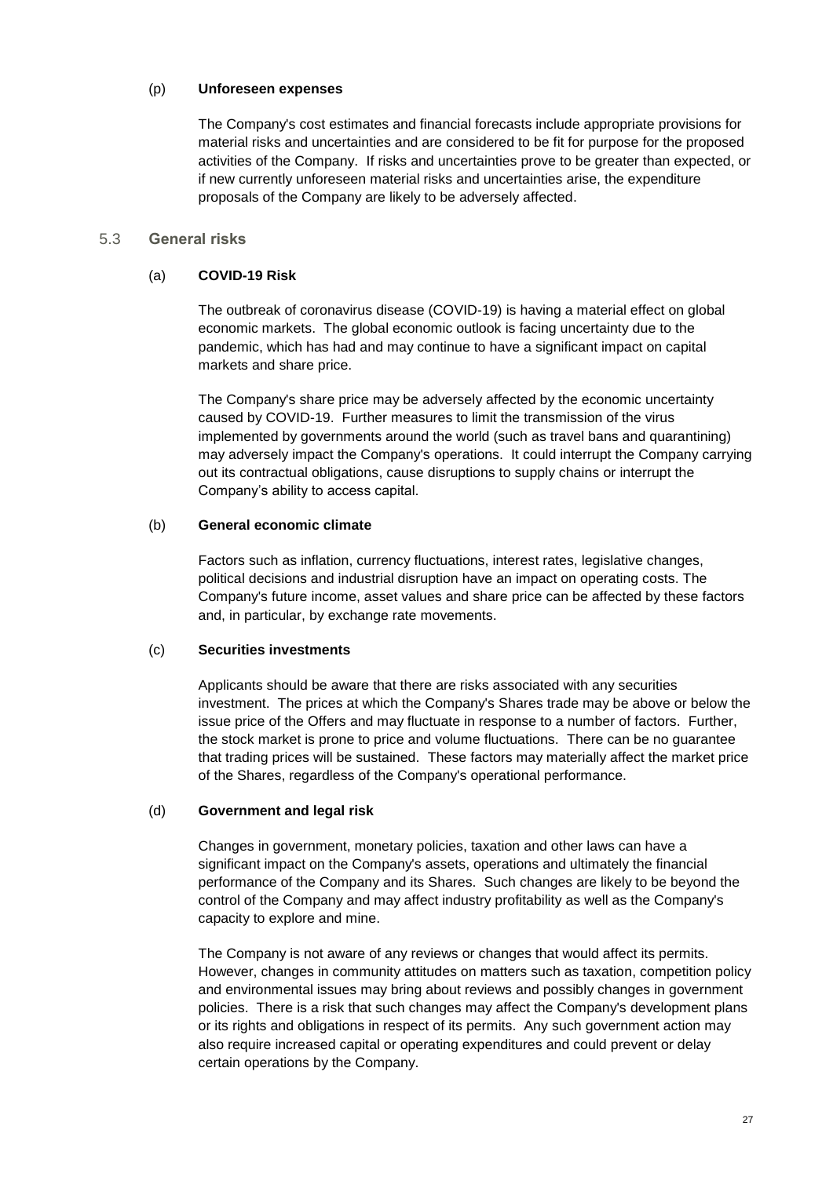(p) **Unforeseen expenses**

The Company's cost estimates and financial forecasts include appropriate provisions for material risks and uncertainties and are considered to be fit for purpose for the proposed activities of the Company. If risks and uncertainties prove to be greater than expected, or if new currently unforeseen material risks and uncertainties arise, the expenditure proposals of the Company are likely to be adversely affected.

## 5.3 General risks

(a) **COVID-19 Risk**

The outbreak of coronavirus disease (COVID-19) is having a material effect on global economic markets. The global economic outlook is facing uncertainty due to the pandemic, which has had and may continue to have a significant impact on capital markets and share price.

The Company's share price may be adversely affected by the economic uncertainty caused by COVID-19. Further measures to limit the transmission of the virus implemented by governments around the world (such as travel bans and quarantining) may adversely impact the Company's operations. It could interrupt the Company carrying out its contractual obligations, cause disruptions to supply chains or interrupt the Company's ability to access capital.

(b) **General economic climate**

Factors such as inflation, currency fluctuations, interest rates, legislative changes, political decisions and industrial disruption have an impact on operating costs. The Company's future income, asset values and share price can be affected by these factors and, in particular, by exchange rate movements.

(c) **Securities investments**

Applicants should be aware that there are risks associated with any securities investment. The prices at which the Company's Shares trade may be above or below the issue price of the Offers and may fluctuate in response to a number of factors. Further, the stock market is prone to price and volume fluctuations. There can be no guarantee that trading prices will be sustained. These factors may materially affect the market price of the Shares, regardless of the Company's operational performance.

(d) **Government and legal risk**

Changes in government, monetary policies, taxation and other laws can have a significant impact on the Company's assets, operations and ultimately the financial performance of the Company and its Shares. Such changes are likely to be beyond the control of the Company and may affect industry profitability as well as the Company's capacity to explore and mine.

The Company is not aware of any reviews or changes that would affect its permits. However, changes in community attitudes on matters such as taxation, competition policy and environmental issues may bring about reviews and possibly changes in government policies. There is a risk that such changes may affect the Company's development plans or its rights and obligations in respect of its permits. Any such government action may also require increased capital or operating expenditures and could prevent or delay certain operations by the Company.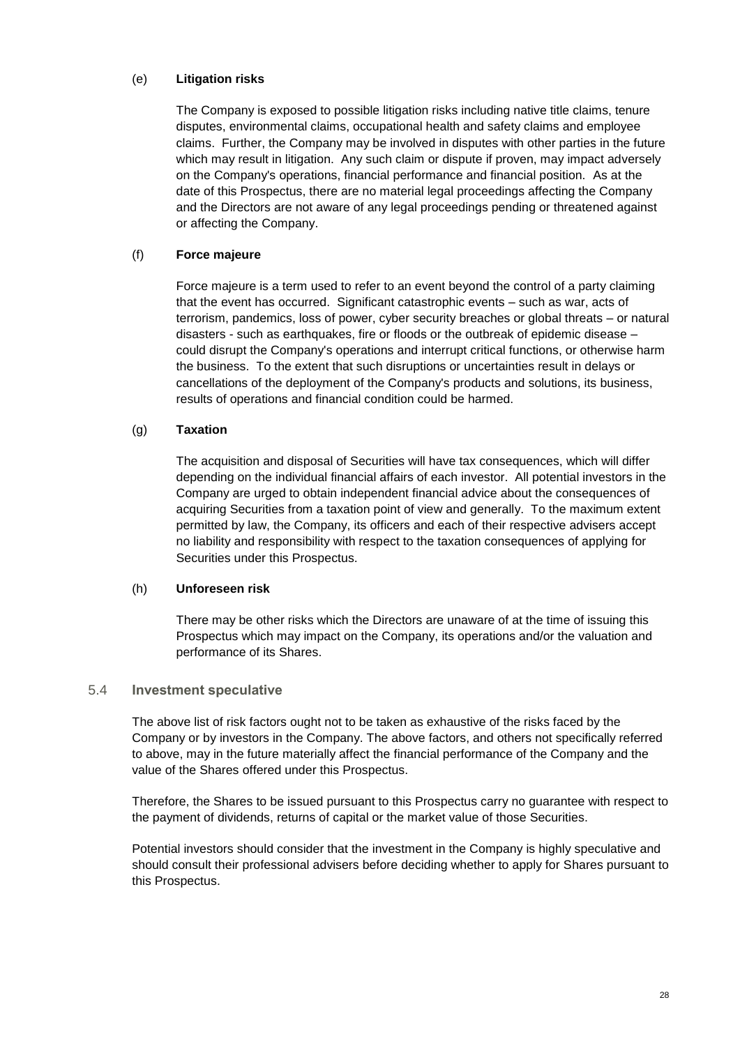(e) **Litigation risks**

The Company is exposed to possible litigation risks including native title claims, tenure disputes, environmental claims, occupational health and safety claims and employee claims. Further, the Company may be involved in disputes with other parties in the future which may result in litigation. Any such claim or dispute if proven, may impact adversely on the Company's operations, financial performance and financial position. As at the date of this Prospectus, there are no material legal proceedings affecting the Company and the Directors are not aware of any legal proceedings pending or threatened against or affecting the Company.

(f) **Force majeure**

Force majeure is a term used to refer to an event beyond the control of a party claiming that the event has occurred. Significant catastrophic events – such as war, acts of terrorism, pandemics, loss of power, cyber security breaches or global threats – or natural disasters - such as earthquakes, fire or floods or the outbreak of epidemic disease – could disrupt the Company's operations and interrupt critical functions, or otherwise harm the business. To the extent that such disruptions or uncertainties result in delays or cancellations of the deployment of the Company's products and solutions, its business, results of operations and financial condition could be harmed.

(g) **Taxation**

The acquisition and disposal of Securities will have tax consequences, which will differ depending on the individual financial affairs of each investor. All potential investors in the Company are urged to obtain independent financial advice about the consequences of acquiring Securities from a taxation point of view and generally. To the maximum extent permitted by law, the Company, its officers and each of their respective advisers accept no liability and responsibility with respect to the taxation consequences of applying for Securities under this Prospectus.

(h) **Unforeseen risk**

There may be other risks which the Directors are unaware of at the time of issuing this Prospectus which may impact on the Company, its operations and/or the valuation and performance of its Shares.

## 5.4 Investment speculative

The above list of risk factors ought not to be taken as exhaustive of the risks faced by the Company or by investors in the Company. The above factors, and others not specifically referred to above, may in the future materially affect the financial performance of the Company and the value of the Shares offered under this Prospectus.

Therefore, the Shares to be issued pursuant to this Prospectus carry no guarantee with respect to the payment of dividends, returns of capital or the market value of those Securities.

Potential investors should consider that the investment in the Company is highly speculative and should consult their professional advisers before deciding whether to apply for Shares pursuant to this Prospectus.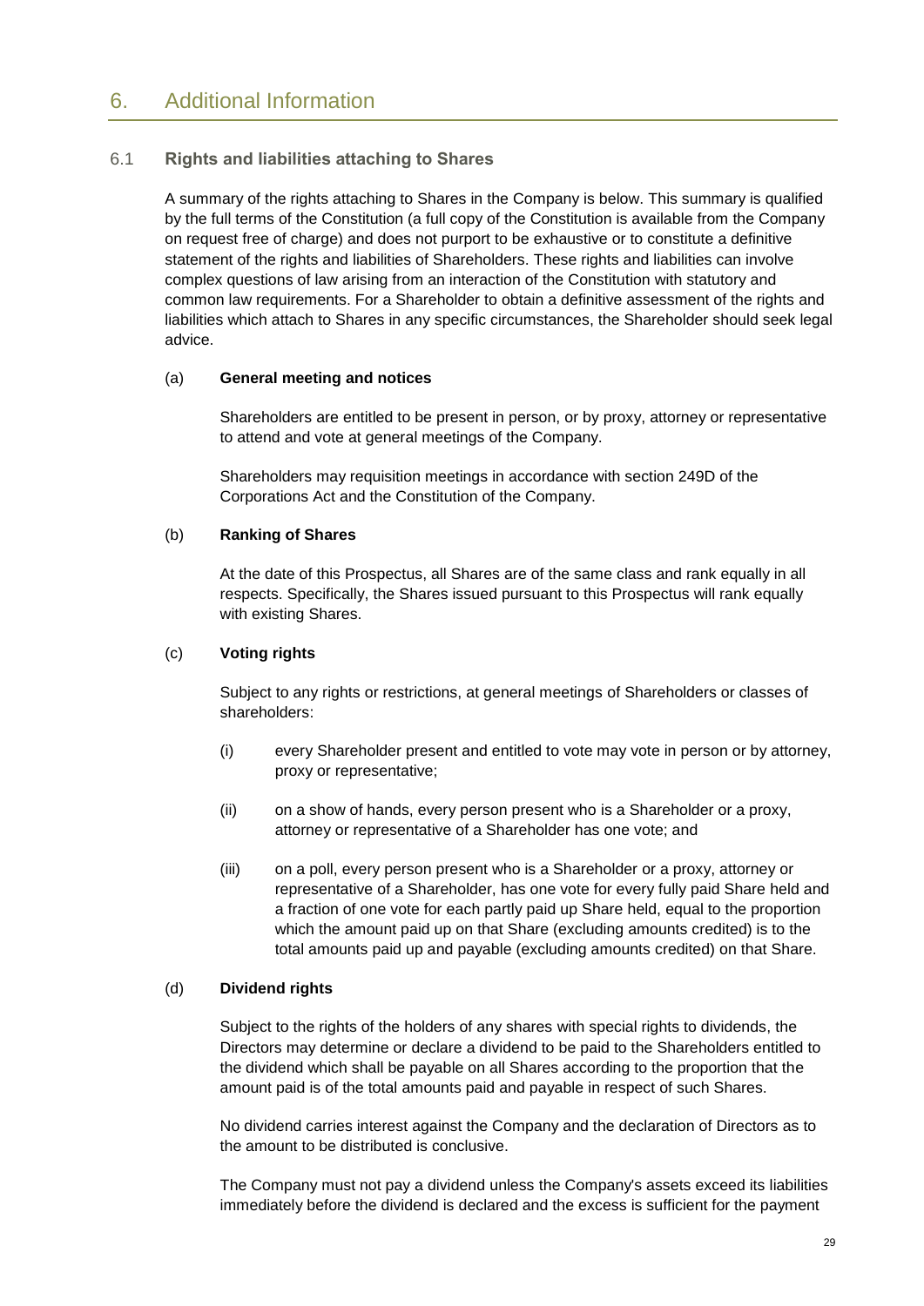# 6. Additional Information

## 6.1 Rights and liabilities attaching to Shares

A summary of the rights attaching to Shares in the Company is below. This summary is qualified by the full terms of the Constitution (a full copy of the Constitution is available from the Company on request free of charge) and does not purport to be exhaustive or to constitute a definitive statement of the rights and liabilities of Shareholders. These rights and liabilities can involve complex questions of law arising from an interaction of the Constitution with statutory and common law requirements. For a Shareholder to obtain a definitive assessment of the rights and liabilities which attach to Shares in any specific circumstances, the Shareholder should seek legal advice.

### (a) General meeting and notices

Shareholders are entitled to be present in person, or by proxy, attorney or representative to attend and vote at general meetings of the Company.

Shareholders may requisition meetings in accordance with section 249D of the Corporations Act and the Constitution of the Company.

### (b) Ranking of Shares

At the date of this Prospectus, all Shares are of the same class and rank equally in all respects. Specifically, the Shares issued pursuant to this Prospectus will rank equally with existing Shares.

### (c) Voting rights

Subject to any rights or restrictions, at general meetings of Shareholders or classes of shareholders:

- (i) every Shareholder present and entitled to vote may vote in person or by attorney, proxy or representative;
- (ii) on a show of hands, every person present who is a Shareholder or a proxy, attorney or representative of a Shareholder has one vote; and
- (iii) on a poll, every person present who is a Shareholder or a proxy, attorney or representative of a Shareholder, has one vote for every fully paid Share held and a fraction of one vote for each partly paid up Share held, equal to the proportion which the amount paid up on that Share (excluding amounts credited) is to the total amounts paid up and payable (excluding amounts credited) on that Share.

### (d) Dividend rights

Subject to the rights of the holders of any shares with special rights to dividends, the Directors may determine or declare a dividend to be paid to the Shareholders entitled to the dividend which shall be payable on all Shares according to the proportion that the amount paid is of the total amounts paid and payable in respect of such Shares.

No dividend carries interest against the Company and the declaration of Directors as to the amount to be distributed is conclusive.

The Company must not pay a dividend unless the Company's assets exceed its liabilities immediately before the dividend is declared and the excess is sufficient for the payment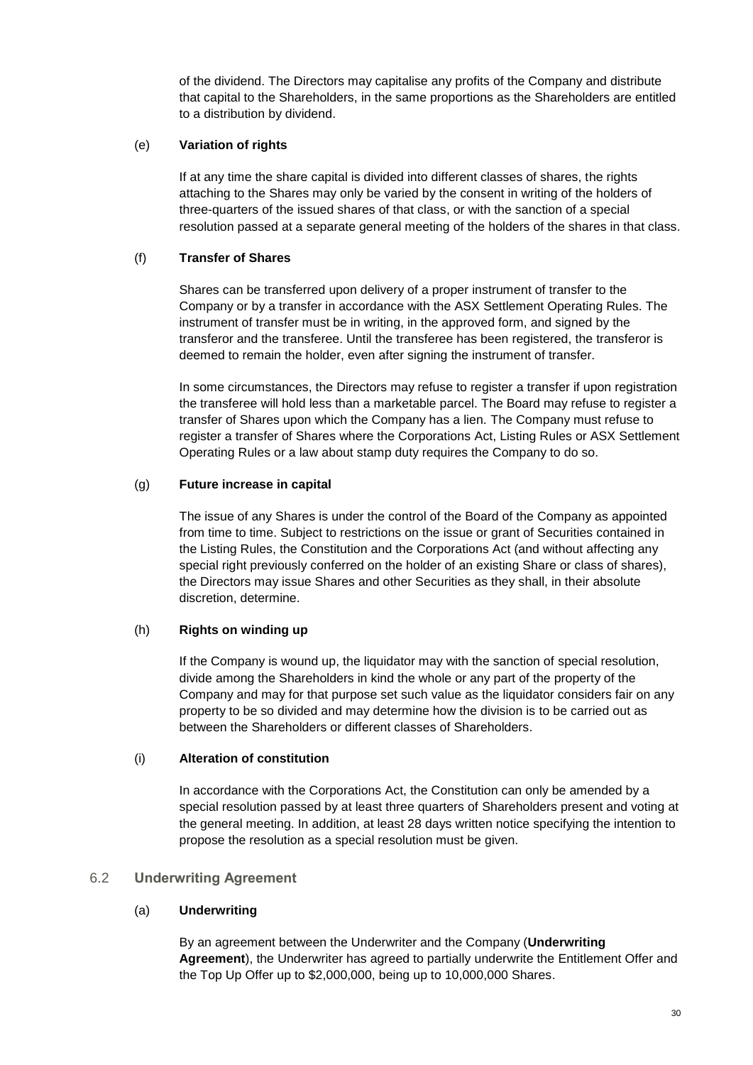of the dividend. The Directors may capitalise any profits of the Company and distribute that capital to the Shareholders, in the same proportions as the Shareholders are entitled to a distribution by dividend.

(e) **Variation of rights**

If at any time the share capital is divided into different classes of shares, the rights attaching to the Shares may only be varied by the consent in writing of the holders of three-quarters of the issued shares of that class, or with the sanction of a special resolution passed at a separate general meeting of the holders of the shares in that class.

(f) **Transfer of Shares**

Shares can be transferred upon delivery of a proper instrument of transfer to the Company or by a transfer in accordance with the ASX Settlement Operating Rules. The instrument of transfer must be in writing, in the approved form, and signed by the transferor and the transferee. Until the transferee has been registered, the transferor is deemed to remain the holder, even after signing the instrument of transfer.

In some circumstances, the Directors may refuse to register a transfer if upon registration the transferee will hold less than a marketable parcel. The Board may refuse to register a transfer of Shares upon which the Company has a lien. The Company must refuse to register a transfer of Shares where the Corporations Act, Listing Rules or ASX Settlement Operating Rules or a law about stamp duty requires the Company to do so.

(g) **Future increase in capital**

The issue of any Shares is under the control of the Board of the Company as appointed from time to time. Subject to restrictions on the issue or grant of Securities contained in the Listing Rules, the Constitution and the Corporations Act (and without affecting any special right previously conferred on the holder of an existing Share or class of shares), the Directors may issue Shares and other Securities as they shall, in their absolute discretion, determine.

(h) **Rights on winding up**

If the Company is wound up, the liquidator may with the sanction of special resolution, divide among the Shareholders in kind the whole or any part of the property of the Company and may for that purpose set such value as the liquidator considers fair on any property to be so divided and may determine how the division is to be carried out as between the Shareholders or different classes of Shareholders.

(i) **Alteration of constitution**

In accordance with the Corporations Act, the Constitution can only be amended by a special resolution passed by at least three quarters of Shareholders present and voting at the general meeting. In addition, at least 28 days written notice specifying the intention to propose the resolution as a special resolution must be given.

## 6.2 Underwriting Agreement

(a) **Underwriting**

By an agreement between the Underwriter and the Company (**Underwriting Agreement**), the Underwriter has agreed to partially underwrite the Entitlement Offer and the Top Up Offer up to $2,000,000, being up to 10,000,000 Shares.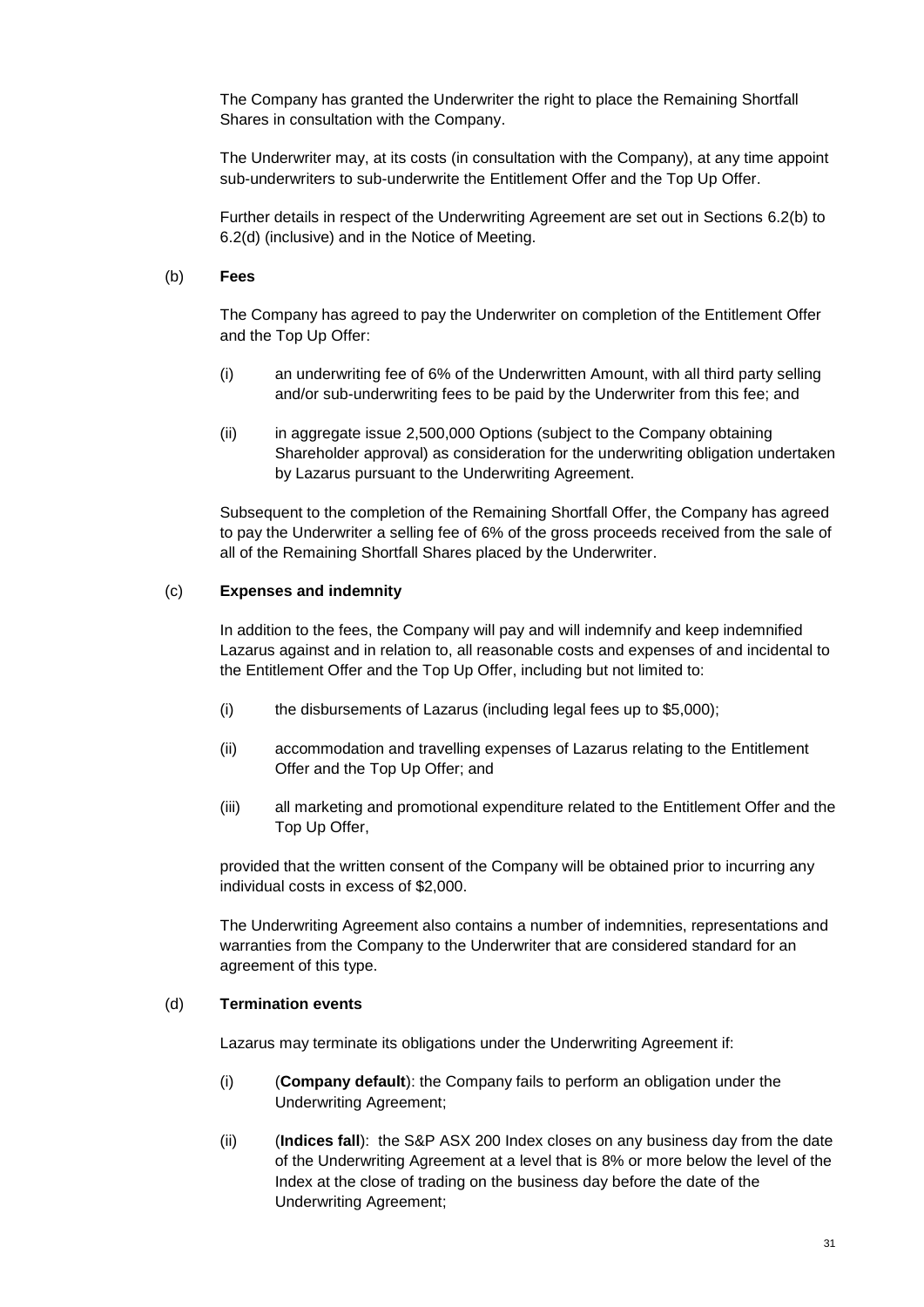The Company has granted the Underwriter the right to place the Remaining Shortfall Shares in consultation with the Company.

The Underwriter may, at its costs (in consultation with the Company), at any time appoint sub-underwriters to sub-underwrite the Entitlement Offer and the Top Up Offer.

Further details in respect of the Underwriting Agreement are set out in Sections 6.2(b) to 6.2(d) (inclusive) and in the Notice of Meeting.

(b) **Fees**

The Company has agreed to pay the Underwriter on completion of the Entitlement Offer and the Top Up Offer:

(i) an underwriting fee of 6% of the Underwritten Amount, with all third party selling and/or sub-underwriting fees to be paid by the Underwriter from this fee; and

(ii) in aggregate issue 2,500,000 Options (subject to the Company obtaining Shareholder approval) as consideration for the underwriting obligation undertaken by Lazarus pursuant to the Underwriting Agreement.

Subsequent to the completion of the Remaining Shortfall Offer, the Company has agreed to pay the Underwriter a selling fee of 6% of the gross proceeds received from the sale of all of the Remaining Shortfall Shares placed by the Underwriter.

(c) **Expenses and indemnity**

In addition to the fees, the Company will pay and will indemnify and keep indemnified Lazarus against and in relation to, all reasonable costs and expenses of and incidental to the Entitlement Offer and the Top Up Offer, including but not limited to:

(i) the disbursements of Lazarus (including legal fees up to $5,000);

(ii) accommodation and travelling expenses of Lazarus relating to the Entitlement Offer and the Top Up Offer; and

(iii) all marketing and promotional expenditure related to the Entitlement Offer and the Top Up Offer,

provided that the written consent of the Company will be obtained prior to incurring any individual costs in excess of $2,000.

The Underwriting Agreement also contains a number of indemnities, representations and warranties from the Company to the Underwriter that are considered standard for an agreement of this type.

(d) **Termination events**

Lazarus may terminate its obligations under the Underwriting Agreement if:

(i) (**Company default**): the Company fails to perform an obligation under the Underwriting Agreement;

(ii) (**Indices fall**): the S&P ASX 200 Index closes on any business day from the date of the Underwriting Agreement at a level that is 8% or more below the level of the Index at the close of trading on the business day before the date of the Underwriting Agreement;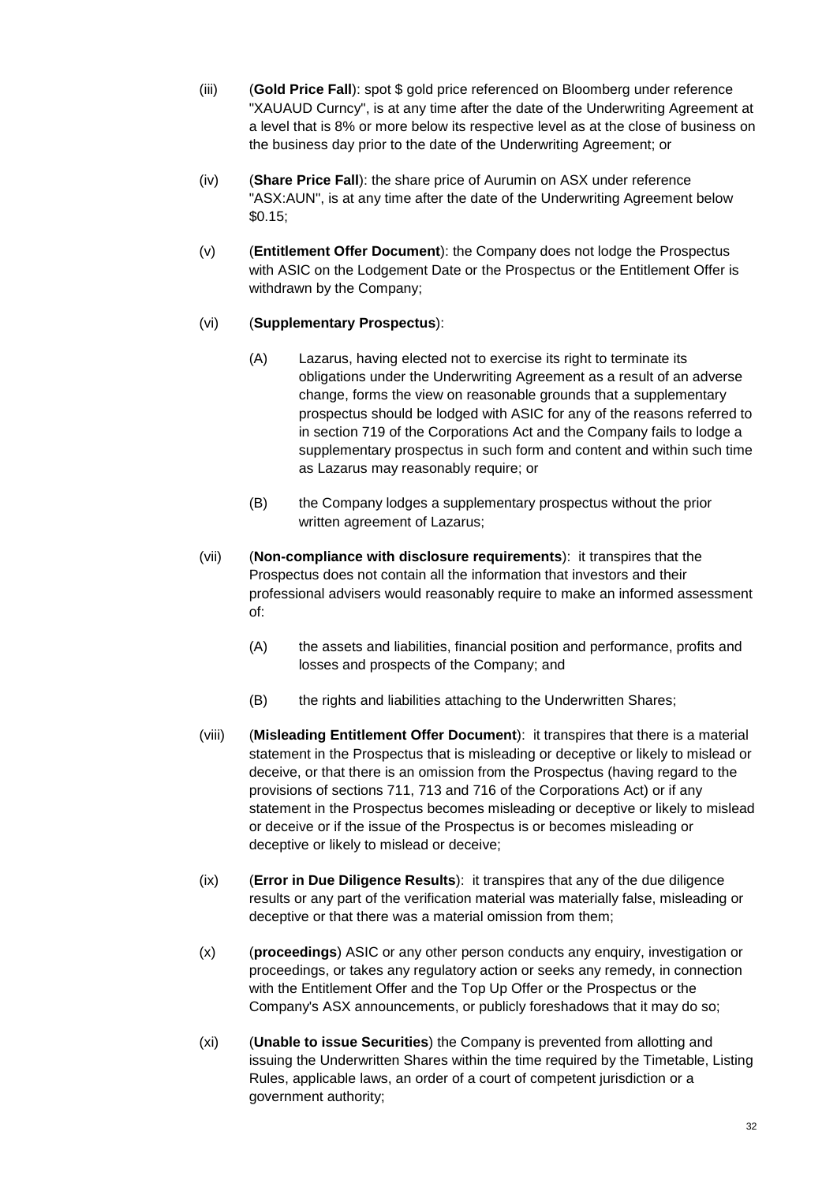(iii) (**Gold Price Fall**): spot $ gold price referenced on Bloomberg under reference "XAUAUD Curncy", is at any time after the date of the Underwriting Agreement at a level that is 8% or more below its respective level as at the close of business on the business day prior to the date of the Underwriting Agreement; or

(iv) (**Share Price Fall**): the share price of Aurumin on ASX under reference "ASX:AUN", is at any time after the date of the Underwriting Agreement below $0.15;

(v) (**Entitlement Offer Document**): the Company does not lodge the Prospectus with ASIC on the Lodgement Date or the Prospectus or the Entitlement Offer is withdrawn by the Company;

(vi) (**Supplementary Prospectus**):

(A) Lazarus, having elected not to exercise its right to terminate its obligations under the Underwriting Agreement as a result of an adverse change, forms the view on reasonable grounds that a supplementary prospectus should be lodged with ASIC for any of the reasons referred to in section 719 of the Corporations Act and the Company fails to lodge a supplementary prospectus in such form and content and within such time as Lazarus may reasonably require; or

(B) the Company lodges a supplementary prospectus without the prior written agreement of Lazarus;

(vii) (**Non-compliance with disclosure requirements**): it transpires that the Prospectus does not contain all the information that investors and their professional advisers would reasonably require to make an informed assessment of:

(A) the assets and liabilities, financial position and performance, profits and losses and prospects of the Company; and

(B) the rights and liabilities attaching to the Underwritten Shares;

(viii) (**Misleading Entitlement Offer Document**): it transpires that there is a material statement in the Prospectus that is misleading or deceptive or likely to mislead or deceive, or that there is an omission from the Prospectus (having regard to the provisions of sections 711, 713 and 716 of the Corporations Act) or if any statement in the Prospectus becomes misleading or deceptive or likely to mislead or deceive or if the issue of the Prospectus is or becomes misleading or deceptive or likely to mislead or deceive;

(ix) (**Error in Due Diligence Results**): it transpires that any of the due diligence results or any part of the verification material was materially false, misleading or deceptive or that there was a material omission from them;

(x) (**proceedings**) ASIC or any other person conducts any enquiry, investigation or proceedings, or takes any regulatory action or seeks any remedy, in connection with the Entitlement Offer and the Top Up Offer or the Prospectus or the Company's ASX announcements, or publicly foreshadows that it may do so;

(xi) (**Unable to issue Securities**) the Company is prevented from allotting and issuing the Underwritten Shares within the time required by the Timetable, Listing Rules, applicable laws, an order of a court of competent jurisdiction or a government authority;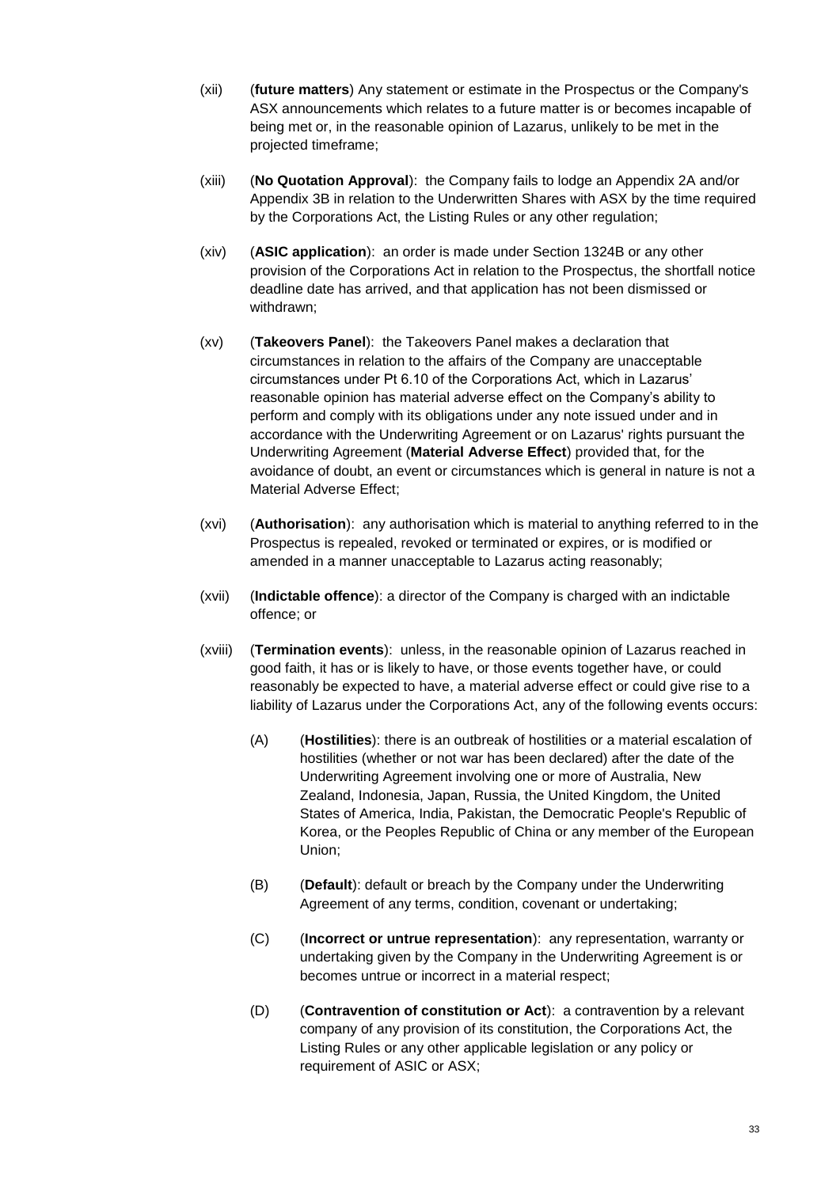(xii) (**future matters**) Any statement or estimate in the Prospectus or the Company's ASX announcements which relates to a future matter is or becomes incapable of being met or, in the reasonable opinion of Lazarus, unlikely to be met in the projected timeframe;

(xiii) (**No Quotation Approval**): the Company fails to lodge an Appendix 2A and/or Appendix 3B in relation to the Underwritten Shares with ASX by the time required by the Corporations Act, the Listing Rules or any other regulation;

(xiv) (**ASIC application**): an order is made under Section 1324B or any other provision of the Corporations Act in relation to the Prospectus, the shortfall notice deadline date has arrived, and that application has not been dismissed or withdrawn;

(xv) (**Takeovers Panel**): the Takeovers Panel makes a declaration that circumstances in relation to the affairs of the Company are unacceptable circumstances under Pt 6.10 of the Corporations Act, which in Lazarus' reasonable opinion has material adverse effect on the Company's ability to perform and comply with its obligations under any note issued under and in accordance with the Underwriting Agreement or on Lazarus' rights pursuant the Underwriting Agreement (**Material Adverse Effect**) provided that, for the avoidance of doubt, an event or circumstances which is general in nature is not a Material Adverse Effect;

(xvi) (**Authorisation**): any authorisation which is material to anything referred to in the Prospectus is repealed, revoked or terminated or expires, or is modified or amended in a manner unacceptable to Lazarus acting reasonably;

(xvii) (**Indictable offence**): a director of the Company is charged with an indictable offence; or

(xviii) (**Termination events**): unless, in the reasonable opinion of Lazarus reached in good faith, it has or is likely to have, or those events together have, or could reasonably be expected to have, a material adverse effect or could give rise to a liability of Lazarus under the Corporations Act, any of the following events occurs:

   (A) (**Hostilities**): there is an outbreak of hostilities or a material escalation of hostilities (whether or not war has been declared) after the date of the Underwriting Agreement involving one or more of Australia, New Zealand, Indonesia, Japan, Russia, the United Kingdom, the United States of America, India, Pakistan, the Democratic People's Republic of Korea, or the Peoples Republic of China or any member of the European Union;

   (B) (**Default**): default or breach by the Company under the Underwriting Agreement of any terms, condition, covenant or undertaking;

   (C) (**Incorrect or untrue representation**): any representation, warranty or undertaking given by the Company in the Underwriting Agreement is or becomes untrue or incorrect in a material respect;

   (D) (**Contravention of constitution or Act**): a contravention by a relevant company of any provision of its constitution, the Corporations Act, the Listing Rules or any other applicable legislation or any policy or requirement of ASIC or ASX;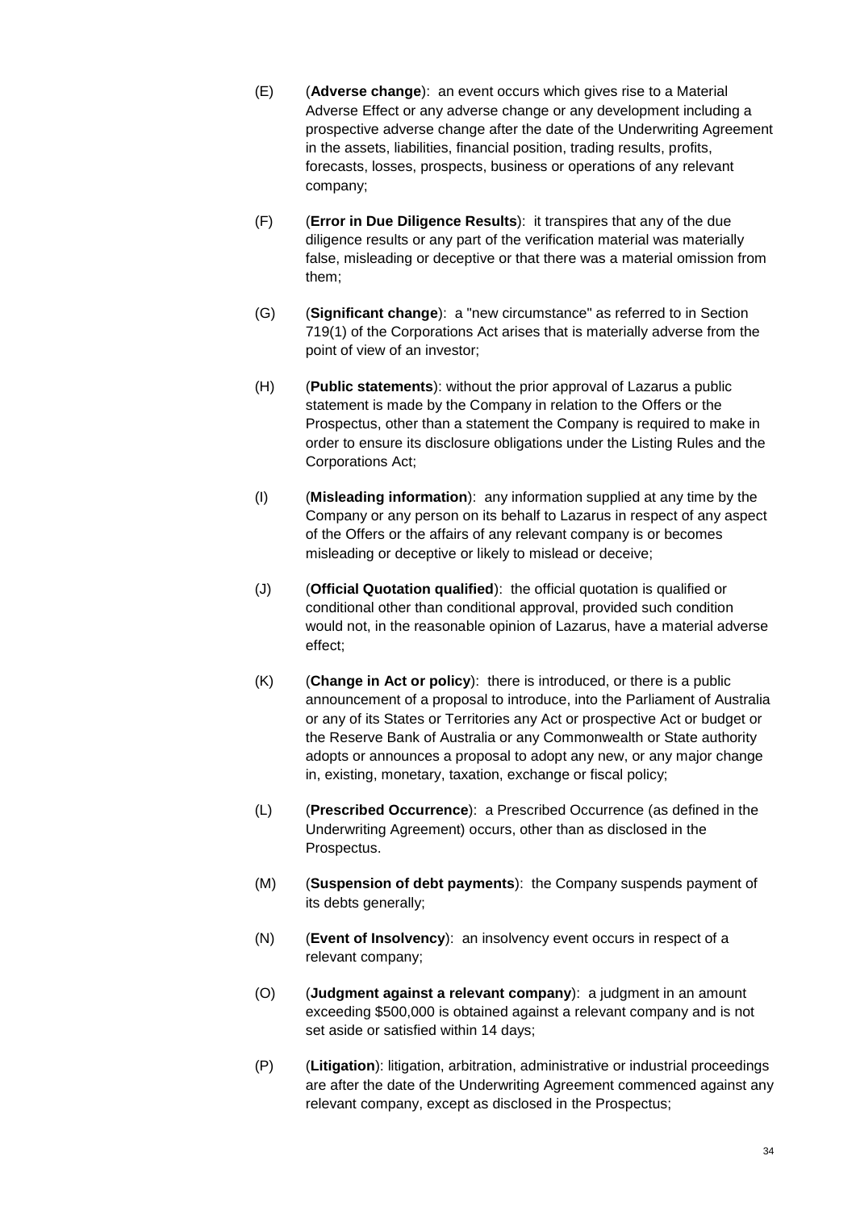(E) (**Adverse change**): an event occurs which gives rise to a Material Adverse Effect or any adverse change or any development including a prospective adverse change after the date of the Underwriting Agreement in the assets, liabilities, financial position, trading results, profits, forecasts, losses, prospects, business or operations of any relevant company;

(F) (**Error in Due Diligence Results**): it transpires that any of the due diligence results or any part of the verification material was materially false, misleading or deceptive or that there was a material omission from them;

(G) (**Significant change**): a "new circumstance" as referred to in Section 719(1) of the Corporations Act arises that is materially adverse from the point of view of an investor;

(H) (**Public statements**): without the prior approval of Lazarus a public statement is made by the Company in relation to the Offers or the Prospectus, other than a statement the Company is required to make in order to ensure its disclosure obligations under the Listing Rules and the Corporations Act;

(I) (**Misleading information**): any information supplied at any time by the Company or any person on its behalf to Lazarus in respect of any aspect of the Offers or the affairs of any relevant company is or becomes misleading or deceptive or likely to mislead or deceive;

(J) (**Official Quotation qualified**): the official quotation is qualified or conditional other than conditional approval, provided such condition would not, in the reasonable opinion of Lazarus, have a material adverse effect;

(K) (**Change in Act or policy**): there is introduced, or there is a public announcement of a proposal to introduce, into the Parliament of Australia or any of its States or Territories any Act or prospective Act or budget or the Reserve Bank of Australia or any Commonwealth or State authority adopts or announces a proposal to adopt any new, or any major change in, existing, monetary, taxation, exchange or fiscal policy;

(L) (**Prescribed Occurrence**): a Prescribed Occurrence (as defined in the Underwriting Agreement) occurs, other than as disclosed in the Prospectus.

(M) (**Suspension of debt payments**): the Company suspends payment of its debts generally;

(N) (**Event of Insolvency**): an insolvency event occurs in respect of a relevant company;

(O) (**Judgment against a relevant company**): a judgment in an amount exceeding $500,000 is obtained against a relevant company and is not set aside or satisfied within 14 days;

(P) (**Litigation**): litigation, arbitration, administrative or industrial proceedings are after the date of the Underwriting Agreement commenced against any relevant company, except as disclosed in the Prospectus;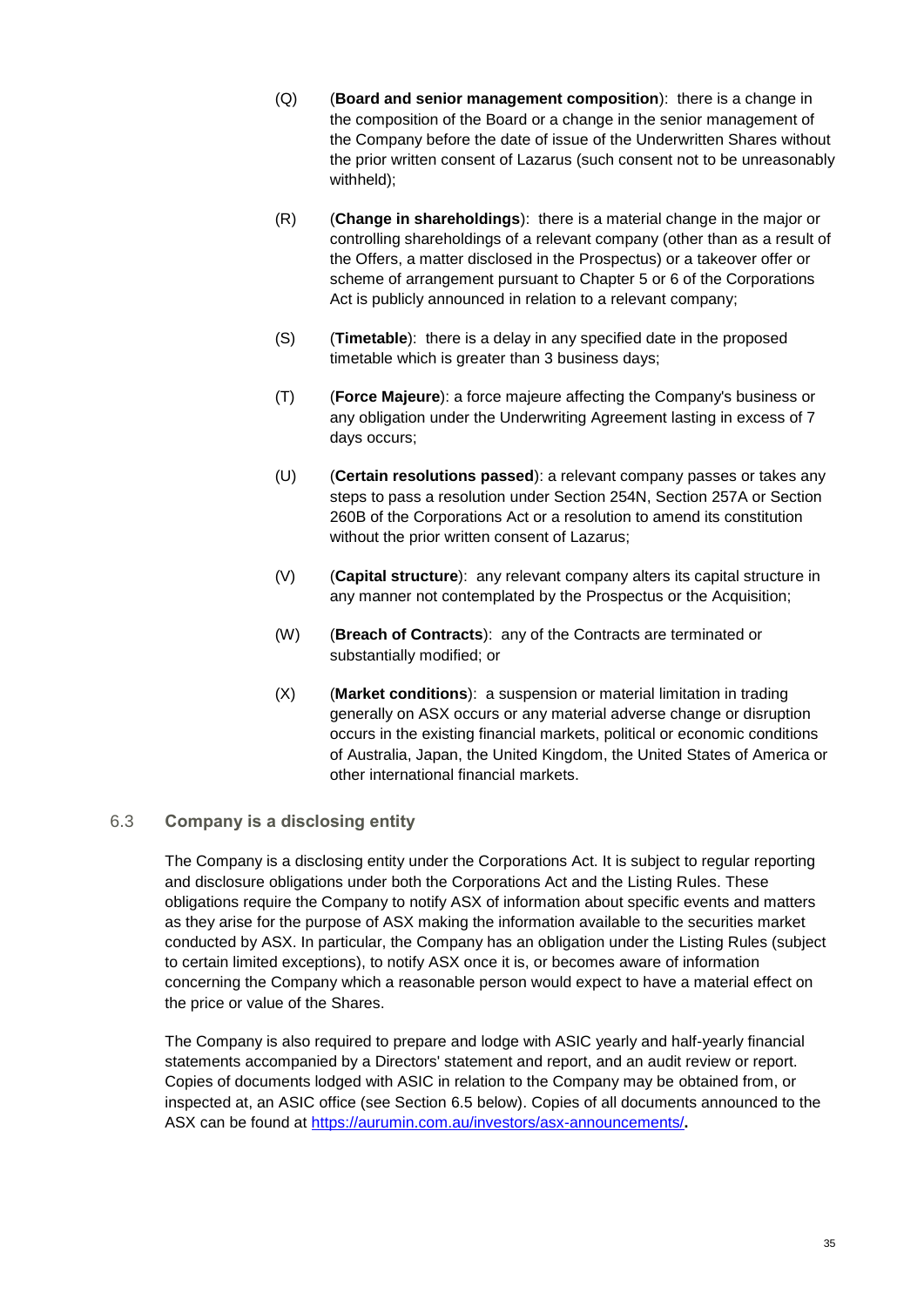(Q) (**Board and senior management composition**): there is a change in the composition of the Board or a change in the senior management of the Company before the date of issue of the Underwritten Shares without the prior written consent of Lazarus (such consent not to be unreasonably withheld);

(R) (**Change in shareholdings**): there is a material change in the major or controlling shareholdings of a relevant company (other than as a result of the Offers, a matter disclosed in the Prospectus) or a takeover offer or scheme of arrangement pursuant to Chapter 5 or 6 of the Corporations Act is publicly announced in relation to a relevant company;

(S) (**Timetable**): there is a delay in any specified date in the proposed timetable which is greater than 3 business days;

(T) (**Force Majeure**): a force majeure affecting the Company's business or any obligation under the Underwriting Agreement lasting in excess of 7 days occurs;

(U) (**Certain resolutions passed**): a relevant company passes or takes any steps to pass a resolution under Section 254N, Section 257A or Section 260B of the Corporations Act or a resolution to amend its constitution without the prior written consent of Lazarus;

(V) (**Capital structure**): any relevant company alters its capital structure in any manner not contemplated by the Prospectus or the Acquisition;

(W) (**Breach of Contracts**): any of the Contracts are terminated or substantially modified; or

(X) (**Market conditions**): a suspension or material limitation in trading generally on ASX occurs or any material adverse change or disruption occurs in the existing financial markets, political or economic conditions of Australia, Japan, the United Kingdom, the United States of America or other international financial markets.

## 6.3 Company is a disclosing entity

The Company is a disclosing entity under the Corporations Act. It is subject to regular reporting and disclosure obligations under both the Corporations Act and the Listing Rules. These obligations require the Company to notify ASX of information about specific events and matters as they arise for the purpose of ASX making the information available to the securities market conducted by ASX. In particular, the Company has an obligation under the Listing Rules (subject to certain limited exceptions), to notify ASX once it is, or becomes aware of information concerning the Company which a reasonable person would expect to have a material effect on the price or value of the Shares.

The Company is also required to prepare and lodge with ASIC yearly and half-yearly financial statements accompanied by a Directors' statement and report, and an audit review or report. Copies of documents lodged with ASIC in relation to the Company may be obtained from, or inspected at, an ASIC office (see Section 6.5 below). Copies of all documents announced to the ASX can be found at https://aurumin.com.au/investors/asx-announcements/**.**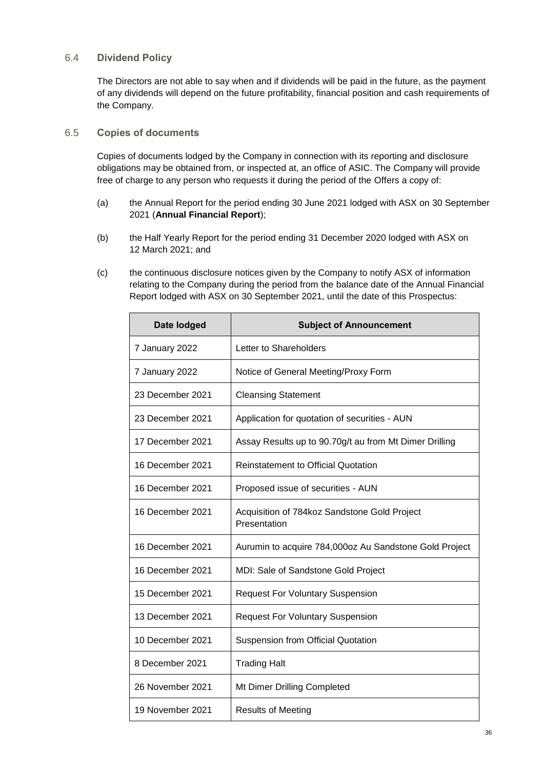## 6.4 Dividend Policy

The Directors are not able to say when and if dividends will be paid in the future, as the payment of any dividends will depend on the future profitability, financial position and cash requirements of the Company.

## 6.5 Copies of documents

Copies of documents lodged by the Company in connection with its reporting and disclosure obligations may be obtained from, or inspected at, an office of ASIC. The Company will provide free of charge to any person who requests it during the period of the Offers a copy of:

(a) the Annual Report for the period ending 30 June 2021 lodged with ASX on 30 September 2021 (**Annual Financial Report**);

(b) the Half Yearly Report for the period ending 31 December 2020 lodged with ASX on 12 March 2021; and

(c) the continuous disclosure notices given by the Company to notify ASX of information relating to the Company during the period from the balance date of the Annual Financial Report lodged with ASX on 30 September 2021, until the date of this Prospectus:

| Date lodged | Subject of Announcement |
| --- | --- |
| 7 January 2022 | Letter to Shareholders |
| 7 January 2022 | Notice of General Meeting/Proxy Form |
| 23 December 2021 | Cleansing Statement |
| 23 December 2021 | Application for quotation of securities - AUN |
| 17 December 2021 | Assay Results up to 90.70g/t au from Mt Dimer Drilling |
| 16 December 2021 | Reinstatement to Official Quotation |
| 16 December 2021 | Proposed issue of securities - AUN |
| 16 December 2021 | Acquisition of 784koz Sandstone Gold Project Presentation |
| 16 December 2021 | Aurumin to acquire 784,000oz Au Sandstone Gold Project |
| 16 December 2021 | MDI: Sale of Sandstone Gold Project |
| 15 December 2021 | Request For Voluntary Suspension |
| 13 December 2021 | Request For Voluntary Suspension |
| 10 December 2021 | Suspension from Official Quotation |
| 8 December 2021 | Trading Halt |
| 26 November 2021 | Mt Dimer Drilling Completed |
| 19 November 2021 | Results of Meeting |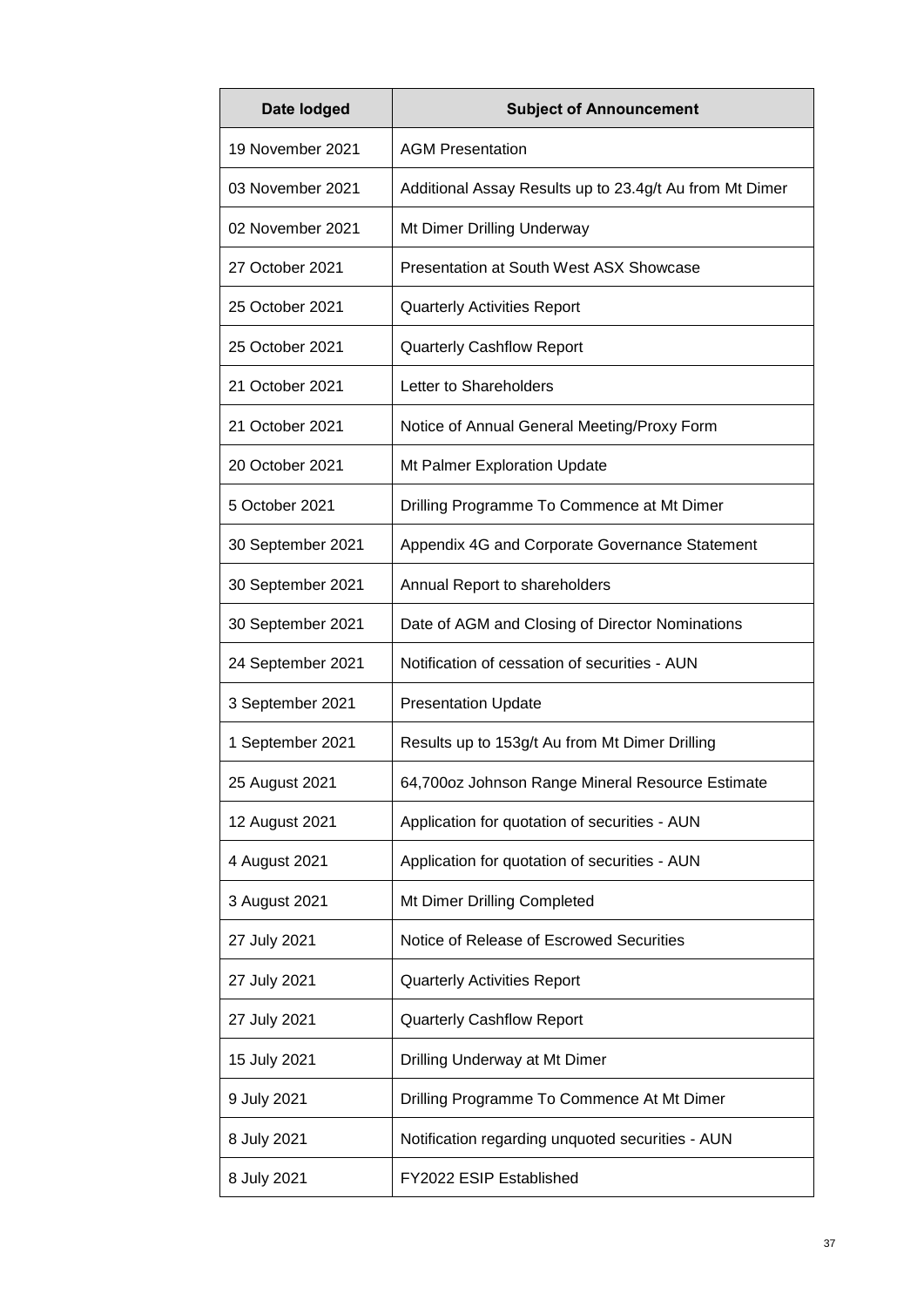| Date lodged | Subject of Announcement |
|---|---|
| 19 November 2021 | AGM Presentation |
| 03 November 2021 | Additional Assay Results up to 23.4g/t Au from Mt Dimer |
| 02 November 2021 | Mt Dimer Drilling Underway |
| 27 October 2021 | Presentation at South West ASX Showcase |
| 25 October 2021 | Quarterly Activities Report |
| 25 October 2021 | Quarterly Cashflow Report |
| 21 October 2021 | Letter to Shareholders |
| 21 October 2021 | Notice of Annual General Meeting/Proxy Form |
| 20 October 2021 | Mt Palmer Exploration Update |
| 5 October 2021 | Drilling Programme To Commence at Mt Dimer |
| 30 September 2021 | Appendix 4G and Corporate Governance Statement |
| 30 September 2021 | Annual Report to shareholders |
| 30 September 2021 | Date of AGM and Closing of Director Nominations |
| 24 September 2021 | Notification of cessation of securities - AUN |
| 3 September 2021 | Presentation Update |
| 1 September 2021 | Results up to 153g/t Au from Mt Dimer Drilling |
| 25 August 2021 | 64,700oz Johnson Range Mineral Resource Estimate |
| 12 August 2021 | Application for quotation of securities - AUN |
| 4 August 2021 | Application for quotation of securities - AUN |
| 3 August 2021 | Mt Dimer Drilling Completed |
| 27 July 2021 | Notice of Release of Escrowed Securities |
| 27 July 2021 | Quarterly Activities Report |
| 27 July 2021 | Quarterly Cashflow Report |
| 15 July 2021 | Drilling Underway at Mt Dimer |
| 9 July 2021 | Drilling Programme To Commence At Mt Dimer |
| 8 July 2021 | Notification regarding unquoted securities - AUN |
| 8 July 2021 | FY2022 ESIP Established |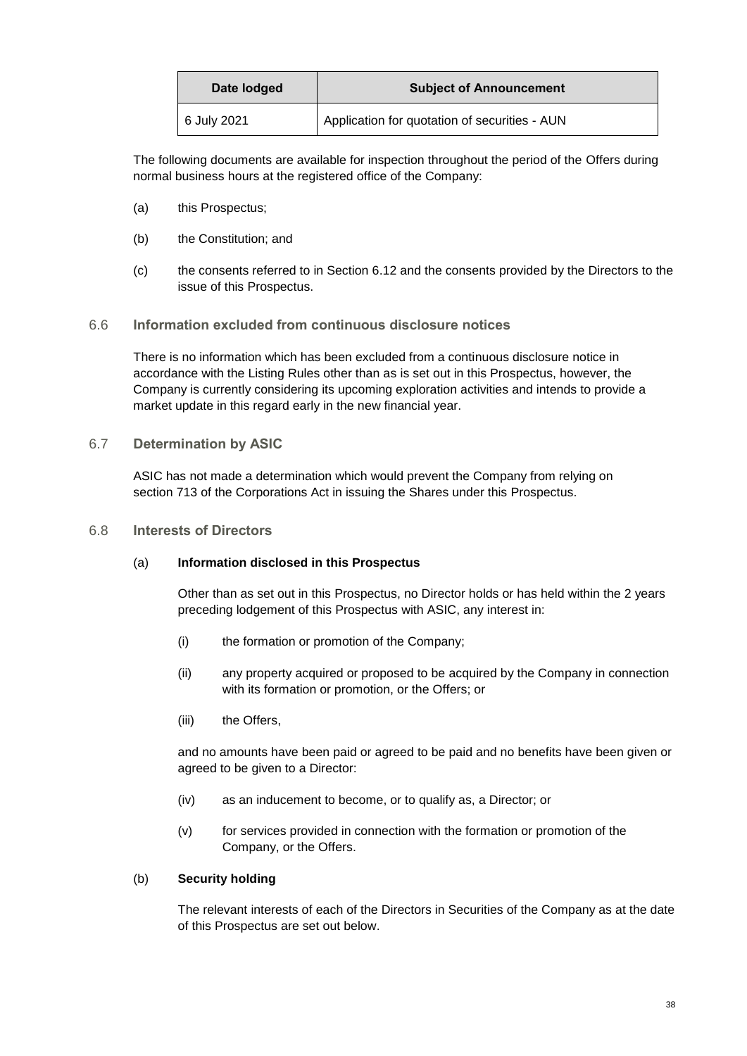| Date lodged | Subject of Announcement |
| --- | --- |
| 6 July 2021 | Application for quotation of securities - AUN |

The following documents are available for inspection throughout the period of the Offers during normal business hours at the registered office of the Company:

(a) this Prospectus;

(b) the Constitution; and

(c) the consents referred to in Section 6.12 and the consents provided by the Directors to the issue of this Prospectus.

## 6.6 Information excluded from continuous disclosure notices

There is no information which has been excluded from a continuous disclosure notice in accordance with the Listing Rules other than as is set out in this Prospectus, however, the Company is currently considering its upcoming exploration activities and intends to provide a market update in this regard early in the new financial year.

## 6.7 Determination by ASIC

ASIC has not made a determination which would prevent the Company from relying on section 713 of the Corporations Act in issuing the Shares under this Prospectus.

## 6.8 Interests of Directors

### (a) Information disclosed in this Prospectus

Other than as set out in this Prospectus, no Director holds or has held within the 2 years preceding lodgement of this Prospectus with ASIC, any interest in:

(i) the formation or promotion of the Company;

(ii) any property acquired or proposed to be acquired by the Company in connection with its formation or promotion, or the Offers; or

(iii) the Offers,

and no amounts have been paid or agreed to be paid and no benefits have been given or agreed to be given to a Director:

(iv) as an inducement to become, or to qualify as, a Director; or

(v) for services provided in connection with the formation or promotion of the Company, or the Offers.

### (b) Security holding

The relevant interests of each of the Directors in Securities of the Company as at the date of this Prospectus are set out below.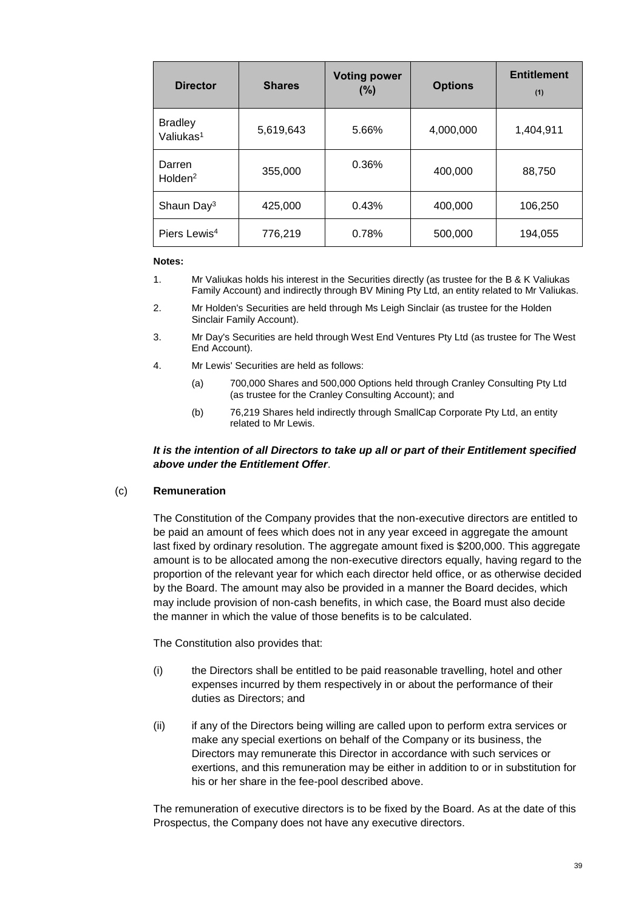| Director | Shares | Voting power (%) | Options | Entitlement (1) |
|---|---|---|---|---|
| Bradley Valiukas[1] | 5,619,643 | 5.66% | 4,000,000 | 1,404,911 |
| Darren Holden[2] | 355,000 | 0.36% | 400,000 | 88,750 |
| Shaun Day[3] | 425,000 | 0.43% | 400,000 | 106,250 |
| Piers Lewis[4] | 776,219 | 0.78% | 500,000 | 194,055 |

**Notes:**

1. Mr Valiukas holds his interest in the Securities directly (as trustee for the B & K Valiukas Family Account) and indirectly through BV Mining Pty Ltd, an entity related to Mr Valiukas.
2. Mr Holden's Securities are held through Ms Leigh Sinclair (as trustee for the Holden Sinclair Family Account).
3. Mr Day's Securities are held through West End Ventures Pty Ltd (as trustee for The West End Account).
4. Mr Lewis' Securities are held as follows:
   - (a) 700,000 Shares and 500,000 Options held through Cranley Consulting Pty Ltd (as trustee for the Cranley Consulting Account); and
   - (b) 76,219 Shares held indirectly through SmallCap Corporate Pty Ltd, an entity related to Mr Lewis.

***It is the intention of all Directors to take up all or part of their Entitlement specified above under the Entitlement Offer*.**

(c) **Remuneration**

The Constitution of the Company provides that the non-executive directors are entitled to be paid an amount of fees which does not in any year exceed in aggregate the amount last fixed by ordinary resolution. The aggregate amount fixed is $200,000. This aggregate amount is to be allocated among the non-executive directors equally, having regard to the proportion of the relevant year for which each director held office, or as otherwise decided by the Board. The amount may also be provided in a manner the Board decides, which may include provision of non-cash benefits, in which case, the Board must also decide the manner in which the value of those benefits is to be calculated.

The Constitution also provides that:

(i) the Directors shall be entitled to be paid reasonable travelling, hotel and other expenses incurred by them respectively in or about the performance of their duties as Directors; and

(ii) if any of the Directors being willing are called upon to perform extra services or make any special exertions on behalf of the Company or its business, the Directors may remunerate this Director in accordance with such services or exertions, and this remuneration may be either in addition to or in substitution for his or her share in the fee-pool described above.

The remuneration of executive directors is to be fixed by the Board. As at the date of this Prospectus, the Company does not have any executive directors.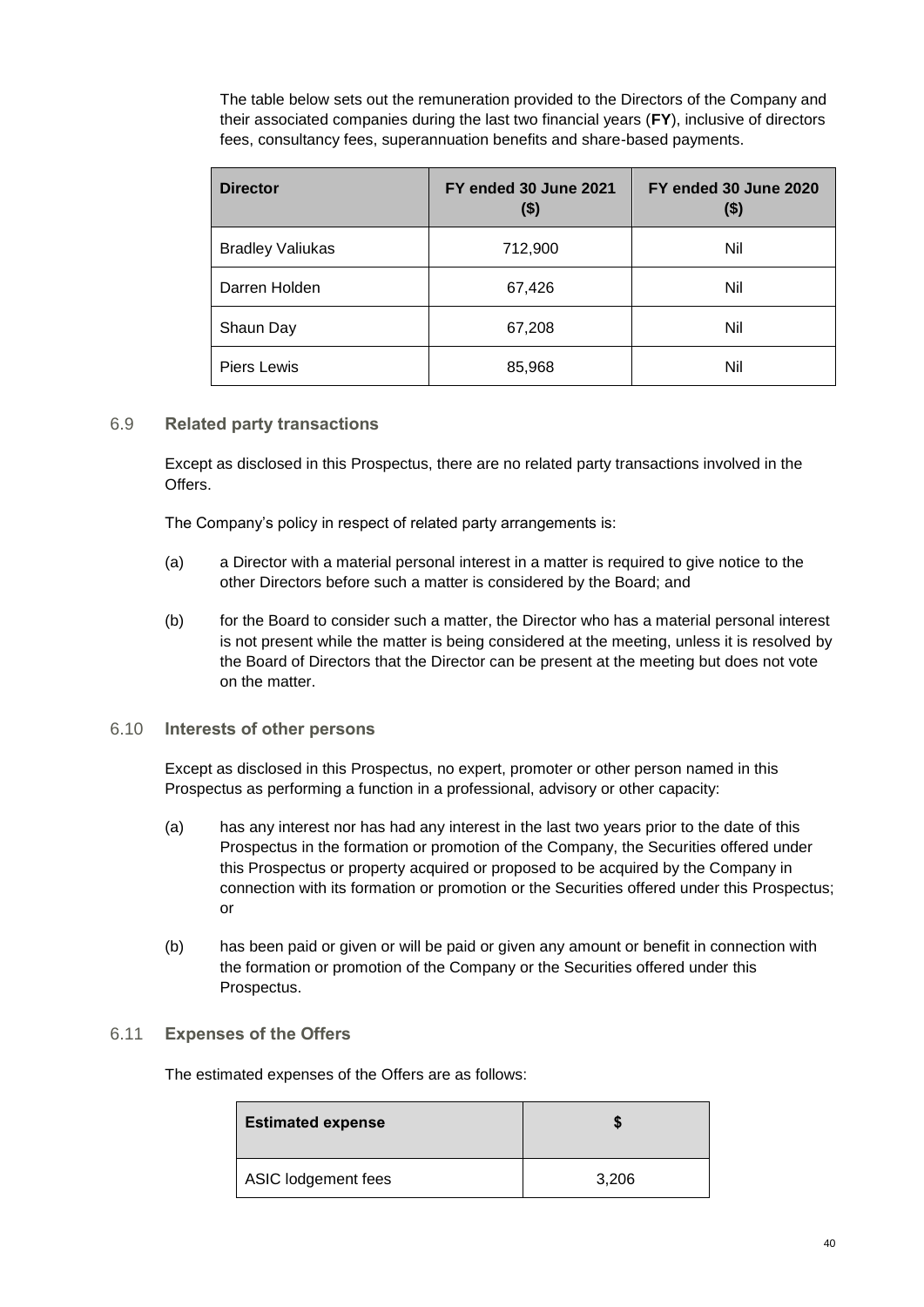The table below sets out the remuneration provided to the Directors of the Company and their associated companies during the last two financial years (**FY**), inclusive of directors fees, consultancy fees, superannuation benefits and share-based payments.

| Director | FY ended 30 June 2021 ($) | FY ended 30 June 2020 ($) |
|---|---|---|
| Bradley Valiukas | 712,900 | Nil |
| Darren Holden | 67,426 | Nil |
| Shaun Day | 67,208 | Nil |
| Piers Lewis | 85,968 | Nil |

### 6.9 Related party transactions

Except as disclosed in this Prospectus, there are no related party transactions involved in the Offers.

The Company's policy in respect of related party arrangements is:

(a) a Director with a material personal interest in a matter is required to give notice to the other Directors before such a matter is considered by the Board; and

(b) for the Board to consider such a matter, the Director who has a material personal interest is not present while the matter is being considered at the meeting, unless it is resolved by the Board of Directors that the Director can be present at the meeting but does not vote on the matter.

### 6.10 Interests of other persons

Except as disclosed in this Prospectus, no expert, promoter or other person named in this Prospectus as performing a function in a professional, advisory or other capacity:

(a) has any interest nor has had any interest in the last two years prior to the date of this Prospectus in the formation or promotion of the Company, the Securities offered under this Prospectus or property acquired or proposed to be acquired by the Company in connection with its formation or promotion or the Securities offered under this Prospectus; or

(b) has been paid or given or will be paid or given any amount or benefit in connection with the formation or promotion of the Company or the Securities offered under this Prospectus.

### 6.11 Expenses of the Offers

The estimated expenses of the Offers are as follows:

| Estimated expense | $ |
|---|---|
| ASIC lodgement fees | 3,206 |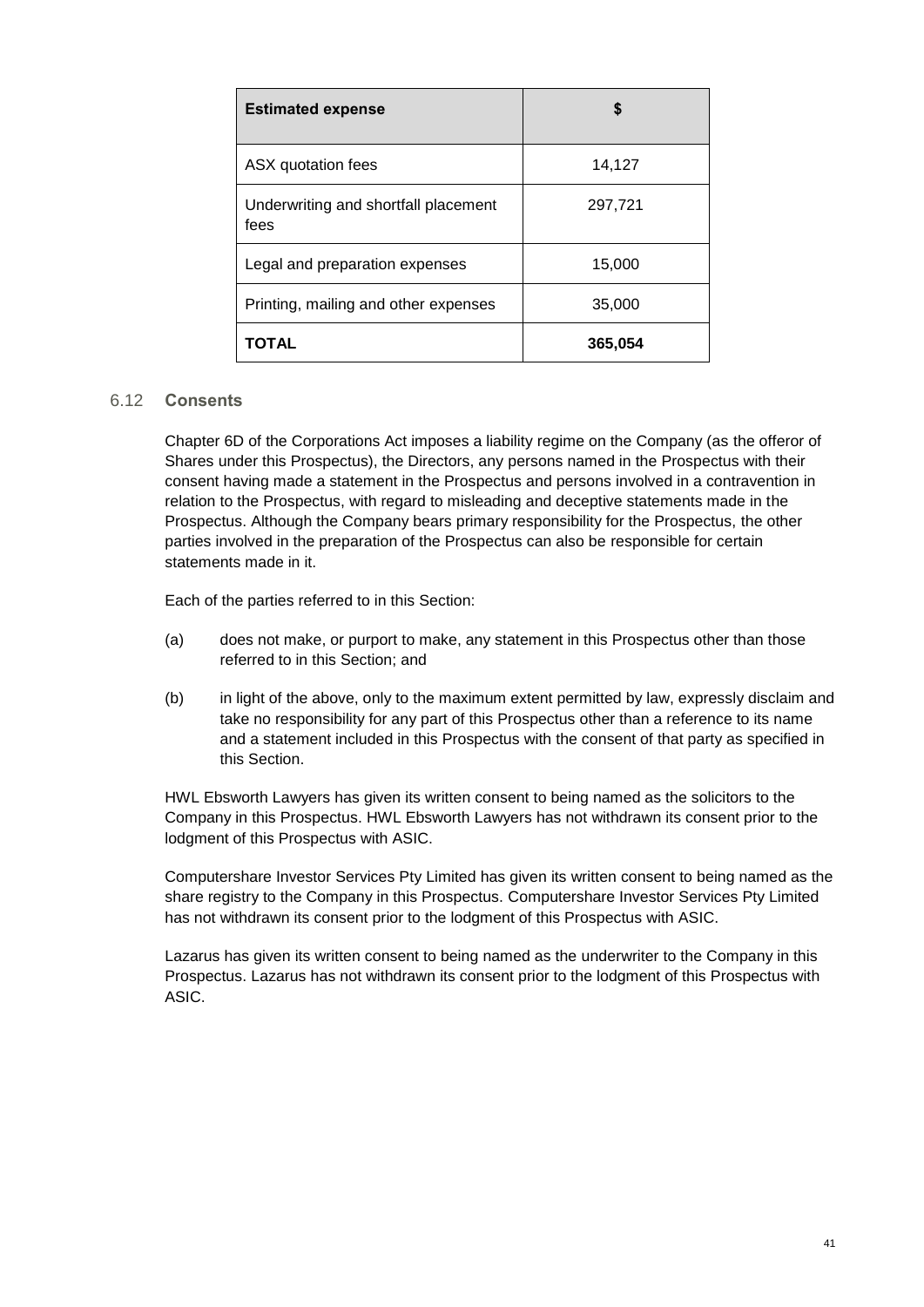| **Estimated expense** | **$** |
|---|---|
| ASX quotation fees | 14,127 |
| Underwriting and shortfall placement fees | 297,721 |
| Legal and preparation expenses | 15,000 |
| Printing, mailing and other expenses | 35,000 |
| **TOTAL** | **365,054** |

## 6.12 Consents

Chapter 6D of the Corporations Act imposes a liability regime on the Company (as the offeror of Shares under this Prospectus), the Directors, any persons named in the Prospectus with their consent having made a statement in the Prospectus and persons involved in a contravention in relation to the Prospectus, with regard to misleading and deceptive statements made in the Prospectus. Although the Company bears primary responsibility for the Prospectus, the other parties involved in the preparation of the Prospectus can also be responsible for certain statements made in it.

Each of the parties referred to in this Section:

(a) does not make, or purport to make, any statement in this Prospectus other than those referred to in this Section; and

(b) in light of the above, only to the maximum extent permitted by law, expressly disclaim and take no responsibility for any part of this Prospectus other than a reference to its name and a statement included in this Prospectus with the consent of that party as specified in this Section.

HWL Ebsworth Lawyers has given its written consent to being named as the solicitors to the Company in this Prospectus. HWL Ebsworth Lawyers has not withdrawn its consent prior to the lodgment of this Prospectus with ASIC.

Computershare Investor Services Pty Limited has given its written consent to being named as the share registry to the Company in this Prospectus. Computershare Investor Services Pty Limited has not withdrawn its consent prior to the lodgment of this Prospectus with ASIC.

Lazarus has given its written consent to being named as the underwriter to the Company in this Prospectus. Lazarus has not withdrawn its consent prior to the lodgment of this Prospectus with ASIC.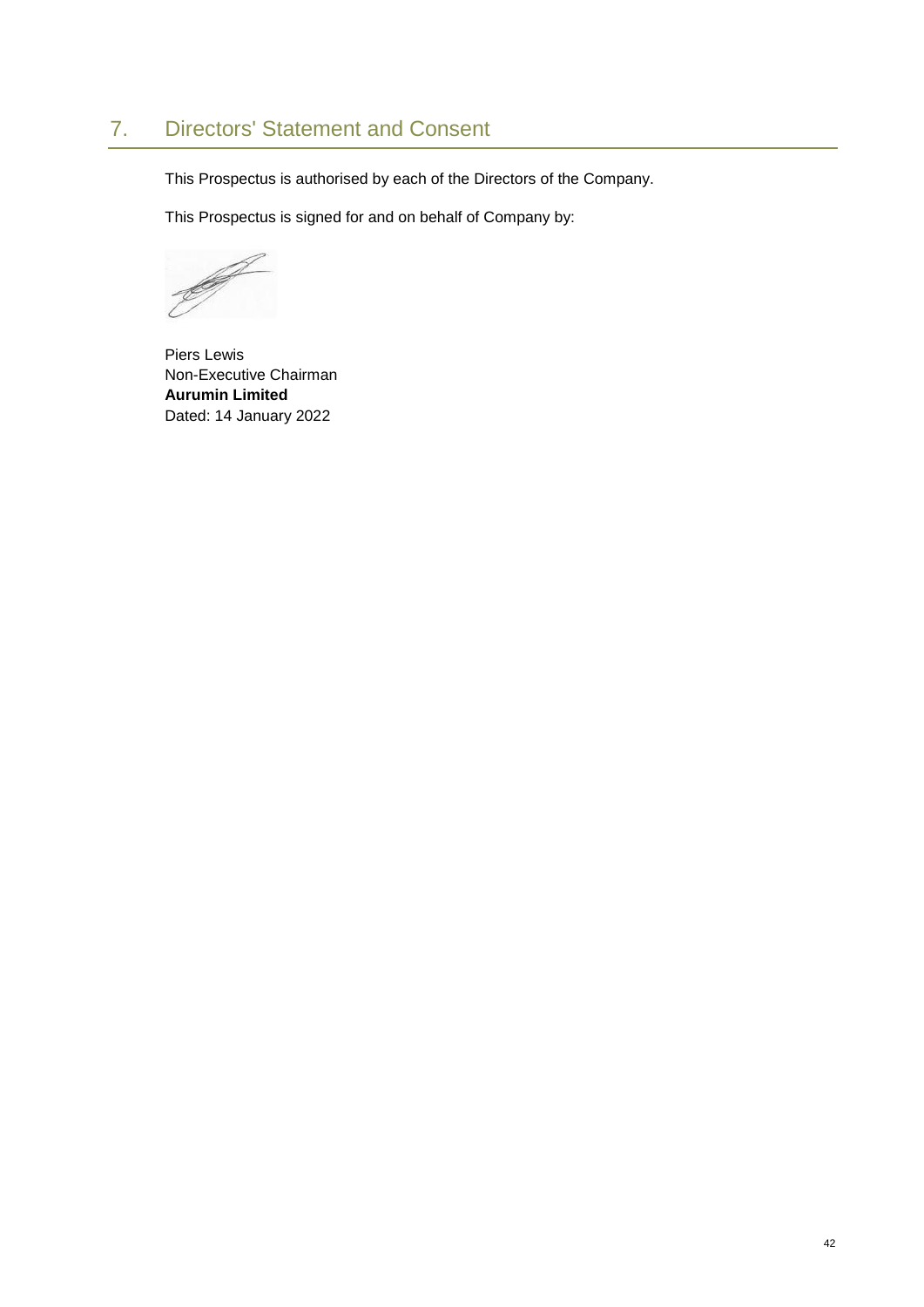## 7. Directors' Statement and Consent

This Prospectus is authorised by each of the Directors of the Company.

This Prospectus is signed for and on behalf of Company by:

Piers Lewis
Non-Executive Chairman
**Aurumin Limited**
Dated: 14 January 2022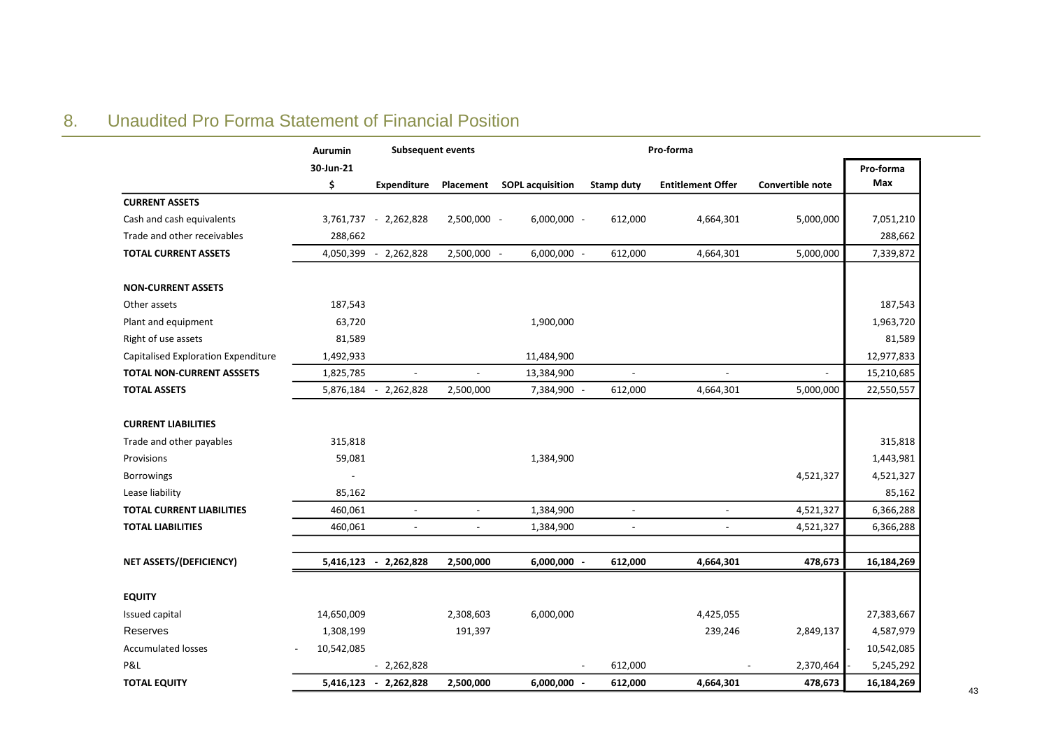## 8. Unaudited Pro Forma Statement of Financial Position

| | Aurumin | Subsequent events | | Pro-forma | | | | |
|---|---|---|---|---|---|---|---|---|
| | 30-Jun-21 | | | | | | | Pro-forma |
| | $ | Expenditure | Placement | SOPL acquisition | Stamp duty | Entitlement Offer | Convertible note | Max |
| **CURRENT ASSETS** | | | | | | | | |
| Cash and cash equivalents | 3,761,737 | - 2,262,828 | 2,500,000 | - 6,000,000 | - 612,000 | 4,664,301 | 5,000,000 | 7,051,210 |
| Trade and other receivables | 288,662 | | | | | | | 288,662 |
| **TOTAL CURRENT ASSETS** | 4,050,399 | - 2,262,828 | 2,500,000 | - 6,000,000 | - 612,000 | 4,664,301 | 5,000,000 | 7,339,872 |
| | | | | | | | | |
| **NON-CURRENT ASSETS** | | | | | | | | |
| Other assets | 187,543 | | | | | | | 187,543 |
| Plant and equipment | 63,720 | | | 1,900,000 | | | | 1,963,720 |
| Right of use assets | 81,589 | | | | | | | 81,589 |
| Capitalised Exploration Expenditure | 1,492,933 | | | 11,484,900 | | | | 12,977,833 |
| **TOTAL NON-CURRENT ASSSETS** | 1,825,785 | - | - | 13,384,900 | - | - | - | 15,210,685 |
| **TOTAL ASSETS** | 5,876,184 | - 2,262,828 | 2,500,000 | 7,384,900 | - 612,000 | 4,664,301 | 5,000,000 | 22,550,557 |
| | | | | | | | | |
| **CURRENT LIABILITIES** | | | | | | | | |
| Trade and other payables | 315,818 | | | | | | | 315,818 |
| Provisions | 59,081 | | | 1,384,900 | | | | 1,443,981 |
| Borrowings | - | | | | | | 4,521,327 | 4,521,327 |
| Lease liability | 85,162 | | | | | | | 85,162 |
| **TOTAL CURRENT LIABILITIES** | 460,061 | - | - | 1,384,900 | - | - | 4,521,327 | 6,366,288 |
| **TOTAL LIABILITIES** | 460,061 | - | - | 1,384,900 | - | - | 4,521,327 | 6,366,288 |
| | | | | | | | | |
| **NET ASSETS/(DEFICIENCY)** | **5,416,123** | **- 2,262,828** | **2,500,000** | **6,000,000** | **- 612,000** | **4,664,301** | **478,673** | **16,184,269** |
| | | | | | | | | |
| **EQUITY** | | | | | | | | |
| Issued capital | 14,650,009 | | 2,308,603 | 6,000,000 | | 4,425,055 | | 27,383,667 |
| Reserves | 1,308,199 | | 191,397 | | | 239,246 | 2,849,137 | 4,587,979 |
| Accumulated losses | - 10,542,085 | | | | | | | - 10,542,085 |
| P&L | | - 2,262,828 | | | - 612,000 | | - 2,370,464 | - 5,245,292 |
| **TOTAL EQUITY** | **5,416,123** | **- 2,262,828** | **2,500,000** | **6,000,000** | **- 612,000** | **4,664,301** | **478,673** | **16,184,269** |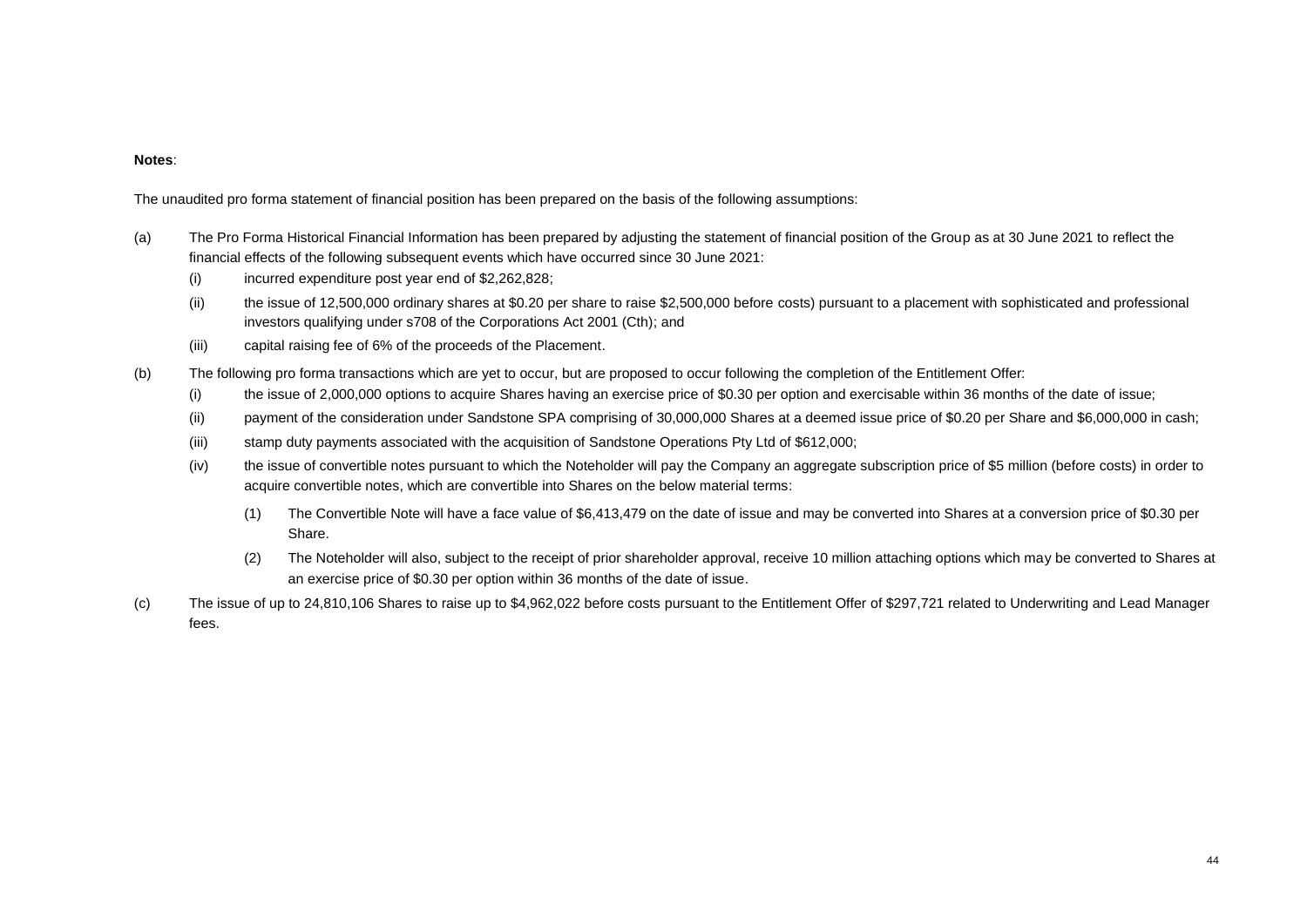**Notes**:

The unaudited pro forma statement of financial position has been prepared on the basis of the following assumptions:

(a) The Pro Forma Historical Financial Information has been prepared by adjusting the statement of financial position of the Group as at 30 June 2021 to reflect the financial effects of the following subsequent events which have occurred since 30 June 2021:

  (i) incurred expenditure post year end of $2,262,828;

  (ii) the issue of 12,500,000 ordinary shares at $0.20 per share to raise $2,500,000 before costs) pursuant to a placement with sophisticated and professional investors qualifying under s708 of the Corporations Act 2001 (Cth); and

  (iii) capital raising fee of 6% of the proceeds of the Placement.

(b) The following pro forma transactions which are yet to occur, but are proposed to occur following the completion of the Entitlement Offer:

  (i) the issue of 2,000,000 options to acquire Shares having an exercise price of $0.30 per option and exercisable within 36 months of the date of issue;

  (ii) payment of the consideration under Sandstone SPA comprising of 30,000,000 Shares at a deemed issue price of $0.20 per Share and $6,000,000 in cash;

  (iii) stamp duty payments associated with the acquisition of Sandstone Operations Pty Ltd of $612,000;

  (iv) the issue of convertible notes pursuant to which the Noteholder will pay the Company an aggregate subscription price of $5 million (before costs) in order to acquire convertible notes, which are convertible into Shares on the below material terms:

    (1) The Convertible Note will have a face value of $6,413,479 on the date of issue and may be converted into Shares at a conversion price of $0.30 per Share.

    (2) The Noteholder will also, subject to the receipt of prior shareholder approval, receive 10 million attaching options which may be converted to Shares at an exercise price of $0.30 per option within 36 months of the date of issue.

(c) The issue of up to 24,810,106 Shares to raise up to $4,962,022 before costs pursuant to the Entitlement Offer of $297,721 related to Underwriting and Lead Manager fees.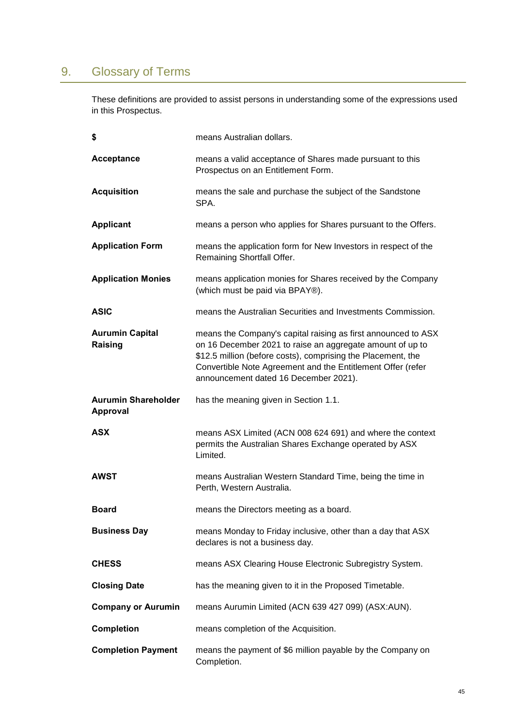# 9. Glossary of Terms

These definitions are provided to assist persons in understanding some of the expressions used in this Prospectus.

| | |
|---|---|
| **$** | means Australian dollars. |
| **Acceptance** | means a valid acceptance of Shares made pursuant to this Prospectus on an Entitlement Form. |
| **Acquisition** | means the sale and purchase the subject of the Sandstone SPA. |
| **Applicant** | means a person who applies for Shares pursuant to the Offers. |
| **Application Form** | means the application form for New Investors in respect of the Remaining Shortfall Offer. |
| **Application Monies** | means application monies for Shares received by the Company (which must be paid via BPAY®). |
| **ASIC** | means the Australian Securities and Investments Commission. |
| **Aurumin Capital Raising** | means the Company's capital raising as first announced to ASX on 16 December 2021 to raise an aggregate amount of up to $12.5 million (before costs), comprising the Placement, the Convertible Note Agreement and the Entitlement Offer (refer announcement dated 16 December 2021). |
| **Aurumin Shareholder Approval** | has the meaning given in Section 1.1. |
| **ASX** | means ASX Limited (ACN 008 624 691) and where the context permits the Australian Shares Exchange operated by ASX Limited. |
| **AWST** | means Australian Western Standard Time, being the time in Perth, Western Australia. |
| **Board** | means the Directors meeting as a board. |
| **Business Day** | means Monday to Friday inclusive, other than a day that ASX declares is not a business day. |
| **CHESS** | means ASX Clearing House Electronic Subregistry System. |
| **Closing Date** | has the meaning given to it in the Proposed Timetable. |
| **Company or Aurumin** | means Aurumin Limited (ACN 639 427 099) (ASX:AUN). |
| **Completion** | means completion of the Acquisition. |
| **Completion Payment** | means the payment of $6 million payable by the Company on Completion. |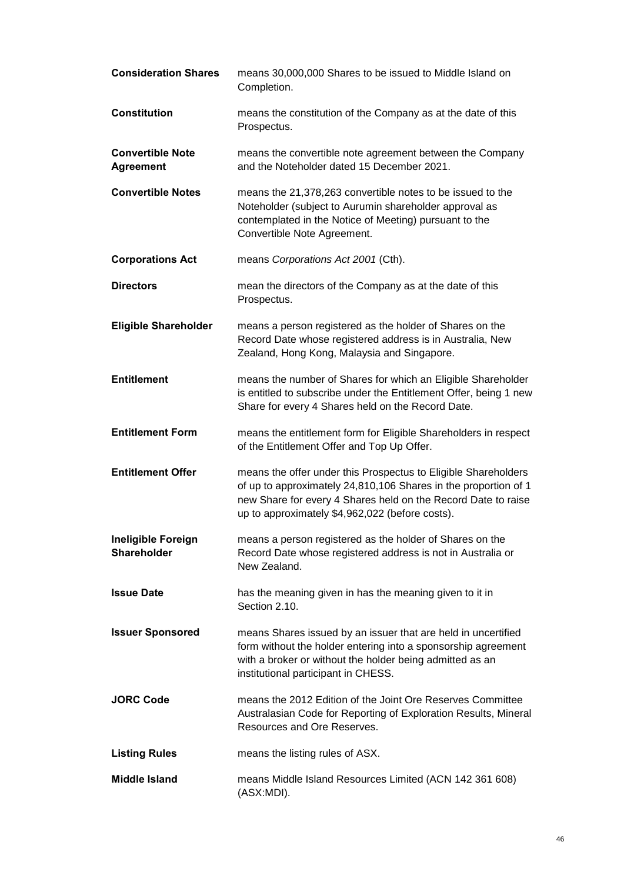| | |
|---|---|
| **Consideration Shares** | means 30,000,000 Shares to be issued to Middle Island on Completion. |
| **Constitution** | means the constitution of the Company as at the date of this Prospectus. |
| **Convertible Note Agreement** | means the convertible note agreement between the Company and the Noteholder dated 15 December 2021. |
| **Convertible Notes** | means the 21,378,263 convertible notes to be issued to the Noteholder (subject to Aurumin shareholder approval as contemplated in the Notice of Meeting) pursuant to the Convertible Note Agreement. |
| **Corporations Act** | means *Corporations Act 2001* (Cth). |
| **Directors** | mean the directors of the Company as at the date of this Prospectus. |
| **Eligible Shareholder** | means a person registered as the holder of Shares on the Record Date whose registered address is in Australia, New Zealand, Hong Kong, Malaysia and Singapore. |
| **Entitlement** | means the number of Shares for which an Eligible Shareholder is entitled to subscribe under the Entitlement Offer, being 1 new Share for every 4 Shares held on the Record Date. |
| **Entitlement Form** | means the entitlement form for Eligible Shareholders in respect of the Entitlement Offer and Top Up Offer. |
| **Entitlement Offer** | means the offer under this Prospectus to Eligible Shareholders of up to approximately 24,810,106 Shares in the proportion of 1 new Share for every 4 Shares held on the Record Date to raise up to approximately $4,962,022 (before costs). |
| **Ineligible Foreign Shareholder** | means a person registered as the holder of Shares on the Record Date whose registered address is not in Australia or New Zealand. |
| **Issue Date** | has the meaning given in has the meaning given to it in Section 2.10. |
| **Issuer Sponsored** | means Shares issued by an issuer that are held in uncertified form without the holder entering into a sponsorship agreement with a broker or without the holder being admitted as an institutional participant in CHESS. |
| **JORC Code** | means the 2012 Edition of the Joint Ore Reserves Committee Australasian Code for Reporting of Exploration Results, Mineral Resources and Ore Reserves. |
| **Listing Rules** | means the listing rules of ASX. |
| **Middle Island** | means Middle Island Resources Limited (ACN 142 361 608) (ASX:MDI). |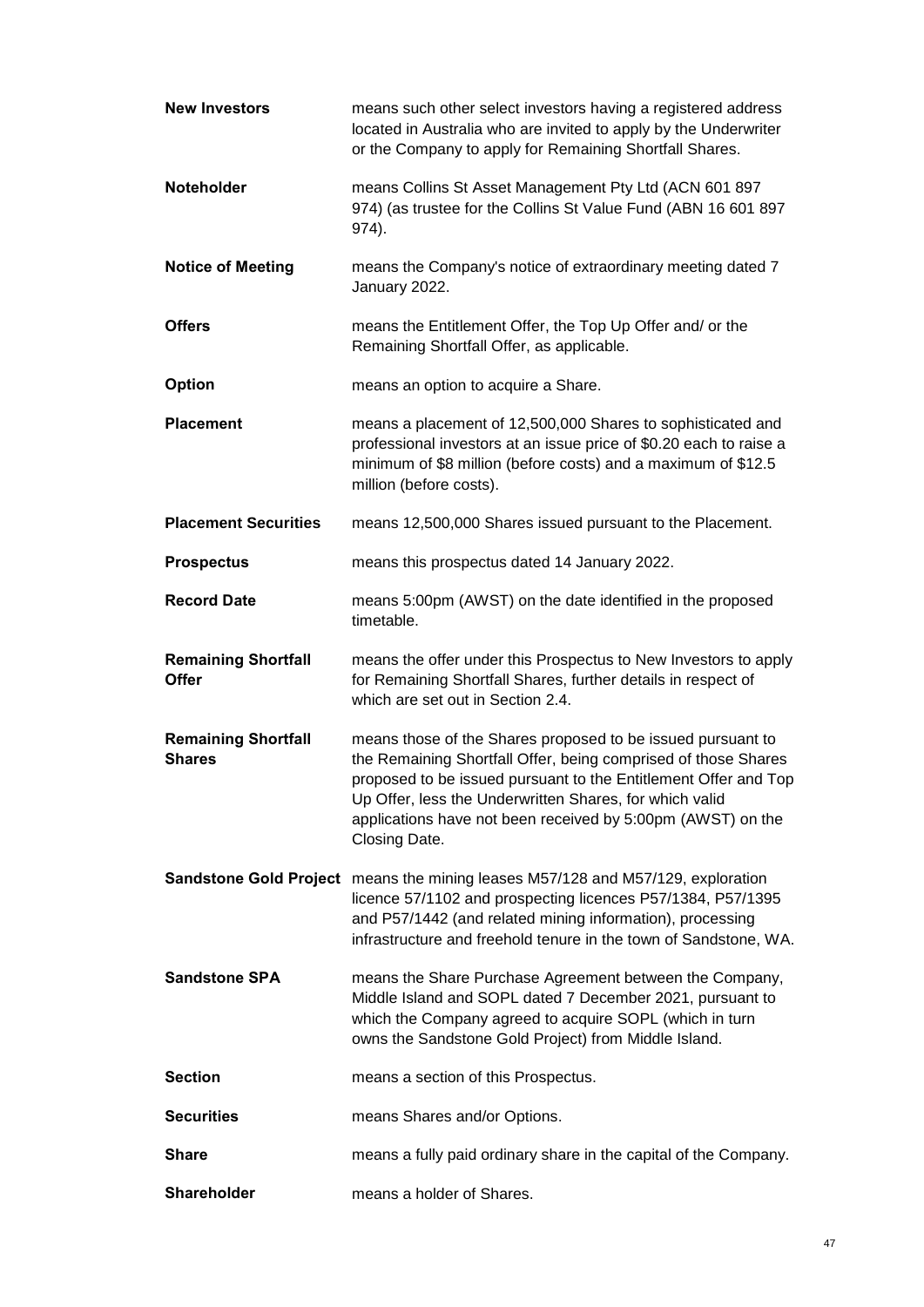| | |
|---|---|
| **New Investors** | means such other select investors having a registered address located in Australia who are invited to apply by the Underwriter or the Company to apply for Remaining Shortfall Shares. |
| **Noteholder** | means Collins St Asset Management Pty Ltd (ACN 601 897 974) (as trustee for the Collins St Value Fund (ABN 16 601 897 974). |
| **Notice of Meeting** | means the Company's notice of extraordinary meeting dated 7 January 2022. |
| **Offers** | means the Entitlement Offer, the Top Up Offer and/ or the Remaining Shortfall Offer, as applicable. |
| **Option** | means an option to acquire a Share. |
| **Placement** | means a placement of 12,500,000 Shares to sophisticated and professional investors at an issue price of $0.20 each to raise a minimum of $8 million (before costs) and a maximum of $12.5 million (before costs). |
| **Placement Securities** | means 12,500,000 Shares issued pursuant to the Placement. |
| **Prospectus** | means this prospectus dated 14 January 2022. |
| **Record Date** | means 5:00pm (AWST) on the date identified in the proposed timetable. |
| **Remaining Shortfall Offer** | means the offer under this Prospectus to New Investors to apply for Remaining Shortfall Shares, further details in respect of which are set out in Section 2.4. |
| **Remaining Shortfall Shares** | means those of the Shares proposed to be issued pursuant to the Remaining Shortfall Offer, being comprised of those Shares proposed to be issued pursuant to the Entitlement Offer and Top Up Offer, less the Underwritten Shares, for which valid applications have not been received by 5:00pm (AWST) on the Closing Date. |
| **Sandstone Gold Project** | means the mining leases M57/128 and M57/129, exploration licence 57/1102 and prospecting licences P57/1384, P57/1395 and P57/1442 (and related mining information), processing infrastructure and freehold tenure in the town of Sandstone, WA. |
| **Sandstone SPA** | means the Share Purchase Agreement between the Company, Middle Island and SOPL dated 7 December 2021, pursuant to which the Company agreed to acquire SOPL (which in turn owns the Sandstone Gold Project) from Middle Island. |
| **Section** | means a section of this Prospectus. |
| **Securities** | means Shares and/or Options. |
| **Share** | means a fully paid ordinary share in the capital of the Company. |
| **Shareholder** | means a holder of Shares. |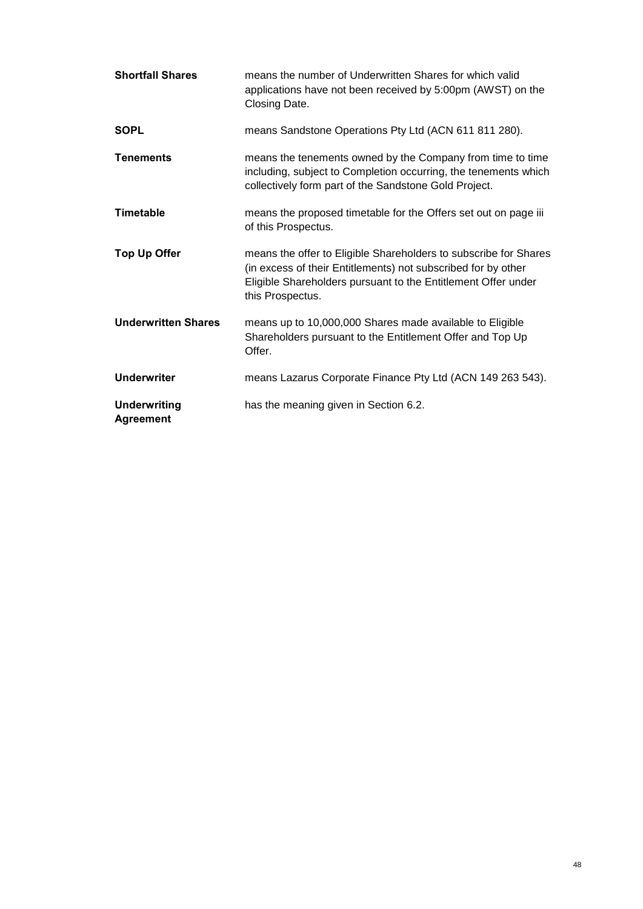| | |
|---|---|
| **Shortfall Shares** | means the number of Underwritten Shares for which valid applications have not been received by 5:00pm (AWST) on the Closing Date. |
| **SOPL** | means Sandstone Operations Pty Ltd (ACN 611 811 280). |
| **Tenements** | means the tenements owned by the Company from time to time including, subject to Completion occurring, the tenements which collectively form part of the Sandstone Gold Project. |
| **Timetable** | means the proposed timetable for the Offers set out on page iii of this Prospectus. |
| **Top Up Offer** | means the offer to Eligible Shareholders to subscribe for Shares (in excess of their Entitlements) not subscribed for by other Eligible Shareholders pursuant to the Entitlement Offer under this Prospectus. |
| **Underwritten Shares** | means up to 10,000,000 Shares made available to Eligible Shareholders pursuant to the Entitlement Offer and Top Up Offer. |
| **Underwriter** | means Lazarus Corporate Finance Pty Ltd (ACN 149 263 543). |
| **Underwriting Agreement** | has the meaning given in Section 6.2. |